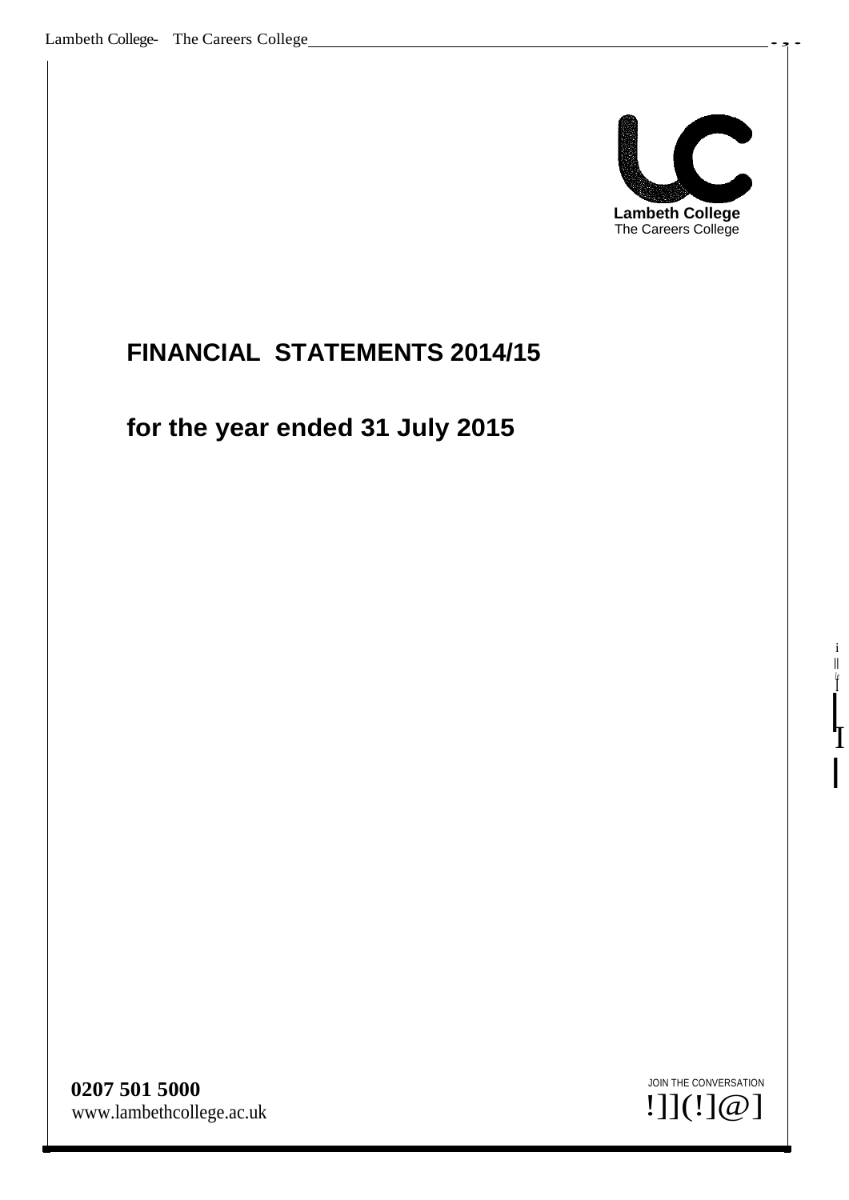Lambeth College
The Careers College

# FINANCIAL STATEMENTS 2014/15

# for the year ended 31 July 2015

**0207 501 5000**
www.lambethcollege.ac.uk

JOIN THE CONVERSATION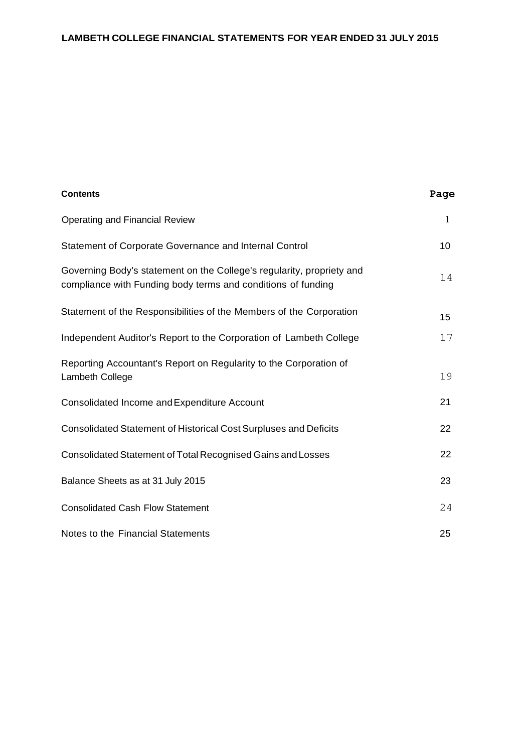# LAMBETH COLLEGE FINANCIAL STATEMENTS FOR YEAR ENDED 31 JULY 2015

| **Contents** | **Page** |
|---|---|
| Operating and Financial Review | 1 |
| Statement of Corporate Governance and Internal Control | 10 |
| Governing Body's statement on the College's regularity, propriety and compliance with Funding body terms and conditions of funding | 14 |
| Statement of the Responsibilities of the Members of the Corporation | 15 |
| Independent Auditor's Report to the Corporation of Lambeth College | 17 |
| Reporting Accountant's Report on Regularity to the Corporation of Lambeth College | 19 |
| Consolidated Income and Expenditure Account | 21 |
| Consolidated Statement of Historical Cost Surpluses and Deficits | 22 |
| Consolidated Statement of Total Recognised Gains and Losses | 22 |
| Balance Sheets as at 31 July 2015 | 23 |
| Consolidated Cash Flow Statement | 24 |
| Notes to the Financial Statements | 25 |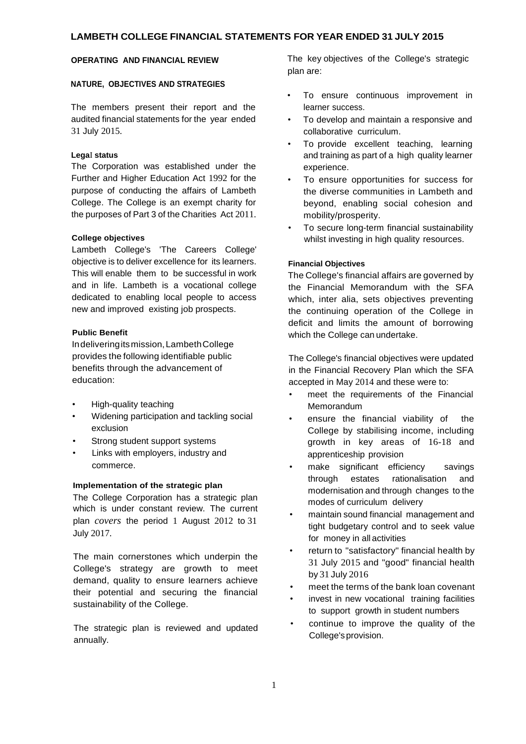# LAMBETH COLLEGE FINANCIAL STATEMENTS FOR YEAR ENDED 31 JULY 2015

## OPERATING AND FINANCIAL REVIEW

### NATURE, OBJECTIVES AND STRATEGIES

The members present their report and the audited financial statements for the year ended 31 July 2015.

#### Legal status

The Corporation was established under the Further and Higher Education Act 1992 for the purpose of conducting the affairs of Lambeth College. The College is an exempt charity for the purposes of Part 3 of the Charities Act 2011.

#### College objectives

Lambeth College's 'The Careers College' objective is to deliver excellence for its learners. This will enable them to be successful in work and in life. Lambeth is a vocational college dedicated to enabling local people to access new and improved existing job prospects.

#### Public Benefit

In delivering its mission, Lambeth College provides the following identifiable public benefits through the advancement of education:

- High-quality teaching
- Widening participation and tackling social exclusion
- Strong student support systems
- Links with employers, industry and commerce.

#### Implementation of the strategic plan

The College Corporation has a strategic plan which is under constant review. The current plan *covers* the period 1 August 2012 to 31 July 2017.

The main cornerstones which underpin the College's strategy are growth to meet demand, quality to ensure learners achieve their potential and securing the financial sustainability of the College.

The strategic plan is reviewed and updated annually.

The key objectives of the College's strategic plan are:

- To ensure continuous improvement in learner success.
- To develop and maintain a responsive and collaborative curriculum.
- To provide excellent teaching, learning and training as part of a high quality learner experience.
- To ensure opportunities for success for the diverse communities in Lambeth and beyond, enabling social cohesion and mobility/prosperity.
- To secure long-term financial sustainability whilst investing in high quality resources.

#### Financial Objectives

The College's financial affairs are governed by the Financial Memorandum with the SFA which, inter alia, sets objectives preventing the continuing operation of the College in deficit and limits the amount of borrowing which the College can undertake.

The College's financial objectives were updated in the Financial Recovery Plan which the SFA accepted in May 2014 and these were to:

- meet the requirements of the Financial Memorandum
- ensure the financial viability of the College by stabilising income, including growth in key areas of 16-18 and apprenticeship provision
- make significant efficiency savings through estates rationalisation and modernisation and through changes to the modes of curriculum delivery
- maintain sound financial management and tight budgetary control and to seek value for money in all activities
- return to "satisfactory" financial health by 31 July 2015 and "good" financial health by 31 July 2016
- meet the terms of the bank loan covenant
- invest in new vocational training facilities to support growth in student numbers
- continue to improve the quality of the College's provision.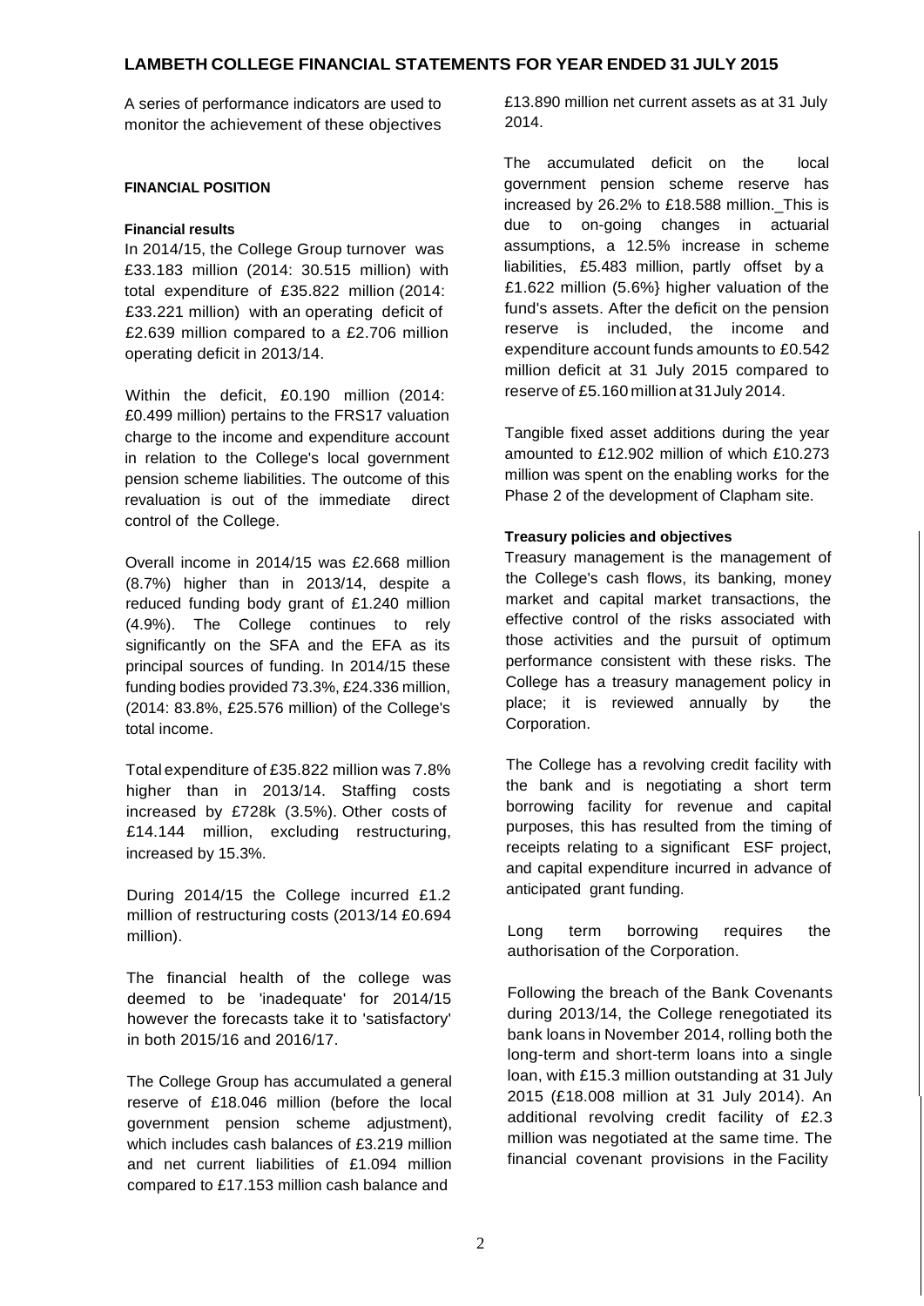A series of performance indicators are used to monitor the achievement of these objectives

#### FINANCIAL POSITION

##### Financial results

In 2014/15, the College Group turnover was £33.183 million (2014: 30.515 million) with total expenditure of £35.822 million (2014: £33.221 million) with an operating deficit of £2.639 million compared to a £2.706 million operating deficit in 2013/14.

Within the deficit, £0.190 million (2014: £0.499 million) pertains to the FRS17 valuation charge to the income and expenditure account in relation to the College's local government pension scheme liabilities. The outcome of this revaluation is out of the immediate direct control of the College.

Overall income in 2014/15 was £2.668 million (8.7%) higher than in 2013/14, despite a reduced funding body grant of £1.240 million (4.9%). The College continues to rely significantly on the SFA and the EFA as its principal sources of funding. In 2014/15 these funding bodies provided 73.3%, £24.336 million, (2014: 83.8%, £25.576 million) of the College's total income.

Total expenditure of £35.822 million was 7.8% higher than in 2013/14. Staffing costs increased by £728k (3.5%). Other costs of £14.144 million, excluding restructuring, increased by 15.3%.

During 2014/15 the College incurred £1.2 million of restructuring costs (2013/14 £0.694 million).

The financial health of the college was deemed to be 'inadequate' for 2014/15 however the forecasts take it to 'satisfactory' in both 2015/16 and 2016/17.

The College Group has accumulated a general reserve of £18.046 million (before the local government pension scheme adjustment), which includes cash balances of £3.219 million and net current liabilities of £1.094 million compared to £17.153 million cash balance and £13.890 million net current assets as at 31 July 2014.

The accumulated deficit on the local government pension scheme reserve has increased by 26.2% to £18.588 million._This is due to on-going changes in actuarial assumptions, a 12.5% increase in scheme liabilities, £5.483 million, partly offset by a £1.622 million (5.6%} higher valuation of the fund's assets. After the deficit on the pension reserve is included, the income and expenditure account funds amounts to £0.542 million deficit at 31 July 2015 compared to reserve of £5.160 million at 31 July 2014.

Tangible fixed asset additions during the year amounted to £12.902 million of which £10.273 million was spent on the enabling works for the Phase 2 of the development of Clapham site.

##### Treasury policies and objectives

Treasury management is the management of the College's cash flows, its banking, money market and capital market transactions, the effective control of the risks associated with those activities and the pursuit of optimum performance consistent with these risks. The College has a treasury management policy in place; it is reviewed annually by the Corporation.

The College has a revolving credit facility with the bank and is negotiating a short term borrowing facility for revenue and capital purposes, this has resulted from the timing of receipts relating to a significant ESF project, and capital expenditure incurred in advance of anticipated grant funding.

Long term borrowing requires the authorisation of the Corporation.

Following the breach of the Bank Covenants during 2013/14, the College renegotiated its bank loans in November 2014, rolling both the long-term and short-term loans into a single loan, with £15.3 million outstanding at 31 July 2015 (£18.008 million at 31 July 2014). An additional revolving credit facility of £2.3 million was negotiated at the same time. The financial covenant provisions in the Facility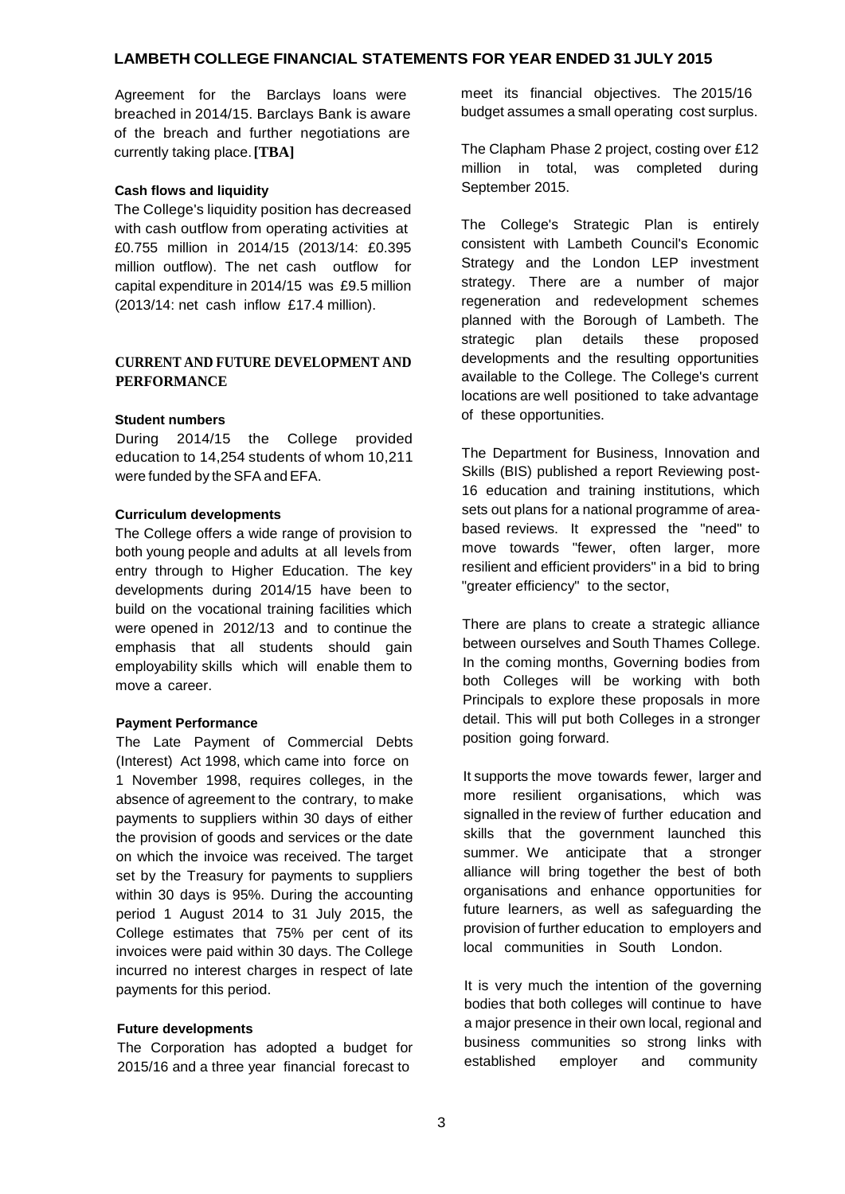Agreement for the Barclays loans were breached in 2014/15. Barclays Bank is aware of the breach and further negotiations are currently taking place. **[TBA]**

#### Cash flows and liquidity

The College's liquidity position has decreased with cash outflow from operating activities at £0.755 million in 2014/15 (2013/14: £0.395 million outflow). The net cash outflow for capital expenditure in 2014/15 was £9.5 million (2013/14: net cash inflow £17.4 million).

### CURRENT AND FUTURE DEVELOPMENT AND PERFORMANCE

#### Student numbers

During 2014/15 the College provided education to 14,254 students of whom 10,211 were funded by the SFA and EFA.

#### Curriculum developments

The College offers a wide range of provision to both young people and adults at all levels from entry through to Higher Education. The key developments during 2014/15 have been to build on the vocational training facilities which were opened in 2012/13 and to continue the emphasis that all students should gain employability skills which will enable them to move a career.

#### Payment Performance

The Late Payment of Commercial Debts (Interest) Act 1998, which came into force on 1 November 1998, requires colleges, in the absence of agreement to the contrary, to make payments to suppliers within 30 days of either the provision of goods and services or the date on which the invoice was received. The target set by the Treasury for payments to suppliers within 30 days is 95%. During the accounting period 1 August 2014 to 31 July 2015, the College estimates that 75% per cent of its invoices were paid within 30 days. The College incurred no interest charges in respect of late payments for this period.

#### Future developments

The Corporation has adopted a budget for 2015/16 and a three year financial forecast to meet its financial objectives. The 2015/16 budget assumes a small operating cost surplus.

The Clapham Phase 2 project, costing over £12 million in total, was completed during September 2015.

The College's Strategic Plan is entirely consistent with Lambeth Council's Economic Strategy and the London LEP investment strategy. There are a number of major regeneration and redevelopment schemes planned with the Borough of Lambeth. The strategic plan details these proposed developments and the resulting opportunities available to the College. The College's current locations are well positioned to take advantage of these opportunities.

The Department for Business, Innovation and Skills (BIS) published a report Reviewing post-16 education and training institutions, which sets out plans for a national programme of area-based reviews. It expressed the "need" to move towards "fewer, often larger, more resilient and efficient providers" in a bid to bring "greater efficiency" to the sector,

There are plans to create a strategic alliance between ourselves and South Thames College. In the coming months, Governing bodies from both Colleges will be working with both Principals to explore these proposals in more detail. This will put both Colleges in a stronger position going forward.

It supports the move towards fewer, larger and more resilient organisations, which was signalled in the review of further education and skills that the government launched this summer. We anticipate that a stronger alliance will bring together the best of both organisations and enhance opportunities for future learners, as well as safeguarding the provision of further education to employers and local communities in South London.

It is very much the intention of the governing bodies that both colleges will continue to have a major presence in their own local, regional and business communities so strong links with established employer and community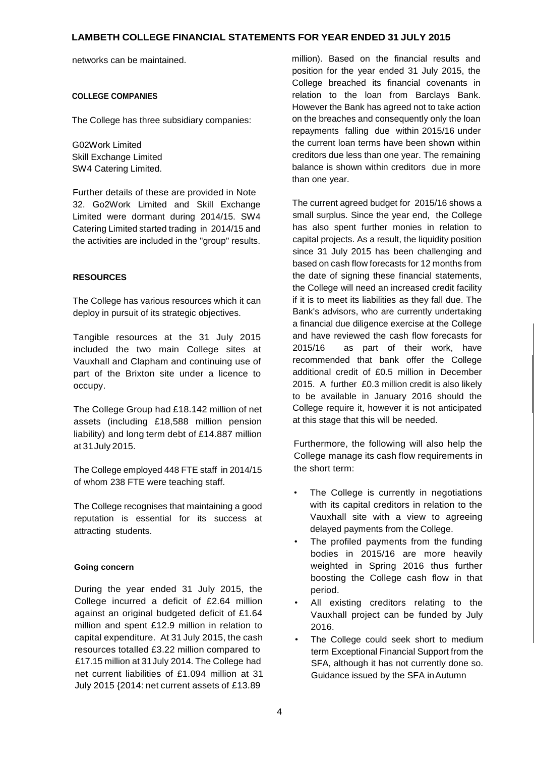networks can be maintained.

#### COLLEGE COMPANIES

The College has three subsidiary companies:

G02Work Limited
Skill Exchange Limited
SW4 Catering Limited.

Further details of these are provided in Note 32. Go2Work Limited and Skill Exchange Limited were dormant during 2014/15. SW4 Catering Limited started trading in 2014/15 and the activities are included in the "group" results.

#### RESOURCES

The College has various resources which it can deploy in pursuit of its strategic objectives.

Tangible resources at the 31 July 2015 included the two main College sites at Vauxhall and Clapham and continuing use of part of the Brixton site under a licence to occupy.

The College Group had £18.142 million of net assets (including £18,588 million pension liability) and long term debt of £14.887 million at 31 July 2015.

The College employed 448 FTE staff in 2014/15 of whom 238 FTE were teaching staff.

The College recognises that maintaining a good reputation is essential for its success at attracting students.

#### Going concern

During the year ended 31 July 2015, the College incurred a deficit of £2.64 million against an original budgeted deficit of £1.64 million and spent £12.9 million in relation to capital expenditure. At 31 July 2015, the cash resources totalled £3.22 million compared to £17.15 million at 31 July 2014. The College had net current liabilities of £1.094 million at 31 July 2015 {2014: net current assets of £13.89 million). Based on the financial results and position for the year ended 31 July 2015, the College breached its financial covenants in relation to the loan from Barclays Bank. However the Bank has agreed not to take action on the breaches and consequently only the loan repayments falling due within 2015/16 under the current loan terms have been shown within creditors due less than one year. The remaining balance is shown within creditors due in more than one year.

The current agreed budget for 2015/16 shows a small surplus. Since the year end, the College has also spent further monies in relation to capital projects. As a result, the liquidity position since 31 July 2015 has been challenging and based on cash flow forecasts for 12 months from the date of signing these financial statements, the College will need an increased credit facility if it is to meet its liabilities as they fall due. The Bank's advisors, who are currently undertaking a financial due diligence exercise at the College and have reviewed the cash flow forecasts for 2015/16 as part of their work, have recommended that bank offer the College additional credit of £0.5 million in December 2015. A further £0.3 million credit is also likely to be available in January 2016 should the College require it, however it is not anticipated at this stage that this will be needed.

Furthermore, the following will also help the College manage its cash flow requirements in the short term:

- The College is currently in negotiations with its capital creditors in relation to the Vauxhall site with a view to agreeing delayed payments from the College.
- The profiled payments from the funding bodies in 2015/16 are more heavily weighted in Spring 2016 thus further boosting the College cash flow in that period.
- All existing creditors relating to the Vauxhall project can be funded by July 2016.
- The College could seek short to medium term Exceptional Financial Support from the SFA, although it has not currently done so. Guidance issued by the SFA in Autumn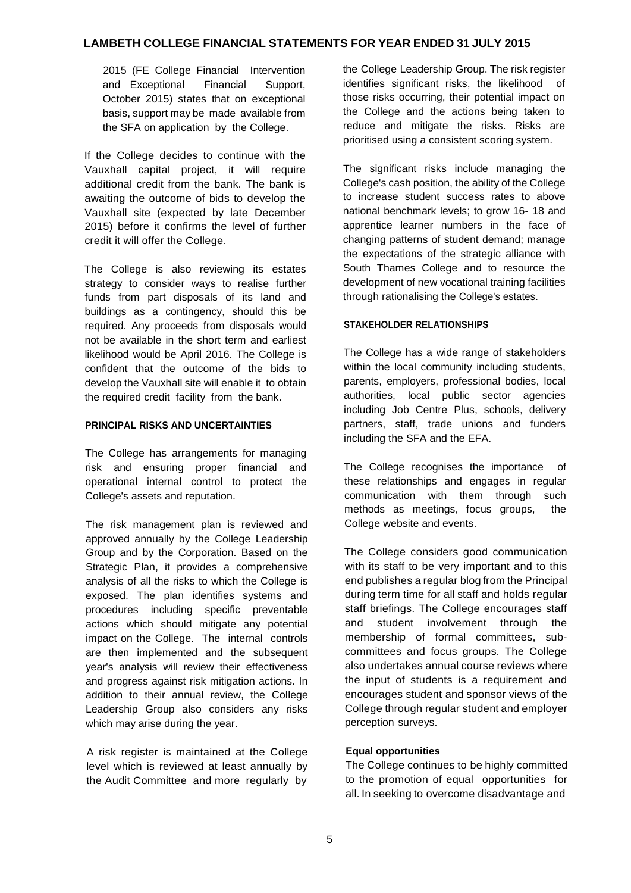2015 (FE College Financial Intervention and Exceptional Financial Support, October 2015) states that on exceptional basis, support may be made available from the SFA on application by the College.

If the College decides to continue with the Vauxhall capital project, it will require additional credit from the bank. The bank is awaiting the outcome of bids to develop the Vauxhall site (expected by late December 2015) before it confirms the level of further credit it will offer the College.

The College is also reviewing its estates strategy to consider ways to realise further funds from part disposals of its land and buildings as a contingency, should this be required. Any proceeds from disposals would not be available in the short term and earliest likelihood would be April 2016. The College is confident that the outcome of the bids to develop the Vauxhall site will enable it to obtain the required credit facility from the bank.

#### PRINCIPAL RISKS AND UNCERTAINTIES

The College has arrangements for managing risk and ensuring proper financial and operational internal control to protect the College's assets and reputation.

The risk management plan is reviewed and approved annually by the College Leadership Group and by the Corporation. Based on the Strategic Plan, it provides a comprehensive analysis of all the risks to which the College is exposed. The plan identifies systems and procedures including specific preventable actions which should mitigate any potential impact on the College. The internal controls are then implemented and the subsequent year's analysis will review their effectiveness and progress against risk mitigation actions. In addition to their annual review, the College Leadership Group also considers any risks which may arise during the year.

A risk register is maintained at the College level which is reviewed at least annually by the Audit Committee and more regularly by the College Leadership Group. The risk register identifies significant risks, the likelihood of those risks occurring, their potential impact on the College and the actions being taken to reduce and mitigate the risks. Risks are prioritised using a consistent scoring system.

The significant risks include managing the College's cash position, the ability of the College to increase student success rates to above national benchmark levels; to grow 16- 18 and apprentice learner numbers in the face of changing patterns of student demand; manage the expectations of the strategic alliance with South Thames College and to resource the development of new vocational training facilities through rationalising the College's estates.

#### STAKEHOLDER RELATIONSHIPS

The College has a wide range of stakeholders within the local community including students, parents, employers, professional bodies, local authorities, local public sector agencies including Job Centre Plus, schools, delivery partners, staff, trade unions and funders including the SFA and the EFA.

The College recognises the importance of these relationships and engages in regular communication with them through such methods as meetings, focus groups, the College website and events.

The College considers good communication with its staff to be very important and to this end publishes a regular blog from the Principal during term time for all staff and holds regular staff briefings. The College encourages staff and student involvement through the membership of formal committees, sub-committees and focus groups. The College also undertakes annual course reviews where the input of students is a requirement and encourages student and sponsor views of the College through regular student and employer perception surveys.

**Equal opportunities**

The College continues to be highly committed to the promotion of equal opportunities for all. In seeking to overcome disadvantage and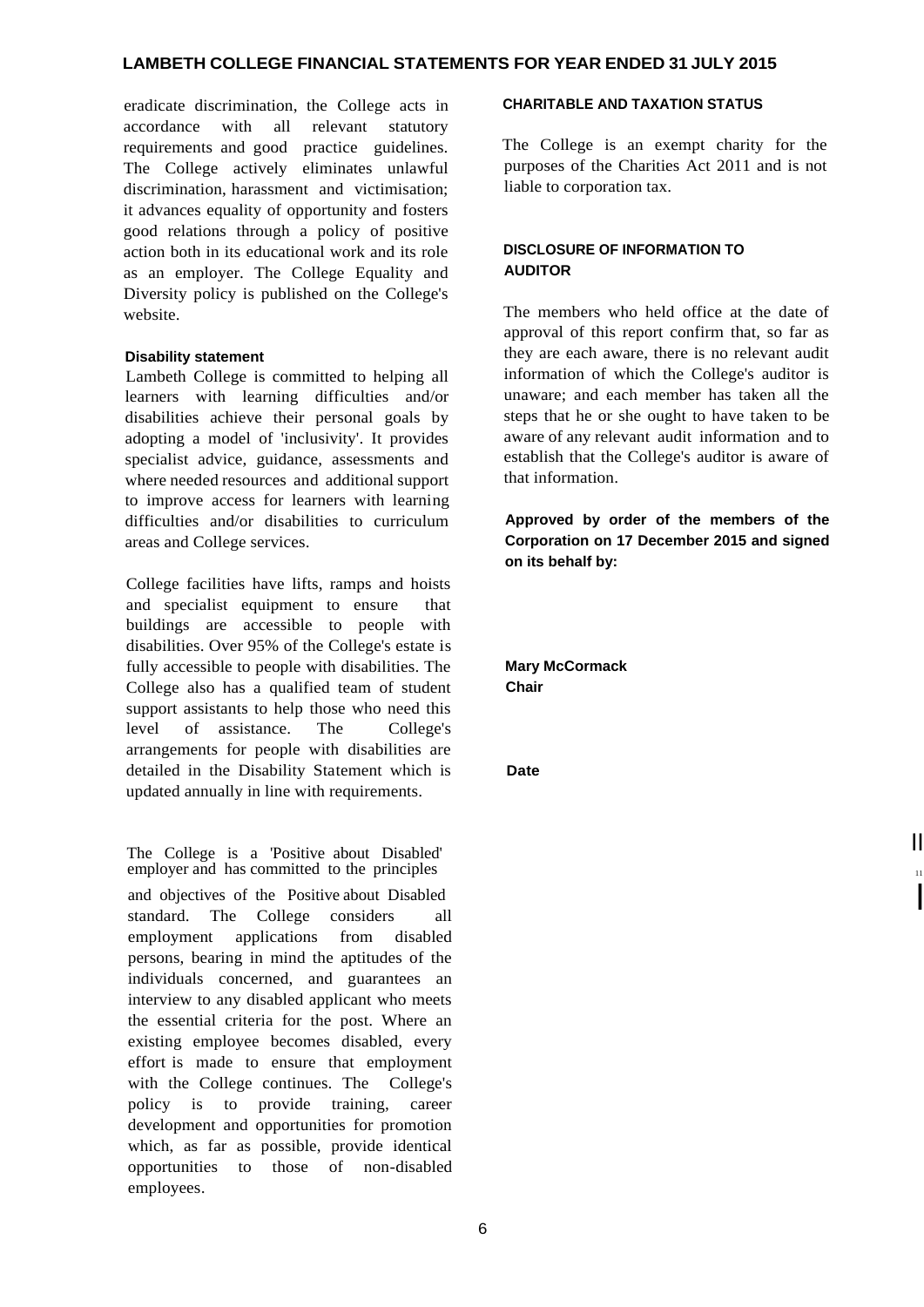eradicate discrimination, the College acts in accordance with all relevant statutory requirements and good practice guidelines. The College actively eliminates unlawful discrimination, harassment and victimisation; it advances equality of opportunity and fosters good relations through a policy of positive action both in its educational work and its role as an employer. The College Equality and Diversity policy is published on the College's website.

**Disability statement**

Lambeth College is committed to helping all learners with learning difficulties and/or disabilities achieve their personal goals by adopting a model of 'inclusivity'. It provides specialist advice, guidance, assessments and where needed resources and additional support to improve access for learners with learning difficulties and/or disabilities to curriculum areas and College services.

College facilities have lifts, ramps and hoists and specialist equipment to ensure that buildings are accessible to people with disabilities. Over 95% of the College's estate is fully accessible to people with disabilities. The College also has a qualified team of student support assistants to help those who need this level of assistance. The College's arrangements for people with disabilities are detailed in the Disability Statement which is updated annually in line with requirements.

The College is a 'Positive about Disabled' employer and has committed to the principles and objectives of the Positive about Disabled standard. The College considers all employment applications from disabled persons, bearing in mind the aptitudes of the individuals concerned, and guarantees an interview to any disabled applicant who meets the essential criteria for the post. Where an existing employee becomes disabled, every effort is made to ensure that employment with the College continues. The College's policy is to provide training, career development and opportunities for promotion which, as far as possible, provide identical opportunities to those of non-disabled employees.

## CHARITABLE AND TAXATION STATUS

The College is an exempt charity for the purposes of the Charities Act 2011 and is not liable to corporation tax.

## DISCLOSURE OF INFORMATION TO AUDITOR

The members who held office at the date of approval of this report confirm that, so far as they are each aware, there is no relevant audit information of which the College's auditor is unaware; and each member has taken all the steps that he or she ought to have taken to be aware of any relevant audit information and to establish that the College's auditor is aware of that information.

**Approved by order of the members of the Corporation on 17 December 2015 and signed on its behalf by:**

**Mary McCormack**
**Chair**

**Date**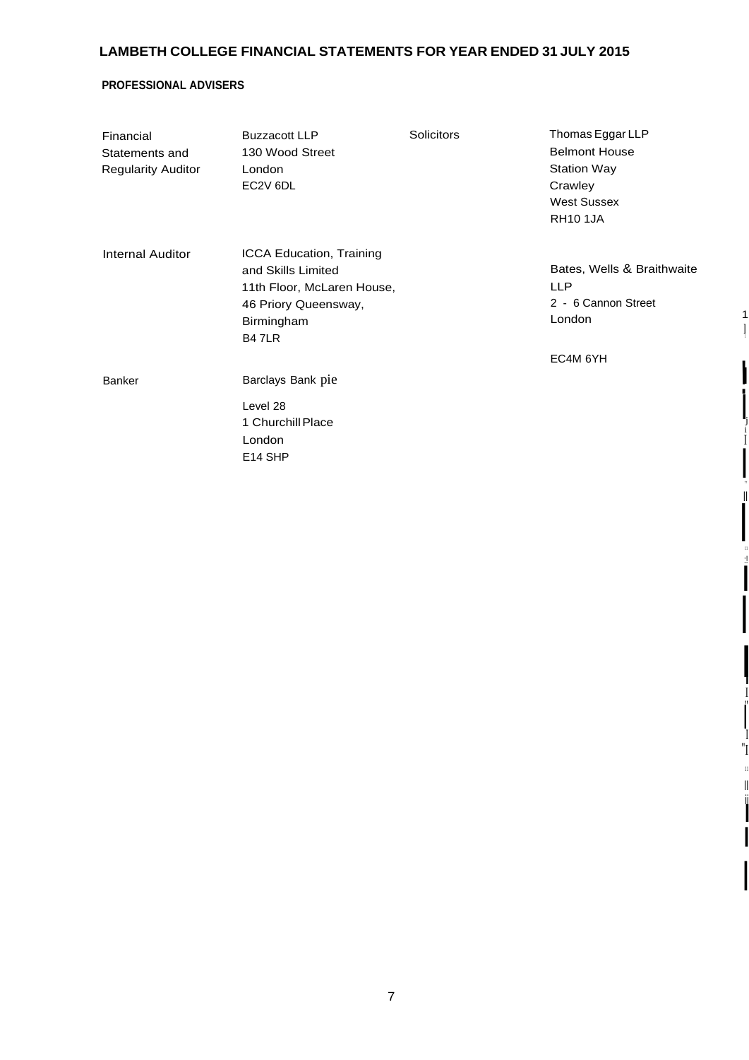# LAMBETH COLLEGE FINANCIAL STATEMENTS FOR YEAR ENDED 31 JULY 2015

## PROFESSIONAL ADVISERS

**Financial Statements and Regularity Auditor**

Buzzacott LLP
130 Wood Street
London
EC2V 6DL

**Internal Auditor**

ICCA Education, Training and Skills Limited
11th Floor, McLaren House,
46 Priory Queensway,
Birmingham
B4 7LR

**Banker**

Barclays Bank pie
Level 28
1 Churchill Place
London
E14 SHP

**Solicitors**

Thomas Eggar LLP
Belmont House
Station Way
Crawley
West Sussex
RH10 1JA

Bates, Wells & Braithwaite LLP
2 - 6 Cannon Street
London
EC4M 6YH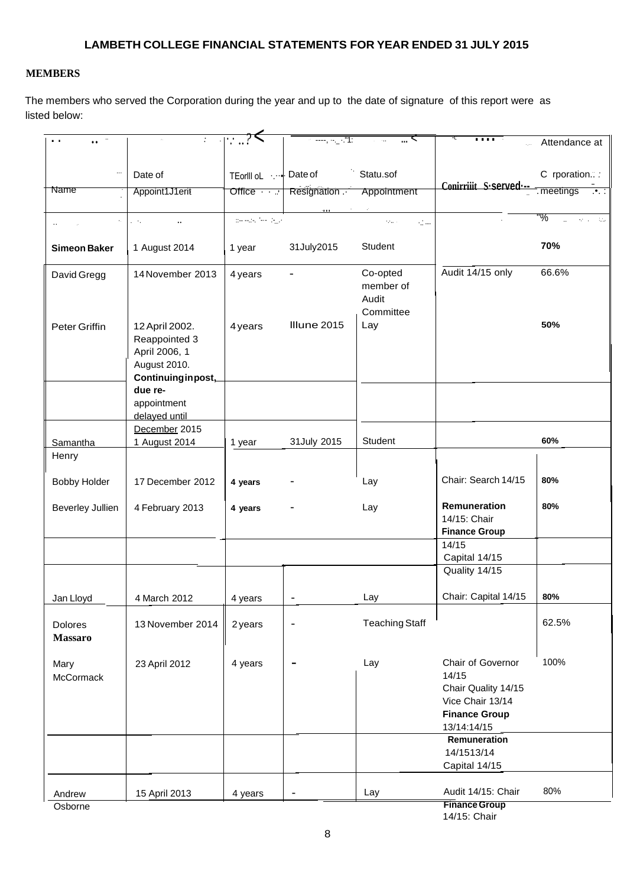## LAMBETH COLLEGE FINANCIAL STATEMENTS FOR YEAR ENDED 31 JULY 2015

### MEMBERS

The members who served the Corporation during the year and up to the date of signature of this report were as listed below:

| Name | Date of Appointment | Term of Office | Date of Resignation | Status of Appointment | Committees served | Attendance at Corporation meetings % |
|---|---|---|---|---|---|---|
| **Simeon Baker** | 1 August 2014 | 1 year | 31July2015 | Student | | **70%** |
| David Gregg | 14 November 2013 | 4 years | - | Co-opted member of Audit Committee | Audit 14/15 only | 66.6% |
| Peter Griffin | 12 April 2002. Reappointed 3 April 2006, 1 August 2010. **Continuing in post, due re-appointment delayed until** December 2015 | 4 years | Illune 2015 | Lay | | **50%** |
| Samantha Henry | 1 August 2014 | 1 year | 31July 2015 | Student | | **60%** |
| Bobby Holder | 17 December 2012 | **4 years** | - | Lay | Chair: Search 14/15 | **80%** |
| Beverley Jullien | 4 February 2013 | **4 years** | - | Lay | **Remuneration** 14/15: Chair **Finance Group** 14/15 Capital 14/15 Quality 14/15 | **80%** |
| Jan Lloyd | 4 March 2012 | 4 years | - | Lay | Chair: Capital 14/15 | **80%** |
| Dolores **Massaro** | 13 November 2014 | 2 years | - | Teaching Staff | | 62.5% |
| Mary McCormack | 23 April 2012 | 4 years | - | Lay | Chair of Governor 14/15 Chair Quality 14/15 Vice Chair 13/14 **Finance Group** 13/14:14/15 **Remuneration** 14/1513/14 Capital 14/15 | 100% |
| Andrew Osborne | 15 April 2013 | 4 years | - | Lay | Audit 14/15: Chair **Finance Group** 14/15: Chair | 80% |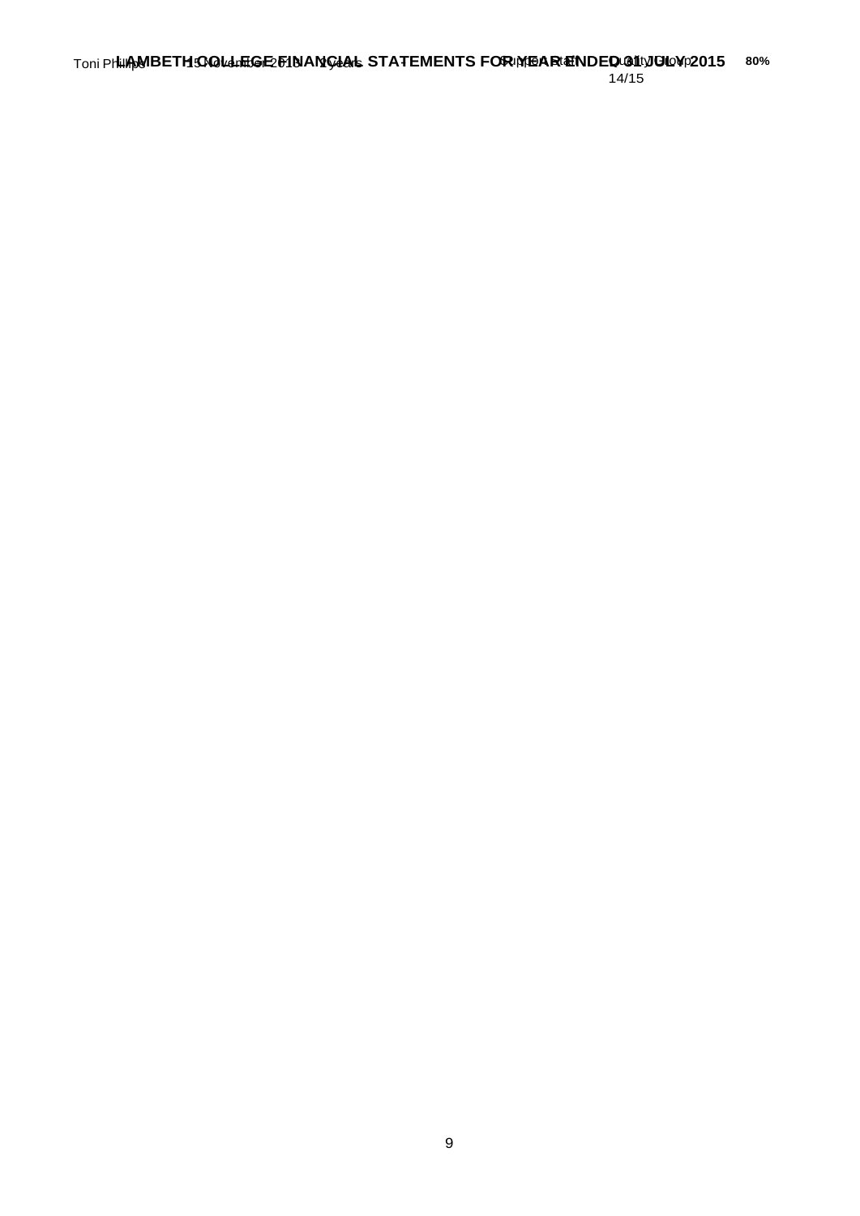| Toni Phillips | 15 November 2010 | 4 years | - | Support Staff | Quality Group 14/15 | 80% |
| --- | --- | --- | --- | --- | --- | --- |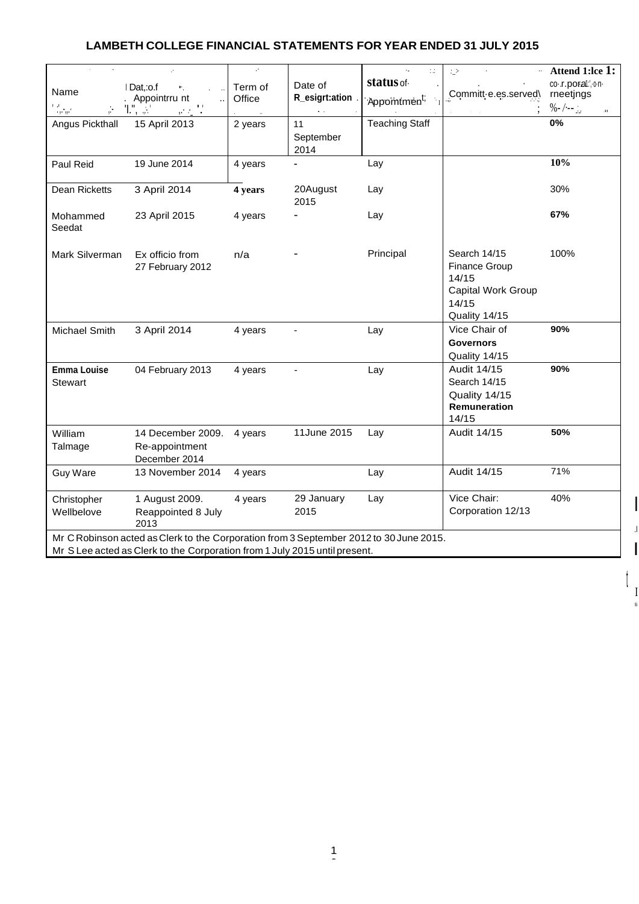## LAMBETH COLLEGE FINANCIAL STATEMENTS FOR YEAR ENDED 31 JULY 2015

| Name | Date of Appointment | Term of Office | Date of Resignation | Status of Appointment | Committees served | Attendance Corporation meetings % |
|---|---|---|---|---|---|---|
| Angus Pickthall | 15 April 2013 | 2 years | 11 September 2014 | Teaching Staff | | 0% |
| Paul Reid | 19 June 2014 | 4 years | - | Lay | | 10% |
| Dean Ricketts | 3 April 2014 | 4 years | 20August 2015 | Lay | | 30% |
| Mohammed Seedat | 23 April 2015 | 4 years | - | Lay | | 67% |
| Mark Silverman | Ex officio from 27 February 2012 | n/a | - | Principal | Search 14/15<br>Finance Group 14/15<br>Capital Work Group 14/15<br>Quality 14/15 | 100% |
| Michael Smith | 3 April 2014 | 4 years | - | Lay | Vice Chair of **Governors**<br>Quality 14/15 | 90% |
| **Emma Louise** Stewart | 04 February 2013 | 4 years | - | Lay | Audit 14/15<br>Search 14/15<br>Quality 14/15<br>**Remuneration** 14/15 | 90% |
| William Talmage | 14 December 2009. Re-appointment December 2014 | 4 years | 11June 2015 | Lay | Audit 14/15 | 50% |
| Guy Ware | 13 November 2014 | 4 years | | Lay | Audit 14/15 | 71% |
| Christopher Wellbelove | 1 August 2009. Reappointed 8 July 2013 | 4 years | 29 January 2015 | Lay | Vice Chair: Corporation 12/13 | 40% |

Mr C Robinson acted as Clerk to the Corporation from 3 September 2012 to 30 June 2015.
Mr S Lee acted as Clerk to the Corporation from 1 July 2015 until present.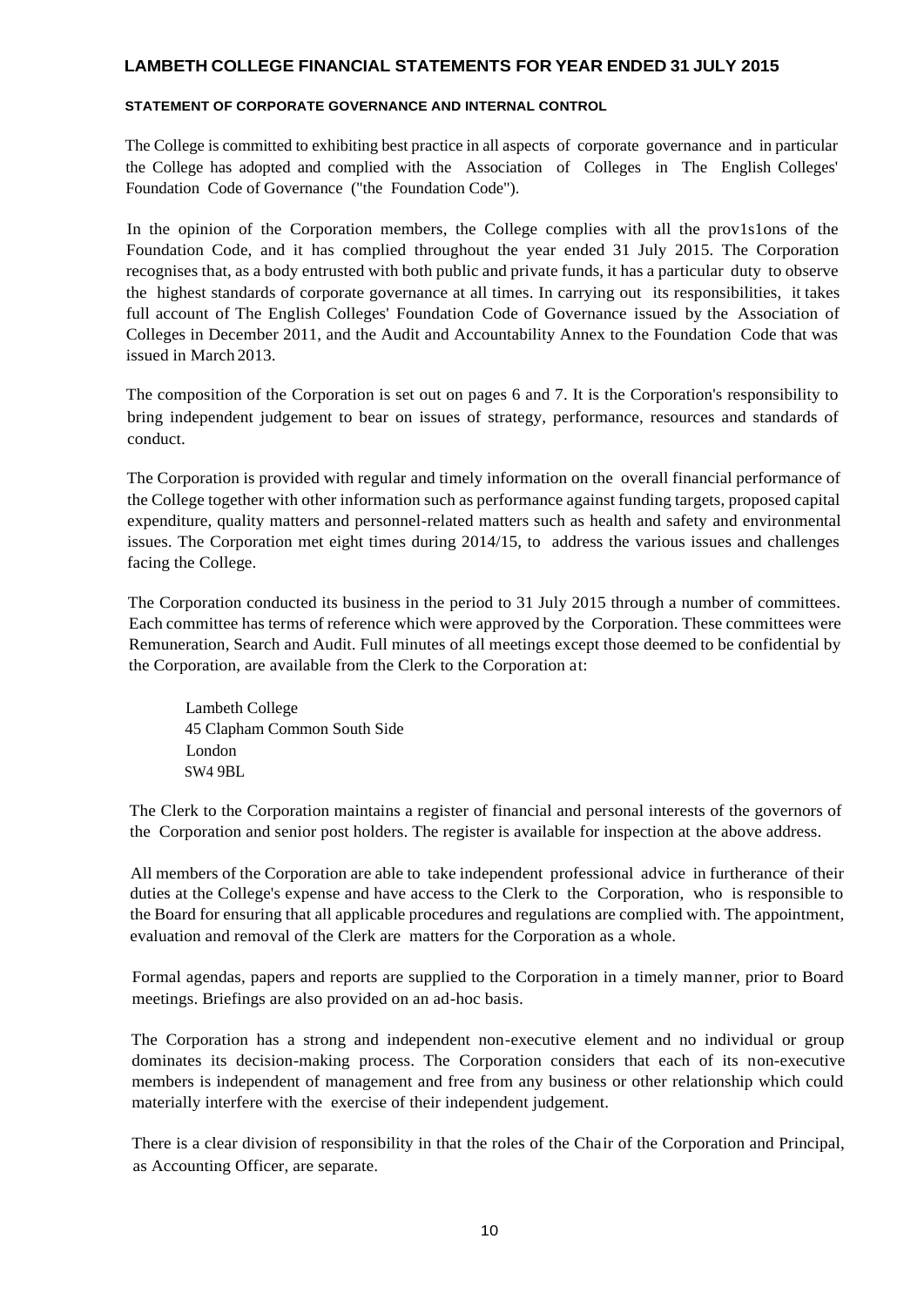## STATEMENT OF CORPORATE GOVERNANCE AND INTERNAL CONTROL

The College is committed to exhibiting best practice in all aspects of corporate governance and in particular the College has adopted and complied with the Association of Colleges in The English Colleges' Foundation Code of Governance ("the Foundation Code").

In the opinion of the Corporation members, the College complies with all the prov1s1ons of the Foundation Code, and it has complied throughout the year ended 31 July 2015. The Corporation recognises that, as a body entrusted with both public and private funds, it has a particular duty to observe the highest standards of corporate governance at all times. In carrying out its responsibilities, it takes full account of The English Colleges' Foundation Code of Governance issued by the Association of Colleges in December 2011, and the Audit and Accountability Annex to the Foundation Code that was issued in March 2013.

The composition of the Corporation is set out on pages 6 and 7. It is the Corporation's responsibility to bring independent judgement to bear on issues of strategy, performance, resources and standards of conduct.

The Corporation is provided with regular and timely information on the overall financial performance of the College together with other information such as performance against funding targets, proposed capital expenditure, quality matters and personnel-related matters such as health and safety and environmental issues. The Corporation met eight times during 2014/15, to address the various issues and challenges facing the College.

The Corporation conducted its business in the period to 31 July 2015 through a number of committees. Each committee has terms of reference which were approved by the Corporation. These committees were Remuneration, Search and Audit. Full minutes of all meetings except those deemed to be confidential by the Corporation, are available from the Clerk to the Corporation at:

Lambeth College
45 Clapham Common South Side
London
SW4 9BL

The Clerk to the Corporation maintains a register of financial and personal interests of the governors of the Corporation and senior post holders. The register is available for inspection at the above address.

All members of the Corporation are able to take independent professional advice in furtherance of their duties at the College's expense and have access to the Clerk to the Corporation, who is responsible to the Board for ensuring that all applicable procedures and regulations are complied with. The appointment, evaluation and removal of the Clerk are matters for the Corporation as a whole.

Formal agendas, papers and reports are supplied to the Corporation in a timely manner, prior to Board meetings. Briefings are also provided on an ad-hoc basis.

The Corporation has a strong and independent non-executive element and no individual or group dominates its decision-making process. The Corporation considers that each of its non-executive members is independent of management and free from any business or other relationship which could materially interfere with the exercise of their independent judgement.

There is a clear division of responsibility in that the roles of the Chair of the Corporation and Principal, as Accounting Officer, are separate.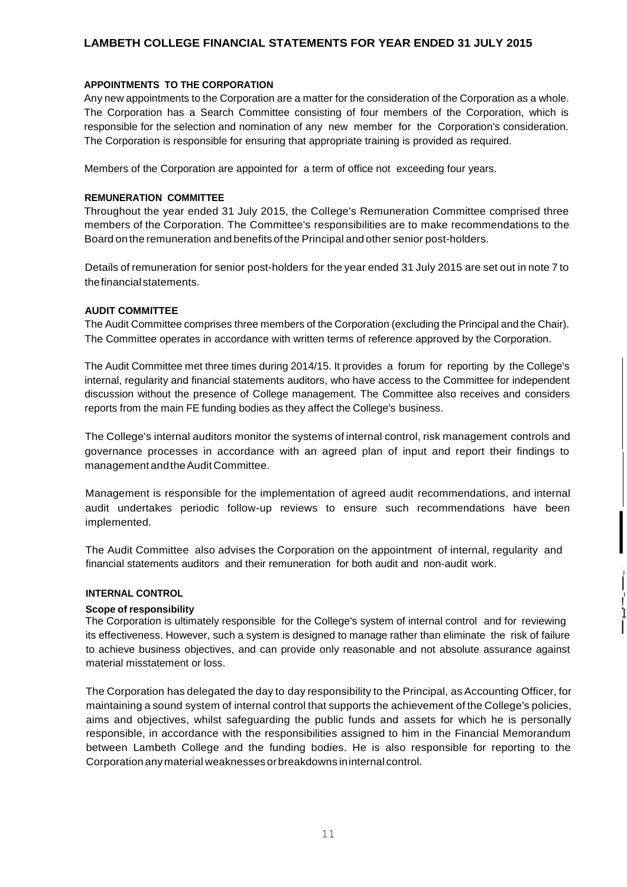## APPOINTMENTS TO THE CORPORATION

Any new appointments to the Corporation are a matter for the consideration of the Corporation as a whole. The Corporation has a Search Committee consisting of four members of the Corporation, which is responsible for the selection and nomination of any new member for the Corporation's consideration. The Corporation is responsible for ensuring that appropriate training is provided as required.

Members of the Corporation are appointed for a term of office not exceeding four years.

## REMUNERATION COMMITTEE

Throughout the year ended 31 July 2015, the College's Remuneration Committee comprised three members of the Corporation. The Committee's responsibilities are to make recommendations to the Board on the remuneration and benefits of the Principal and other senior post-holders.

Details of remuneration for senior post-holders for the year ended 31 July 2015 are set out in note 7 to the financial statements.

## AUDIT COMMITTEE

The Audit Committee comprises three members of the Corporation (excluding the Principal and the Chair). The Committee operates in accordance with written terms of reference approved by the Corporation.

The Audit Committee met three times during 2014/15. It provides a forum for reporting by the College's internal, regularity and financial statements auditors, who have access to the Committee for independent discussion without the presence of College management. The Committee also receives and considers reports from the main FE funding bodies as they affect the College's business.

The College's internal auditors monitor the systems of internal control, risk management controls and governance processes in accordance with an agreed plan of input and report their findings to management and the Audit Committee.

Management is responsible for the implementation of agreed audit recommendations, and internal audit undertakes periodic follow-up reviews to ensure such recommendations have been implemented.

The Audit Committee also advises the Corporation on the appointment of internal, regularity and financial statements auditors and their remuneration for both audit and non-audit work.

## INTERNAL CONTROL

### Scope of responsibility

The Corporation is ultimately responsible for the College's system of internal control and for reviewing its effectiveness. However, such a system is designed to manage rather than eliminate the risk of failure to achieve business objectives, and can provide only reasonable and not absolute assurance against material misstatement or loss.

The Corporation has delegated the day to day responsibility to the Principal, as Accounting Officer, for maintaining a sound system of internal control that supports the achievement of the College's policies, aims and objectives, whilst safeguarding the public funds and assets for which he is personally responsible, in accordance with the responsibilities assigned to him in the Financial Memorandum between Lambeth College and the funding bodies. He is also responsible for reporting to the Corporation any material weaknesses or breakdowns in internal control.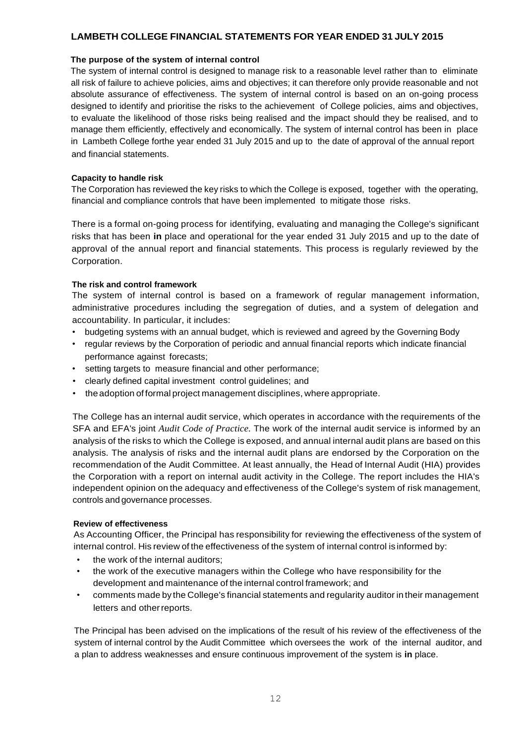### The purpose of the system of internal control

The system of internal control is designed to manage risk to a reasonable level rather than to eliminate all risk of failure to achieve policies, aims and objectives; it can therefore only provide reasonable and not absolute assurance of effectiveness. The system of internal control is based on an on-going process designed to identify and prioritise the risks to the achievement of College policies, aims and objectives, to evaluate the likelihood of those risks being realised and the impact should they be realised, and to manage them efficiently, effectively and economically. The system of internal control has been in place in Lambeth College forthe year ended 31 July 2015 and up to the date of approval of the annual report and financial statements.

### Capacity to handle risk

The Corporation has reviewed the key risks to which the College is exposed, together with the operating, financial and compliance controls that have been implemented to mitigate those risks.

There is a formal on-going process for identifying, evaluating and managing the College's significant risks that has been **in** place and operational for the year ended 31 July 2015 and up to the date of approval of the annual report and financial statements. This process is regularly reviewed by the Corporation.

### The risk and control framework

The system of internal control is based on a framework of regular management information, administrative procedures including the segregation of duties, and a system of delegation and accountability. In particular, it includes:

- budgeting systems with an annual budget, which is reviewed and agreed by the Governing Body
- regular reviews by the Corporation of periodic and annual financial reports which indicate financial performance against forecasts;
- setting targets to measure financial and other performance;
- clearly defined capital investment control guidelines; and
- the adoption of formal project management disciplines, where appropriate.

The College has an internal audit service, which operates in accordance with the requirements of the SFA and EFA's joint *Audit Code of Practice.* The work of the internal audit service is informed by an analysis of the risks to which the College is exposed, and annual internal audit plans are based on this analysis. The analysis of risks and the internal audit plans are endorsed by the Corporation on the recommendation of the Audit Committee. At least annually, the Head of Internal Audit (HIA) provides the Corporation with a report on internal audit activity in the College. The report includes the HIA's independent opinion on the adequacy and effectiveness of the College's system of risk management, controls and governance processes.

### Review of effectiveness

As Accounting Officer, the Principal has responsibility for reviewing the effectiveness of the system of internal control. His review of the effectiveness of the system of internal control is informed by:

- the work of the internal auditors;
- the work of the executive managers within the College who have responsibility for the development and maintenance of the internal control framework; and
- comments made by the College's financial statements and regularity auditor in their management letters and other reports.

The Principal has been advised on the implications of the result of his review of the effectiveness of the system of internal control by the Audit Committee which oversees the work of the internal auditor, and a plan to address weaknesses and ensure continuous improvement of the system is **in** place.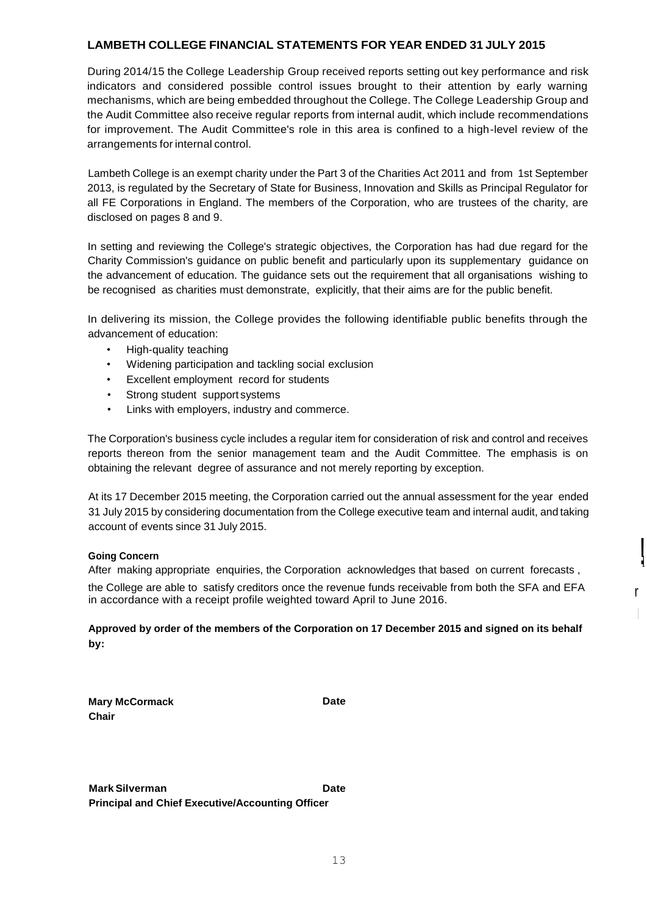During 2014/15 the College Leadership Group received reports setting out key performance and risk indicators and considered possible control issues brought to their attention by early warning mechanisms, which are being embedded throughout the College. The College Leadership Group and the Audit Committee also receive regular reports from internal audit, which include recommendations for improvement. The Audit Committee's role in this area is confined to a high-level review of the arrangements for internal control.

Lambeth College is an exempt charity under the Part 3 of the Charities Act 2011 and from 1st September 2013, is regulated by the Secretary of State for Business, Innovation and Skills as Principal Regulator for all FE Corporations in England. The members of the Corporation, who are trustees of the charity, are disclosed on pages 8 and 9.

In setting and reviewing the College's strategic objectives, the Corporation has had due regard for the Charity Commission's guidance on public benefit and particularly upon its supplementary guidance on the advancement of education. The guidance sets out the requirement that all organisations wishing to be recognised as charities must demonstrate, explicitly, that their aims are for the public benefit.

In delivering its mission, the College provides the following identifiable public benefits through the advancement of education:

- High-quality teaching
- Widening participation and tackling social exclusion
- Excellent employment record for students
- Strong student support systems
- Links with employers, industry and commerce.

The Corporation's business cycle includes a regular item for consideration of risk and control and receives reports thereon from the senior management team and the Audit Committee. The emphasis is on obtaining the relevant degree of assurance and not merely reporting by exception.

At its 17 December 2015 meeting, the Corporation carried out the annual assessment for the year ended 31 July 2015 by considering documentation from the College executive team and internal audit, and taking account of events since 31 July 2015.

**Going Concern**

After making appropriate enquiries, the Corporation acknowledges that based on current forecasts , the College are able to satisfy creditors once the revenue funds receivable from both the SFA and EFA in accordance with a receipt profile weighted toward April to June 2016.

**Approved by order of the members of the Corporation on 17 December 2015 and signed on its behalf by:**

**Mary McCormack** **Date**
**Chair**

**Mark Silverman** **Date**
**Principal and Chief Executive/Accounting Officer**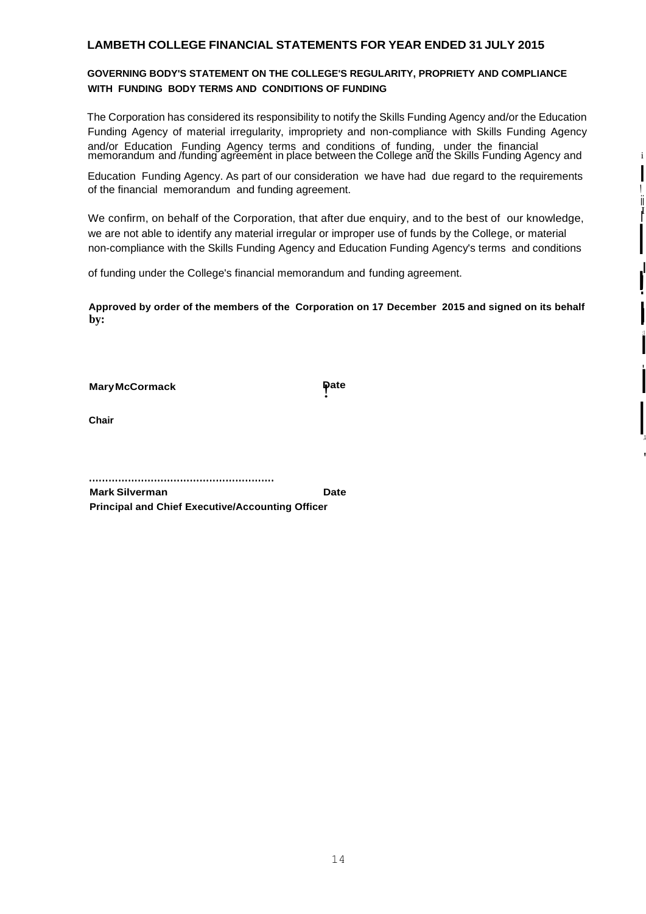## LAMBETH COLLEGE FINANCIAL STATEMENTS FOR YEAR ENDED 31 JULY 2015

### GOVERNING BODY'S STATEMENT ON THE COLLEGE'S REGULARITY, PROPRIETY AND COMPLIANCE WITH FUNDING BODY TERMS AND CONDITIONS OF FUNDING

The Corporation has considered its responsibility to notify the Skills Funding Agency and/or the Education Funding Agency of material irregularity, impropriety and non-compliance with Skills Funding Agency and/or Education Funding Agency terms and conditions of funding, under the financial memorandum and /funding agreement in place between the College and the Skills Funding Agency and Education Funding Agency. As part of our consideration we have had due regard to the requirements of the financial memorandum and funding agreement.

We confirm, on behalf of the Corporation, that after due enquiry, and to the best of our knowledge, we are not able to identify any material irregular or improper use of funds by the College, or material non-compliance with the Skills Funding Agency and Education Funding Agency's terms and conditions of funding under the College's financial memorandum and funding agreement.

**Approved by order of the members of the Corporation on 17 December 2015 and signed on its behalf by:**

**Mary McCormack** **Date**

**Chair**

........................................................

**Mark Silverman** **Date**

**Principal and Chief Executive/Accounting Officer**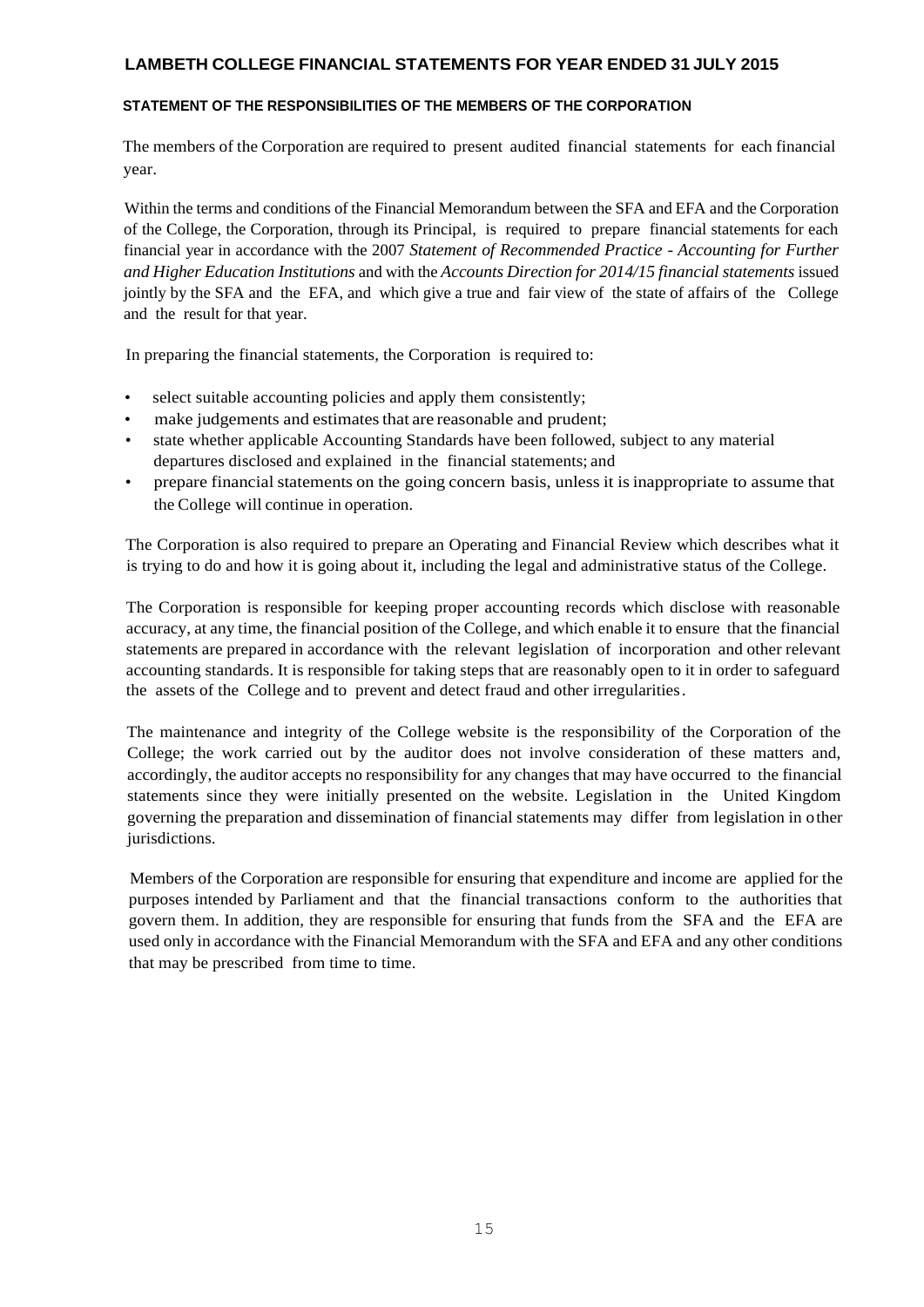## STATEMENT OF THE RESPONSIBILITIES OF THE MEMBERS OF THE CORPORATION

The members of the Corporation are required to present audited financial statements for each financial year.

Within the terms and conditions of the Financial Memorandum between the SFA and EFA and the Corporation of the College, the Corporation, through its Principal, is required to prepare financial statements for each financial year in accordance with the 2007 *Statement of Recommended Practice - Accounting for Further and Higher Education Institutions* and with the *Accounts Direction for 2014/15 financial statements* issued jointly by the SFA and the EFA, and which give a true and fair view of the state of affairs of the College and the result for that year.

In preparing the financial statements, the Corporation is required to:

- select suitable accounting policies and apply them consistently;
- make judgements and estimates that are reasonable and prudent;
- state whether applicable Accounting Standards have been followed, subject to any material departures disclosed and explained in the financial statements; and
- prepare financial statements on the going concern basis, unless it is inappropriate to assume that the College will continue in operation.

The Corporation is also required to prepare an Operating and Financial Review which describes what it is trying to do and how it is going about it, including the legal and administrative status of the College.

The Corporation is responsible for keeping proper accounting records which disclose with reasonable accuracy, at any time, the financial position of the College, and which enable it to ensure that the financial statements are prepared in accordance with the relevant legislation of incorporation and other relevant accounting standards. It is responsible for taking steps that are reasonably open to it in order to safeguard the assets of the College and to prevent and detect fraud and other irregularities.

The maintenance and integrity of the College website is the responsibility of the Corporation of the College; the work carried out by the auditor does not involve consideration of these matters and, accordingly, the auditor accepts no responsibility for any changes that may have occurred to the financial statements since they were initially presented on the website. Legislation in the United Kingdom governing the preparation and dissemination of financial statements may differ from legislation in other jurisdictions.

Members of the Corporation are responsible for ensuring that expenditure and income are applied for the purposes intended by Parliament and that the financial transactions conform to the authorities that govern them. In addition, they are responsible for ensuring that funds from the SFA and the EFA are used only in accordance with the Financial Memorandum with the SFA and EFA and any other conditions that may be prescribed from time to time.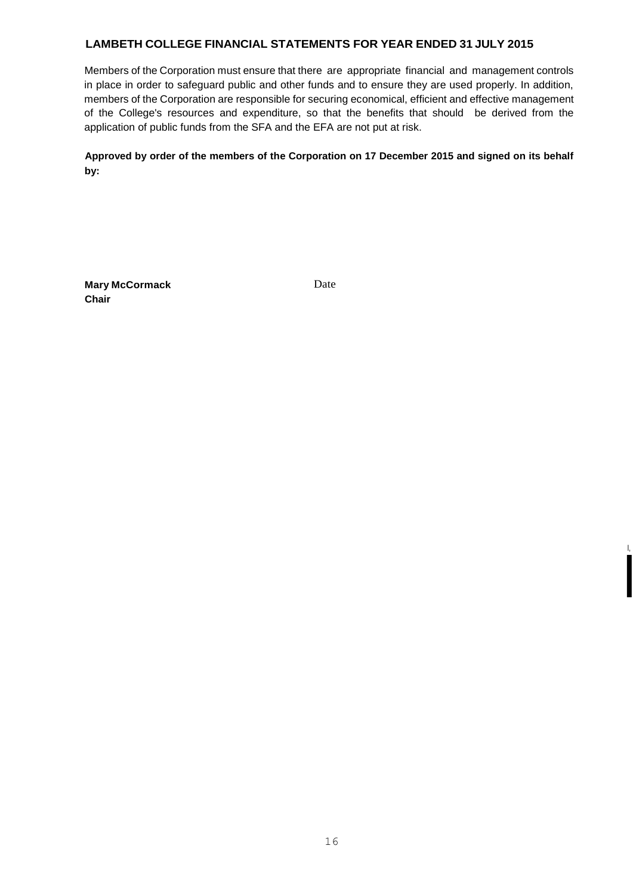Members of the Corporation must ensure that there are appropriate financial and management controls in place in order to safeguard public and other funds and to ensure they are used properly. In addition, members of the Corporation are responsible for securing economical, efficient and effective management of the College's resources and expenditure, so that the benefits that should be derived from the application of public funds from the SFA and the EFA are not put at risk.

**Approved by order of the members of the Corporation on 17 December 2015 and signed on its behalf by:**

**Mary McCormack**
**Chair**

Date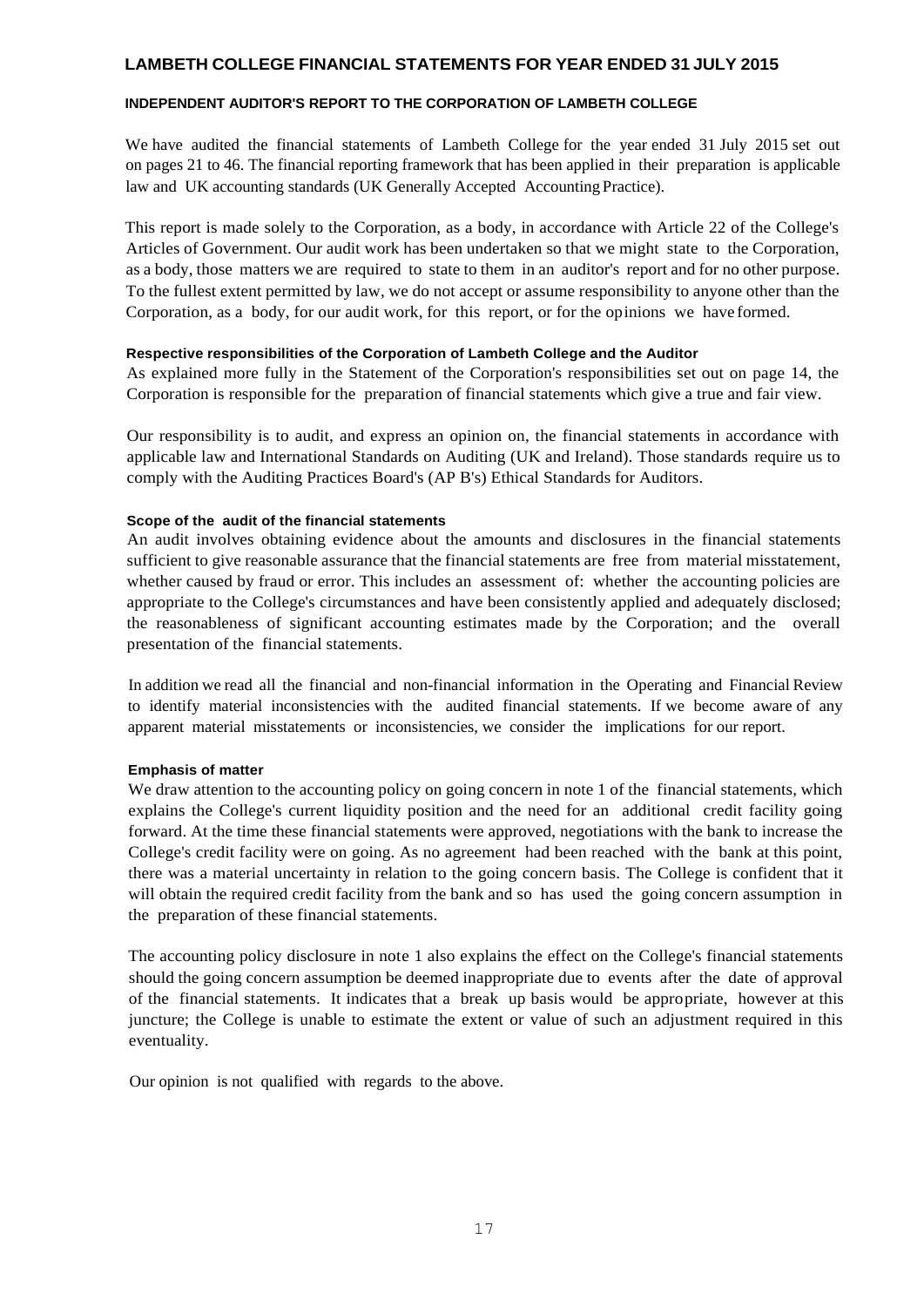## INDEPENDENT AUDITOR'S REPORT TO THE CORPORATION OF LAMBETH COLLEGE

We have audited the financial statements of Lambeth College for the year ended 31 July 2015 set out on pages 21 to 46. The financial reporting framework that has been applied in their preparation is applicable law and UK accounting standards (UK Generally Accepted Accounting Practice).

This report is made solely to the Corporation, as a body, in accordance with Article 22 of the College's Articles of Government. Our audit work has been undertaken so that we might state to the Corporation, as a body, those matters we are required to state to them in an auditor's report and for no other purpose. To the fullest extent permitted by law, we do not accept or assume responsibility to anyone other than the Corporation, as a body, for our audit work, for this report, or for the opinions we have formed.

### Respective responsibilities of the Corporation of Lambeth College and the Auditor

As explained more fully in the Statement of the Corporation's responsibilities set out on page 14, the Corporation is responsible for the preparation of financial statements which give a true and fair view.

Our responsibility is to audit, and express an opinion on, the financial statements in accordance with applicable law and International Standards on Auditing (UK and Ireland). Those standards require us to comply with the Auditing Practices Board's (AP B's) Ethical Standards for Auditors.

### Scope of the audit of the financial statements

An audit involves obtaining evidence about the amounts and disclosures in the financial statements sufficient to give reasonable assurance that the financial statements are free from material misstatement, whether caused by fraud or error. This includes an assessment of: whether the accounting policies are appropriate to the College's circumstances and have been consistently applied and adequately disclosed; the reasonableness of significant accounting estimates made by the Corporation; and the overall presentation of the financial statements.

In addition we read all the financial and non-financial information in the Operating and Financial Review to identify material inconsistencies with the audited financial statements. If we become aware of any apparent material misstatements or inconsistencies, we consider the implications for our report.

### Emphasis of matter

We draw attention to the accounting policy on going concern in note 1 of the financial statements, which explains the College's current liquidity position and the need for an additional credit facility going forward. At the time these financial statements were approved, negotiations with the bank to increase the College's credit facility were on going. As no agreement had been reached with the bank at this point, there was a material uncertainty in relation to the going concern basis. The College is confident that it will obtain the required credit facility from the bank and so has used the going concern assumption in the preparation of these financial statements.

The accounting policy disclosure in note 1 also explains the effect on the College's financial statements should the going concern assumption be deemed inappropriate due to events after the date of approval of the financial statements. It indicates that a break up basis would be appropriate, however at this juncture; the College is unable to estimate the extent or value of such an adjustment required in this eventuality.

Our opinion is not qualified with regards to the above.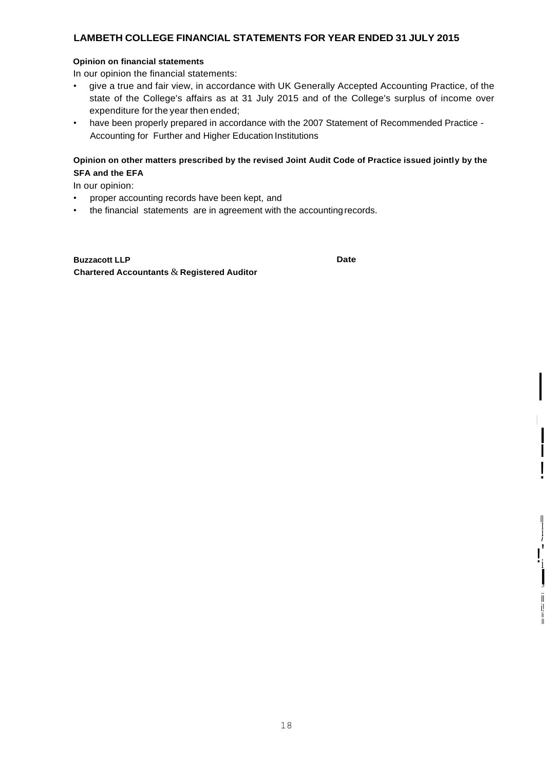**Opinion on financial statements**

In our opinion the financial statements:

- give a true and fair view, in accordance with UK Generally Accepted Accounting Practice, of the state of the College's affairs as at 31 July 2015 and of the College's surplus of income over expenditure for the year then ended;
- have been properly prepared in accordance with the 2007 Statement of Recommended Practice - Accounting for Further and Higher Education Institutions

**Opinion on other matters prescribed by the revised Joint Audit Code of Practice issued jointly by the SFA and the EFA**

In our opinion:

- proper accounting records have been kept, and
- the financial statements are in agreement with the accounting records.

**Buzzacott LLP** **Date**
**Chartered Accountants & Registered Auditor**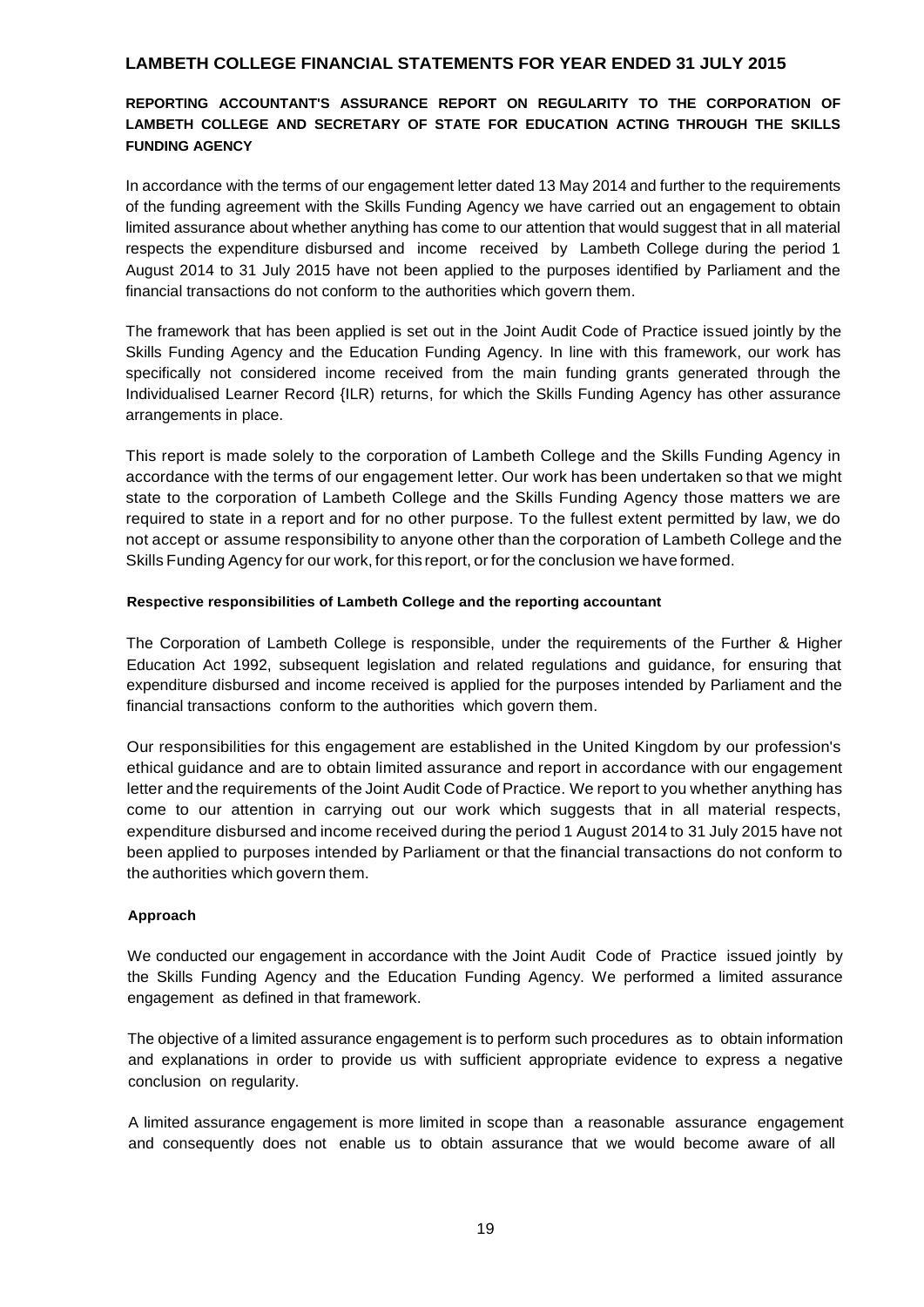**REPORTING ACCOUNTANT'S ASSURANCE REPORT ON REGULARITY TO THE CORPORATION OF LAMBETH COLLEGE AND SECRETARY OF STATE FOR EDUCATION ACTING THROUGH THE SKILLS FUNDING AGENCY**

In accordance with the terms of our engagement letter dated 13 May 2014 and further to the requirements of the funding agreement with the Skills Funding Agency we have carried out an engagement to obtain limited assurance about whether anything has come to our attention that would suggest that in all material respects the expenditure disbursed and income received by Lambeth College during the period 1 August 2014 to 31 July 2015 have not been applied to the purposes identified by Parliament and the financial transactions do not conform to the authorities which govern them.

The framework that has been applied is set out in the Joint Audit Code of Practice issued jointly by the Skills Funding Agency and the Education Funding Agency. In line with this framework, our work has specifically not considered income received from the main funding grants generated through the Individualised Learner Record {ILR) returns, for which the Skills Funding Agency has other assurance arrangements in place.

This report is made solely to the corporation of Lambeth College and the Skills Funding Agency in accordance with the terms of our engagement letter. Our work has been undertaken so that we might state to the corporation of Lambeth College and the Skills Funding Agency those matters we are required to state in a report and for no other purpose. To the fullest extent permitted by law, we do not accept or assume responsibility to anyone other than the corporation of Lambeth College and the Skills Funding Agency for our work, for this report, or for the conclusion we have formed.

**Respective responsibilities of Lambeth College and the reporting accountant**

The Corporation of Lambeth College is responsible, under the requirements of the Further & Higher Education Act 1992, subsequent legislation and related regulations and guidance, for ensuring that expenditure disbursed and income received is applied for the purposes intended by Parliament and the financial transactions conform to the authorities which govern them.

Our responsibilities for this engagement are established in the United Kingdom by our profession's ethical guidance and are to obtain limited assurance and report in accordance with our engagement letter and the requirements of the Joint Audit Code of Practice. We report to you whether anything has come to our attention in carrying out our work which suggests that in all material respects, expenditure disbursed and income received during the period 1 August 2014 to 31 July 2015 have not been applied to purposes intended by Parliament or that the financial transactions do not conform to the authorities which govern them.

**Approach**

We conducted our engagement in accordance with the Joint Audit Code of Practice issued jointly by the Skills Funding Agency and the Education Funding Agency. We performed a limited assurance engagement as defined in that framework.

The objective of a limited assurance engagement is to perform such procedures as to obtain information and explanations in order to provide us with sufficient appropriate evidence to express a negative conclusion on regularity.

A limited assurance engagement is more limited in scope than a reasonable assurance engagement and consequently does not enable us to obtain assurance that we would become aware of all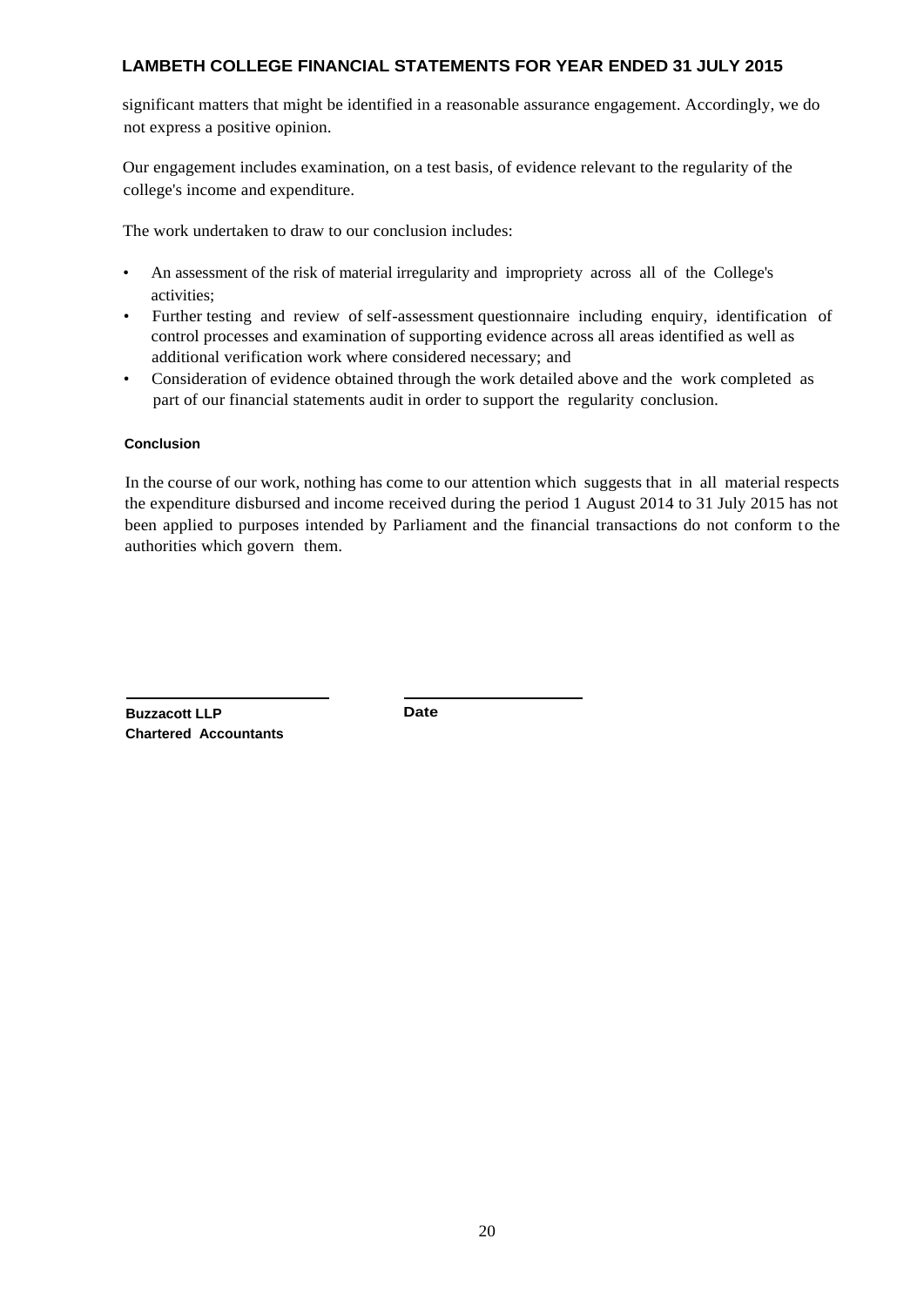significant matters that might be identified in a reasonable assurance engagement. Accordingly, we do not express a positive opinion.

Our engagement includes examination, on a test basis, of evidence relevant to the regularity of the college's income and expenditure.

The work undertaken to draw to our conclusion includes:

- An assessment of the risk of material irregularity and impropriety across all of the College's activities;
- Further testing and review of self-assessment questionnaire including enquiry, identification of control processes and examination of supporting evidence across all areas identified as well as additional verification work where considered necessary; and
- Consideration of evidence obtained through the work detailed above and the work completed as part of our financial statements audit in order to support the regularity conclusion.

**Conclusion**

In the course of our work, nothing has come to our attention which suggests that in all material respects the expenditure disbursed and income received during the period 1 August 2014 to 31 July 2015 has not been applied to purposes intended by Parliament and the financial transactions do not conform to the authorities which govern them.

**Buzzacott LLP**
**Chartered Accountants**

**Date**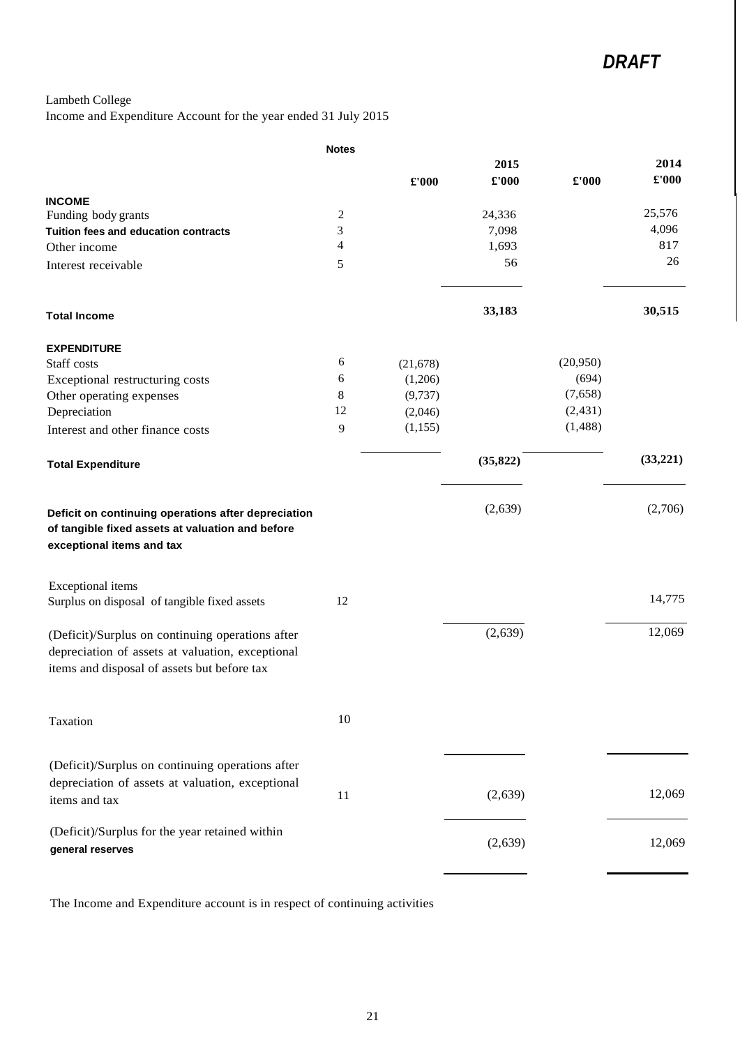*DRAFT*

Lambeth College
Income and Expenditure Account for the year ended 31 July 2015

| | Notes | | 2015 | | 2014 |
|---|---|---|---|---|---|
| | | £'000 | £'000 | £'000 | £'000 |
| **INCOME** | | | | | |
| Funding body grants | 2 | | 24,336 | | 25,576 |
| Tuition fees and education contracts | 3 | | 7,098 | | 4,096 |
| Other income | 4 | | 1,693 | | 817 |
| Interest receivable | 5 | | 56 | | 26 |
| **Total Income** | | | **33,183** | | **30,515** |
| **EXPENDITURE** | | | | | |
| Staff costs | 6 | (21,678) | | (20,950) | |
| Exceptional restructuring costs | 6 | (1,206) | | (694) | |
| Other operating expenses | 8 | (9,737) | | (7,658) | |
| Depreciation | 12 | (2,046) | | (2,431) | |
| Interest and other finance costs | 9 | (1,155) | | (1,488) | |
| **Total Expenditure** | | | **(35,822)** | | **(33,221)** |
| **Deficit on continuing operations after depreciation of tangible fixed assets at valuation and before exceptional items and tax** | | | (2,639) | | (2,706) |
| Exceptional items | | | | | |
| Surplus on disposal of tangible fixed assets | 12 | | | | 14,775 |
| (Deficit)/Surplus on continuing operations after depreciation of assets at valuation, exceptional items and disposal of assets but before tax | | | (2,639) | | 12,069 |
| Taxation | 10 | | | | |
| (Deficit)/Surplus on continuing operations after depreciation of assets at valuation, exceptional items and tax | 11 | | (2,639) | | 12,069 |
| (Deficit)/Surplus for the year retained within general reserves | | | (2,639) | | 12,069 |

The Income and Expenditure account is in respect of continuing activities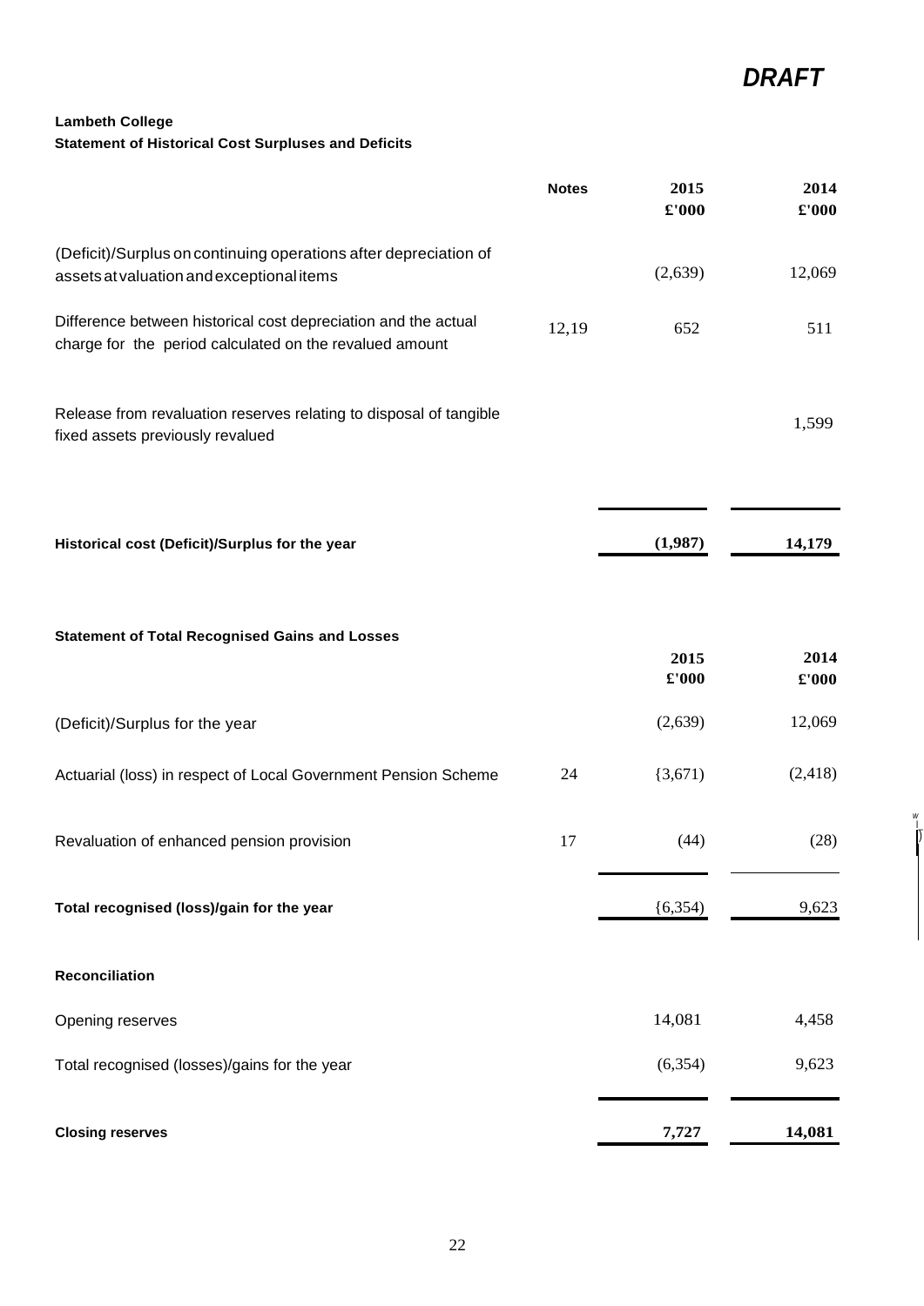*DRAFT*

**Lambeth College**

**Statement of Historical Cost Surpluses and Deficits**

| | Notes | 2015 £'000 | 2014 £'000 |
|---|---|---|---|
| (Deficit)/Surplus on continuing operations after depreciation of assets at valuation and exceptional items | | (2,639) | 12,069 |
| Difference between historical cost depreciation and the actual charge for the period calculated on the revalued amount | 12,19 | 652 | 511 |
| Release from revaluation reserves relating to disposal of tangible fixed assets previously revalued | | | 1,599 |
| **Historical cost (Deficit)/Surplus for the year** | | **(1,987)** | **14,179** |

**Statement of Total Recognised Gains and Losses**

| | | 2015 £'000 | 2014 £'000 |
|---|---|---|---|
| (Deficit)/Surplus for the year | | (2,639) | 12,069 |
| Actuarial (loss) in respect of Local Government Pension Scheme | 24 | {3,671) | (2,418) |
| Revaluation of enhanced pension provision | 17 | (44) | (28) |
| **Total recognised (loss)/gain for the year** | | {6,354) | 9,623 |
| **Reconciliation** | | | |
| Opening reserves | | 14,081 | 4,458 |
| Total recognised (losses)/gains for the year | | (6,354) | 9,623 |
| **Closing reserves** | | **7,727** | **14,081** |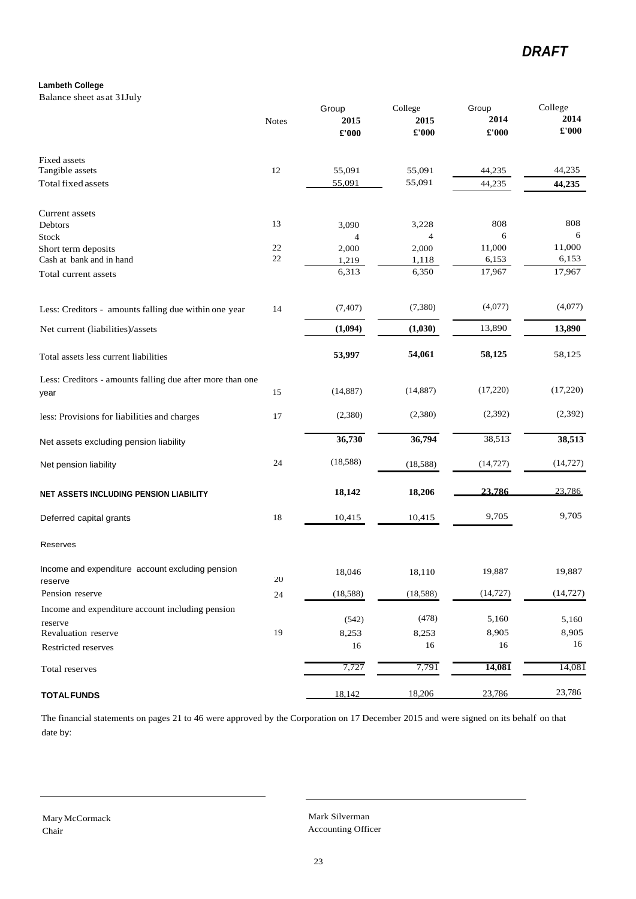*DRAFT*

**Lambeth College**

Balance sheet as at 31July

| | Notes | Group 2015 £'000 | College 2015 £'000 | Group 2014 £'000 | College 2014 £'000 |
|---|---|---|---|---|---|
| Fixed assets | | | | | |
| Tangible assets | 12 | 55,091 | 55,091 | 44,235 | 44,235 |
| Total fixed assets | | 55,091 | 55,091 | 44,235 | **44,235** |
| Current assets | | | | | |
| Debtors | 13 | 3,090 | 3,228 | 808 | 808 |
| Stock | | 4 | 4 | 6 | 6 |
| Short term deposits | 22 | 2,000 | 2,000 | 11,000 | 11,000 |
| Cash at bank and in hand | 22 | 1,219 | 1,118 | 6,153 | 6,153 |
| Total current assets | | 6,313 | 6,350 | 17,967 | 17,967 |
| Less: Creditors - amounts falling due within one year | 14 | (7,407) | (7,380) | (4,077) | (4,077) |
| Net current (liabilities)/assets | | **(1,094)** | **(1,030)** | 13,890 | **13,890** |
| Total assets less current liabilities | | **53,997** | **54,061** | **58,125** | 58,125 |
| Less: Creditors - amounts falling due after more than one year | 15 | (14,887) | (14,887) | (17,220) | (17,220) |
| less: Provisions for liabilities and charges | 17 | (2,380) | (2,380) | (2,392) | (2,392) |
| Net assets excluding pension liability | | **36,730** | **36,794** | 38,513 | **38,513** |
| Net pension liability | 24 | (18,588) | (18,588) | (14,727) | (14,727) |
| **NET ASSETS INCLUDING PENSION LIABILITY** | | **18,142** | **18,206** | **23,786** | 23,786 |
| Deferred capital grants | 18 | 10,415 | 10,415 | 9,705 | 9,705 |
| Reserves | | | | | |
| Income and expenditure account excluding pension reserve | 20 | 18,046 | 18,110 | 19,887 | 19,887 |
| Pension reserve | 24 | (18,588) | (18,588) | (14,727) | (14,727) |
| Income and expenditure account including pension reserve | | (542) | (478) | 5,160 | 5,160 |
| Revaluation reserve | 19 | 8,253 | 8,253 | 8,905 | 8,905 |
| Restricted reserves | | 16 | 16 | 16 | 16 |
| Total reserves | | 7,727 | 7,791 | **14,081** | 14,081 |
| **TOTAL FUNDS** | | 18,142 | 18,206 | 23,786 | 23,786 |

The financial statements on pages 21 to 46 were approved by the Corporation on 17 December 2015 and were signed on its behalf on that date by:

Mary McCormack
Chair

Mark Silverman
Accounting Officer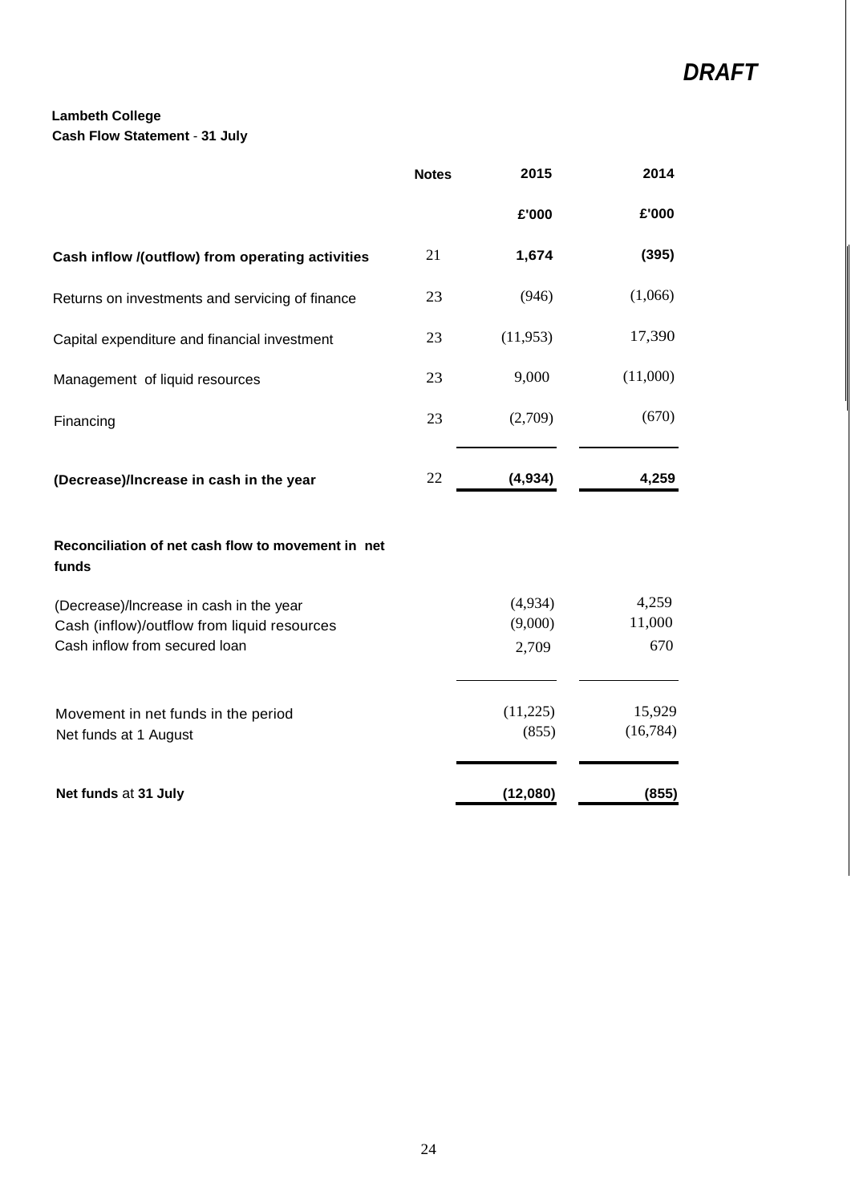*DRAFT*

**Lambeth College**
**Cash Flow Statement - 31 July**

| | Notes | 2015 | 2014 |
|---|---|---|---|
| | | £'000 | £'000 |
| **Cash inflow /(outflow) from operating activities** | 21 | **1,674** | **(395)** |
| Returns on investments and servicing of finance | 23 | (946) | (1,066) |
| Capital expenditure and financial investment | 23 | (11,953) | 17,390 |
| Management of liquid resources | 23 | 9,000 | (11,000) |
| Financing | 23 | (2,709) | (670) |
| **(Decrease)/Increase in cash in the year** | 22 | **(4,934)** | **4,259** |
| | | | |
| **Reconciliation of net cash flow to movement in net funds** | | | |
| (Decrease)/Increase in cash in the year | | (4,934) | 4,259 |
| Cash (inflow)/outflow from liquid resources | | (9,000) | 11,000 |
| Cash inflow from secured loan | | 2,709 | 670 |
| Movement in net funds in the period | | (11,225) | 15,929 |
| Net funds at 1 August | | (855) | (16,784) |
| **Net funds** at **31 July** | | **(12,080)** | **(855)** |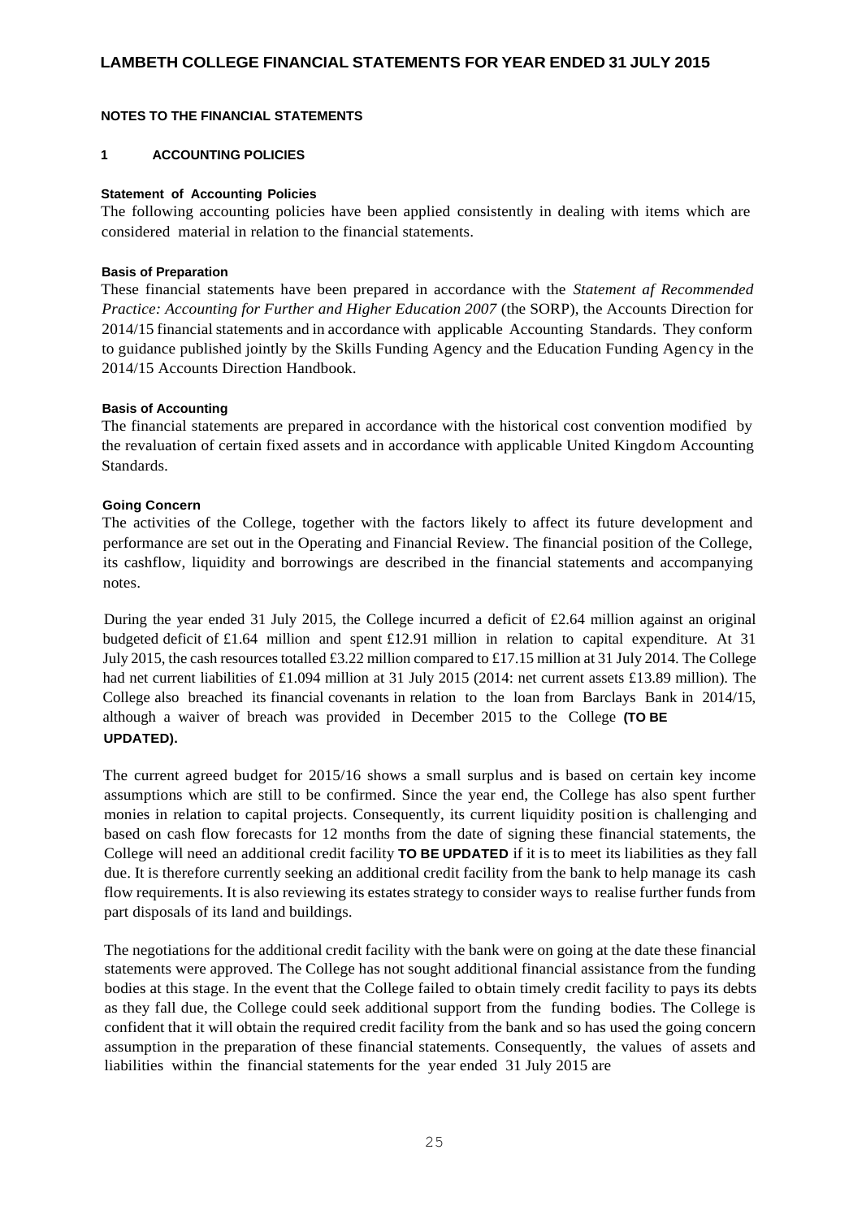## NOTES TO THE FINANCIAL STATEMENTS

### 1 ACCOUNTING POLICIES

**Statement of Accounting Policies**

The following accounting policies have been applied consistently in dealing with items which are considered material in relation to the financial statements.

**Basis of Preparation**

These financial statements have been prepared in accordance with the *Statement af Recommended Practice: Accounting for Further and Higher Education 2007* (the SORP), the Accounts Direction for 2014/15 financial statements and in accordance with applicable Accounting Standards. They conform to guidance published jointly by the Skills Funding Agency and the Education Funding Agency in the 2014/15 Accounts Direction Handbook.

**Basis of Accounting**

The financial statements are prepared in accordance with the historical cost convention modified by the revaluation of certain fixed assets and in accordance with applicable United Kingdom Accounting Standards.

**Going Concern**

The activities of the College, together with the factors likely to affect its future development and performance are set out in the Operating and Financial Review. The financial position of the College, its cashflow, liquidity and borrowings are described in the financial statements and accompanying notes.

During the year ended 31 July 2015, the College incurred a deficit of £2.64 million against an original budgeted deficit of £1.64 million and spent £12.91 million in relation to capital expenditure. At 31 July 2015, the cash resources totalled £3.22 million compared to £17.15 million at 31 July 2014. The College had net current liabilities of £1.094 million at 31 July 2015 (2014: net current assets £13.89 million). The College also breached its financial covenants in relation to the loan from Barclays Bank in 2014/15, although a waiver of breach was provided in December 2015 to the College **(TO BE UPDATED).**

The current agreed budget for 2015/16 shows a small surplus and is based on certain key income assumptions which are still to be confirmed. Since the year end, the College has also spent further monies in relation to capital projects. Consequently, its current liquidity position is challenging and based on cash flow forecasts for 12 months from the date of signing these financial statements, the College will need an additional credit facility **TO BE UPDATED** if it is to meet its liabilities as they fall due. It is therefore currently seeking an additional credit facility from the bank to help manage its cash flow requirements. It is also reviewing its estates strategy to consider ways to realise further funds from part disposals of its land and buildings.

The negotiations for the additional credit facility with the bank were on going at the date these financial statements were approved. The College has not sought additional financial assistance from the funding bodies at this stage. In the event that the College failed to obtain timely credit facility to pays its debts as they fall due, the College could seek additional support from the funding bodies. The College is confident that it will obtain the required credit facility from the bank and so has used the going concern assumption in the preparation of these financial statements. Consequently, the values of assets and liabilities within the financial statements for the year ended 31 July 2015 are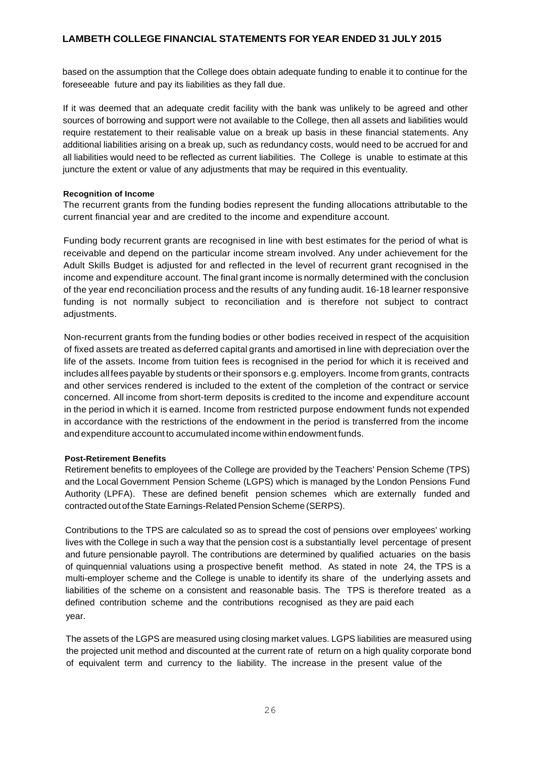based on the assumption that the College does obtain adequate funding to enable it to continue for the foreseeable future and pay its liabilities as they fall due.

If it was deemed that an adequate credit facility with the bank was unlikely to be agreed and other sources of borrowing and support were not available to the College, then all assets and liabilities would require restatement to their realisable value on a break up basis in these financial statements. Any additional liabilities arising on a break up, such as redundancy costs, would need to be accrued for and all liabilities would need to be reflected as current liabilities. The College is unable to estimate at this juncture the extent or value of any adjustments that may be required in this eventuality.

**Recognition of Income**

The recurrent grants from the funding bodies represent the funding allocations attributable to the current financial year and are credited to the income and expenditure account.

Funding body recurrent grants are recognised in line with best estimates for the period of what is receivable and depend on the particular income stream involved. Any under achievement for the Adult Skills Budget is adjusted for and reflected in the level of recurrent grant recognised in the income and expenditure account. The final grant income is normally determined with the conclusion of the year end reconciliation process and the results of any funding audit. 16-18 learner responsive funding is not normally subject to reconciliation and is therefore not subject to contract adjustments.

Non-recurrent grants from the funding bodies or other bodies received in respect of the acquisition of fixed assets are treated as deferred capital grants and amortised in line with depreciation over the life of the assets. Income from tuition fees is recognised in the period for which it is received and includes all fees payable by students or their sponsors e.g. employers. Income from grants, contracts and other services rendered is included to the extent of the completion of the contract or service concerned. All income from short-term deposits is credited to the income and expenditure account in the period in which it is earned. Income from restricted purpose endowment funds not expended in accordance with the restrictions of the endowment in the period is transferred from the income and expenditure account to accumulated income within endowment funds.

**Post-Retirement Benefits**

Retirement benefits to employees of the College are provided by the Teachers' Pension Scheme (TPS) and the Local Government Pension Scheme (LGPS) which is managed by the London Pensions Fund Authority (LPFA). These are defined benefit pension schemes which are externally funded and contracted out of the State Earnings-Related Pension Scheme (SERPS).

Contributions to the TPS are calculated so as to spread the cost of pensions over employees' working lives with the College in such a way that the pension cost is a substantially level percentage of present and future pensionable payroll. The contributions are determined by qualified actuaries on the basis of quinquennial valuations using a prospective benefit method. As stated in note 24, the TPS is a multi-employer scheme and the College is unable to identify its share of the underlying assets and liabilities of the scheme on a consistent and reasonable basis. The TPS is therefore treated as a defined contribution scheme and the contributions recognised as they are paid each year.

The assets of the LGPS are measured using closing market values. LGPS liabilities are measured using the projected unit method and discounted at the current rate of return on a high quality corporate bond of equivalent term and currency to the liability. The increase in the present value of the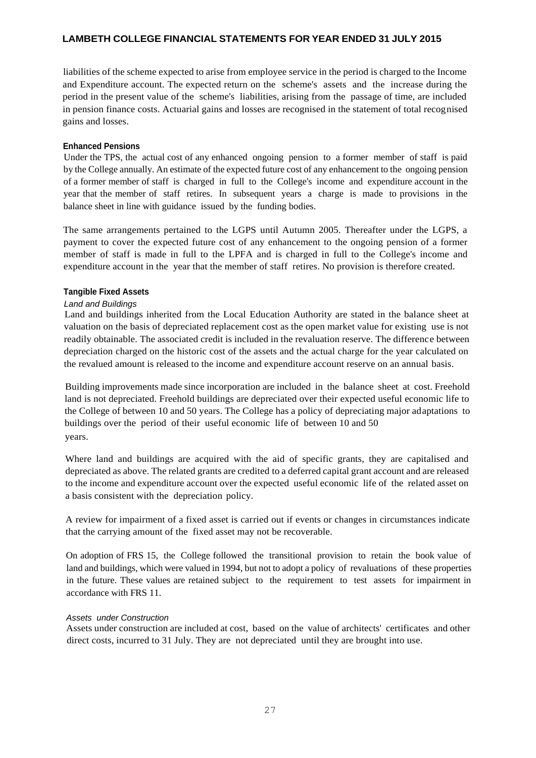liabilities of the scheme expected to arise from employee service in the period is charged to the Income and Expenditure account. The expected return on the scheme's assets and the increase during the period in the present value of the scheme's liabilities, arising from the passage of time, are included in pension finance costs. Actuarial gains and losses are recognised in the statement of total recognised gains and losses.

**Enhanced Pensions**

Under the TPS, the actual cost of any enhanced ongoing pension to a former member of staff is paid by the College annually. An estimate of the expected future cost of any enhancement to the ongoing pension of a former member of staff is charged in full to the College's income and expenditure account in the year that the member of staff retires. In subsequent years a charge is made to provisions in the balance sheet in line with guidance issued by the funding bodies.

The same arrangements pertained to the LGPS until Autumn 2005. Thereafter under the LGPS, a payment to cover the expected future cost of any enhancement to the ongoing pension of a former member of staff is made in full to the LPFA and is charged in full to the College's income and expenditure account in the year that the member of staff retires. No provision is therefore created.

**Tangible Fixed Assets**

*Land and Buildings*

Land and buildings inherited from the Local Education Authority are stated in the balance sheet at valuation on the basis of depreciated replacement cost as the open market value for existing use is not readily obtainable. The associated credit is included in the revaluation reserve. The difference between depreciation charged on the historic cost of the assets and the actual charge for the year calculated on the revalued amount is released to the income and expenditure account reserve on an annual basis.

Building improvements made since incorporation are included in the balance sheet at cost. Freehold land is not depreciated. Freehold buildings are depreciated over their expected useful economic life to the College of between 10 and 50 years. The College has a policy of depreciating major adaptations to buildings over the period of their useful economic life of between 10 and 50 years.

Where land and buildings are acquired with the aid of specific grants, they are capitalised and depreciated as above. The related grants are credited to a deferred capital grant account and are released to the income and expenditure account over the expected useful economic life of the related asset on a basis consistent with the depreciation policy.

A review for impairment of a fixed asset is carried out if events or changes in circumstances indicate that the carrying amount of the fixed asset may not be recoverable.

On adoption of FRS 15, the College followed the transitional provision to retain the book value of land and buildings, which were valued in 1994, but not to adopt a policy of revaluations of these properties in the future. These values are retained subject to the requirement to test assets for impairment in accordance with FRS 11.

*Assets under Construction*

Assets under construction are included at cost, based on the value of architects' certificates and other direct costs, incurred to 31 July. They are not depreciated until they are brought into use.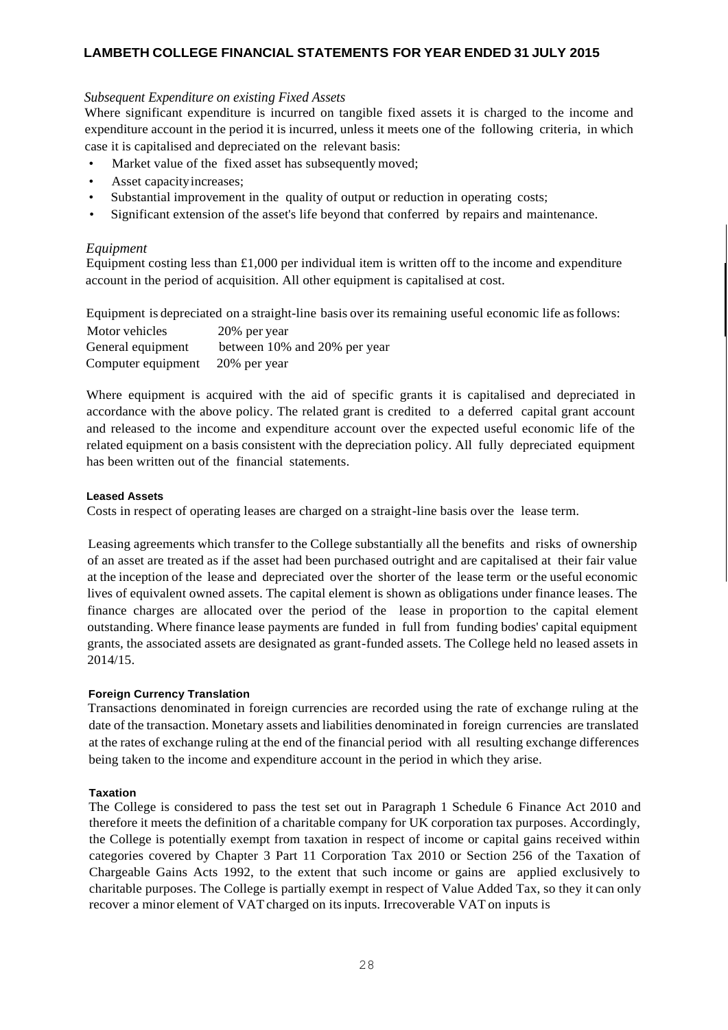*Subsequent Expenditure on existing Fixed Assets*

Where significant expenditure is incurred on tangible fixed assets it is charged to the income and expenditure account in the period it is incurred, unless it meets one of the following criteria, in which case it is capitalised and depreciated on the relevant basis:

- Market value of the fixed asset has subsequently moved;
- Asset capacity increases;
- Substantial improvement in the quality of output or reduction in operating costs;
- Significant extension of the asset's life beyond that conferred by repairs and maintenance.

*Equipment*

Equipment costing less than £1,000 per individual item is written off to the income and expenditure account in the period of acquisition. All other equipment is capitalised at cost.

Equipment is depreciated on a straight-line basis over its remaining useful economic life as follows:

| | |
|---|---|
| Motor vehicles | 20% per year |
| General equipment | between 10% and 20% per year |
| Computer equipment | 20% per year |

Where equipment is acquired with the aid of specific grants it is capitalised and depreciated in accordance with the above policy. The related grant is credited to a deferred capital grant account and released to the income and expenditure account over the expected useful economic life of the related equipment on a basis consistent with the depreciation policy. All fully depreciated equipment has been written out of the financial statements.

**Leased Assets**

Costs in respect of operating leases are charged on a straight-line basis over the lease term.

Leasing agreements which transfer to the College substantially all the benefits and risks of ownership of an asset are treated as if the asset had been purchased outright and are capitalised at their fair value at the inception of the lease and depreciated over the shorter of the lease term or the useful economic lives of equivalent owned assets. The capital element is shown as obligations under finance leases. The finance charges are allocated over the period of the lease in proportion to the capital element outstanding. Where finance lease payments are funded in full from funding bodies' capital equipment grants, the associated assets are designated as grant-funded assets. The College held no leased assets in 2014/15.

**Foreign Currency Translation**

Transactions denominated in foreign currencies are recorded using the rate of exchange ruling at the date of the transaction. Monetary assets and liabilities denominated in foreign currencies are translated at the rates of exchange ruling at the end of the financial period with all resulting exchange differences being taken to the income and expenditure account in the period in which they arise.

**Taxation**

The College is considered to pass the test set out in Paragraph 1 Schedule 6 Finance Act 2010 and therefore it meets the definition of a charitable company for UK corporation tax purposes. Accordingly, the College is potentially exempt from taxation in respect of income or capital gains received within categories covered by Chapter 3 Part 11 Corporation Tax 2010 or Section 256 of the Taxation of Chargeable Gains Acts 1992, to the extent that such income or gains are applied exclusively to charitable purposes. The College is partially exempt in respect of Value Added Tax, so they it can only recover a minor element of VAT charged on its inputs. Irrecoverable VAT on inputs is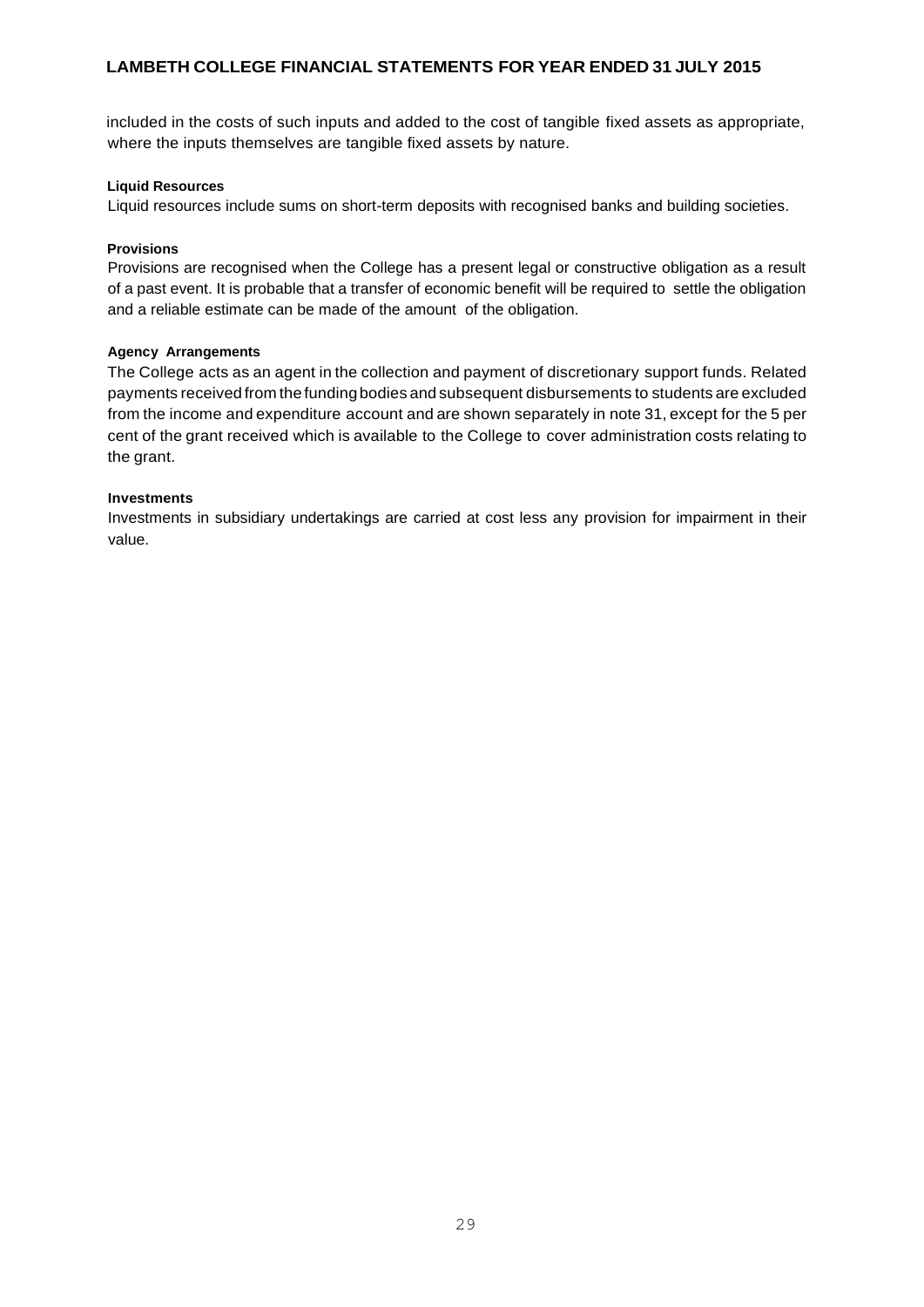included in the costs of such inputs and added to the cost of tangible fixed assets as appropriate, where the inputs themselves are tangible fixed assets by nature.

**Liquid Resources**

Liquid resources include sums on short-term deposits with recognised banks and building societies.

**Provisions**

Provisions are recognised when the College has a present legal or constructive obligation as a result of a past event. It is probable that a transfer of economic benefit will be required to settle the obligation and a reliable estimate can be made of the amount of the obligation.

**Agency Arrangements**

The College acts as an agent in the collection and payment of discretionary support funds. Related payments received from the funding bodies and subsequent disbursements to students are excluded from the income and expenditure account and are shown separately in note 31, except for the 5 per cent of the grant received which is available to the College to cover administration costs relating to the grant.

**Investments**

Investments in subsidiary undertakings are carried at cost less any provision for impairment in their value.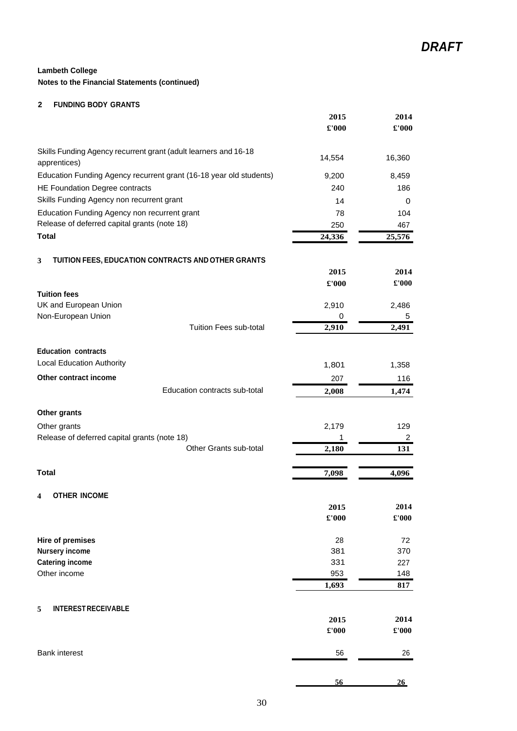*DRAFT*

**Lambeth College**

**Notes to the Financial Statements (continued)**

## 2 FUNDING BODY GRANTS

| | 2015 £'000 | 2014 £'000 |
|---|---|---|
| Skills Funding Agency recurrent grant (adult learners and 16-18 apprentices) | 14,554 | 16,360 |
| Education Funding Agency recurrent grant (16-18 year old students) | 9,200 | 8,459 |
| HE Foundation Degree contracts | 240 | 186 |
| Skills Funding Agency non recurrent grant | 14 | 0 |
| Education Funding Agency non recurrent grant | 78 | 104 |
| Release of deferred capital grants (note 18) | 250 | 467 |
| **Total** | **24,336** | **25,576** |

## 3 TUITION FEES, EDUCATION CONTRACTS AND OTHER GRANTS

| | 2015 £'000 | 2014 £'000 |
|---|---|---|
| **Tuition fees** | | |
| UK and European Union | 2,910 | 2,486 |
| Non-European Union | 0 | 5 |
| Tuition Fees sub-total | **2,910** | **2,491** |
| **Education contracts** | | |
| Local Education Authority | 1,801 | 1,358 |
| **Other contract income** | 207 | 116 |
| Education contracts sub-total | **2,008** | **1,474** |
| **Other grants** | | |
| Other grants | 2,179 | 129 |
| Release of deferred capital grants (note 18) | 1 | 2 |
| Other Grants sub-total | **2,180** | **131** |
| **Total** | **7,098** | **4,096** |

## 4 OTHER INCOME

| | 2015 £'000 | 2014 £'000 |
|---|---|---|
| **Hire of premises** | 28 | 72 |
| **Nursery income** | 381 | 370 |
| **Catering income** | 331 | 227 |
| Other income | 953 | 148 |
| | **1,693** | **817** |

## 5 INTEREST RECEIVABLE

| | 2015 £'000 | 2014 £'000 |
|---|---|---|
| Bank interest | 56 | 26 |
| | **56** | **26** |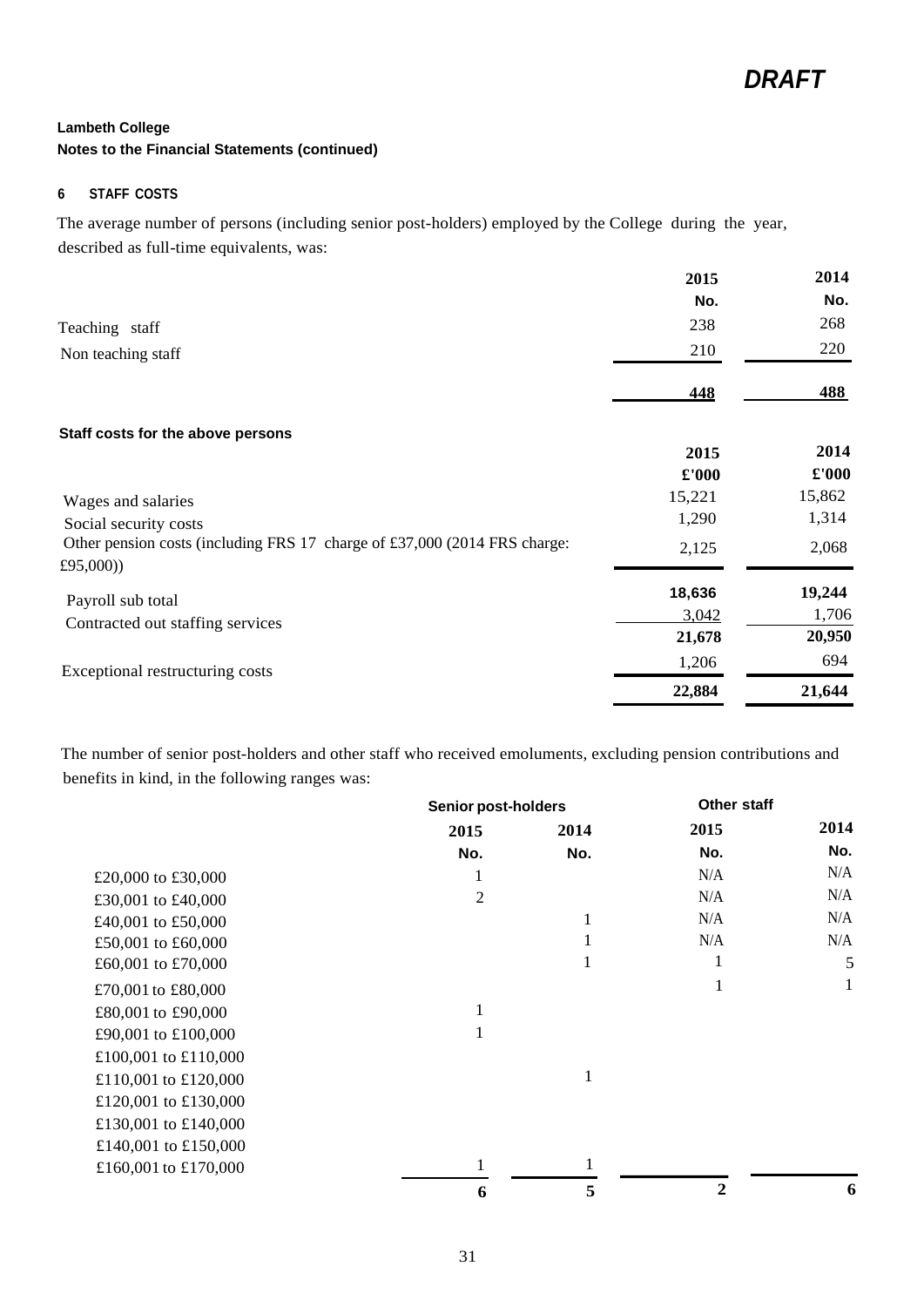*DRAFT*

**Lambeth College**
**Notes to the Financial Statements (continued)**

## 6 STAFF COSTS

The average number of persons (including senior post-holders) employed by the College during the year, described as full-time equivalents, was:

| | 2015 | 2014 |
|---|---|---|
| | No. | No. |
| Teaching staff | 238 | 268 |
| Non teaching staff | 210 | 220 |
| | **448** | **488** |

**Staff costs for the above persons**

| | 2015 | 2014 |
|---|---|---|
| | £'000 | £'000 |
| Wages and salaries | 15,221 | 15,862 |
| Social security costs | 1,290 | 1,314 |
| Other pension costs (including FRS 17 charge of £37,000 (2014 FRS charge: £95,000)) | 2,125 | 2,068 |
| Payroll sub total | **18,636** | **19,244** |
| Contracted out staffing services | 3,042 | 1,706 |
| | **21,678** | **20,950** |
| Exceptional restructuring costs | 1,206 | 694 |
| | **22,884** | **21,644** |

The number of senior post-holders and other staff who received emoluments, excluding pension contributions and benefits in kind, in the following ranges was:

| | Senior post-holders | | Other staff | |
|---|---|---|---|---|
| | 2015 | 2014 | 2015 | 2014 |
| | No. | No. | No. | No. |
| £20,000 to £30,000 | 1 | | N/A | N/A |
| £30,001 to £40,000 | 2 | | N/A | N/A |
| £40,001 to £50,000 | | 1 | N/A | N/A |
| £50,001 to £60,000 | | 1 | N/A | N/A |
| £60,001 to £70,000 | | 1 | 1 | 5 |
| £70,001 to £80,000 | | | 1 | 1 |
| £80,001 to £90,000 | 1 | | | |
| £90,001 to £100,000 | 1 | | | |
| £100,001 to £110,000 | | | | |
| £110,001 to £120,000 | | 1 | | |
| £120,001 to £130,000 | | | | |
| £130,001 to £140,000 | | | | |
| £140,001 to £150,000 | | | | |
| £160,001 to £170,000 | 1 | 1 | | |
| | **6** | **5** | **2** | **6** |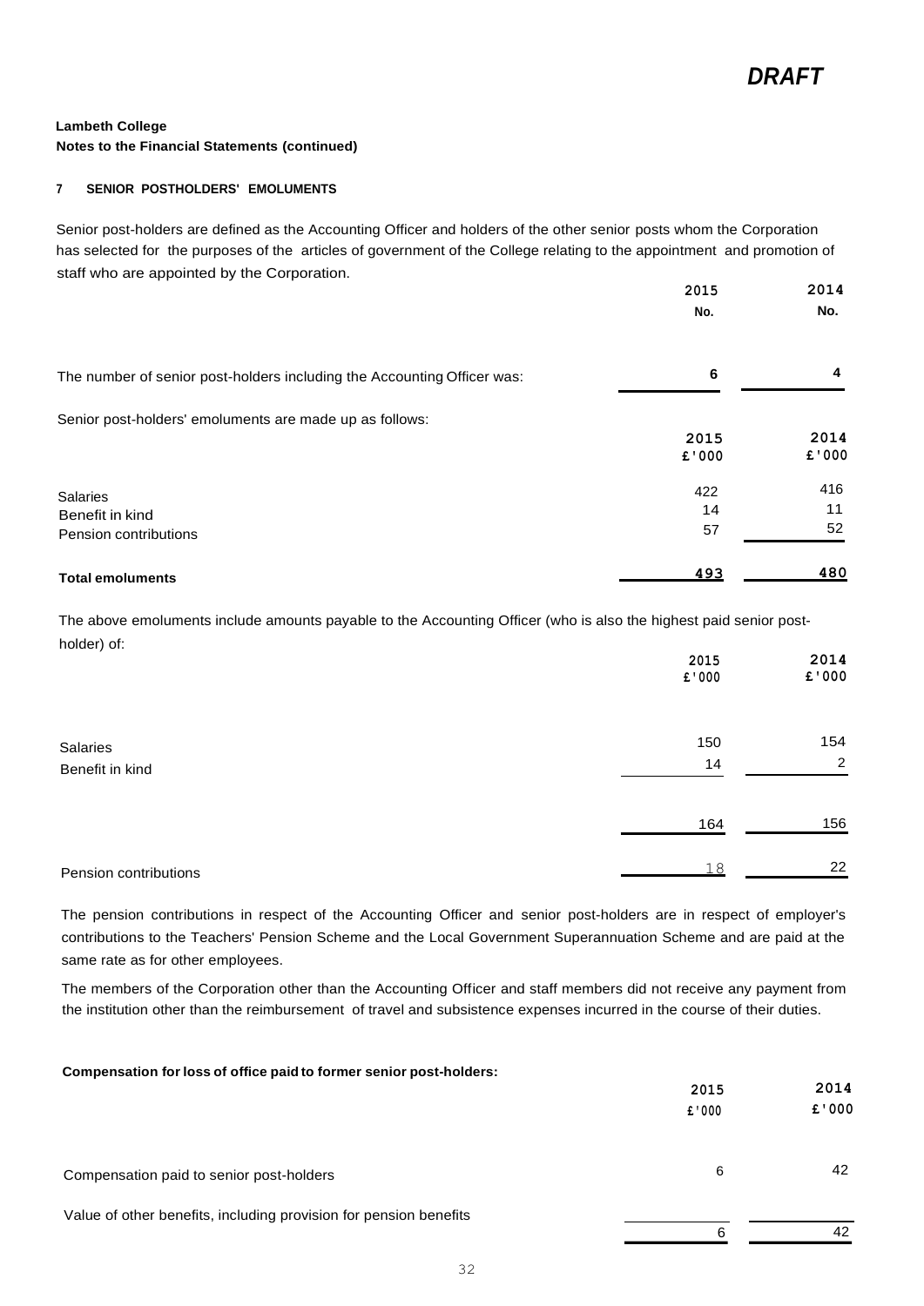*DRAFT*

**Lambeth College**
**Notes to the Financial Statements (continued)**

## 7 SENIOR POSTHOLDERS' EMOLUMENTS

Senior post-holders are defined as the Accounting Officer and holders of the other senior posts whom the Corporation has selected for the purposes of the articles of government of the College relating to the appointment and promotion of staff who are appointed by the Corporation.

| | 2015 | 2014 |
|---|---|---|
| | No. | No. |
| The number of senior post-holders including the Accounting Officer was: | 6 | 4 |

Senior post-holders' emoluments are made up as follows:

| | 2015 | 2014 |
|---|---|---|
| | £'000 | £'000 |
| Salaries | 422 | 416 |
| Benefit in kind | 14 | 11 |
| Pension contributions | 57 | 52 |
| **Total emoluments** | 493 | 480 |

The above emoluments include amounts payable to the Accounting Officer (who is also the highest paid senior post-holder) of:

| | 2015 | 2014 |
|---|---|---|
| | £'000 | £'000 |
| Salaries | 150 | 154 |
| Benefit in kind | 14 | 2 |
| | 164 | 156 |
| Pension contributions | 18 | 22 |

The pension contributions in respect of the Accounting Officer and senior post-holders are in respect of employer's contributions to the Teachers' Pension Scheme and the Local Government Superannuation Scheme and are paid at the same rate as for other employees.

The members of the Corporation other than the Accounting Officer and staff members did not receive any payment from the institution other than the reimbursement of travel and subsistence expenses incurred in the course of their duties.

**Compensation for loss of office paid to former senior post-holders:**

| | 2015 | 2014 |
|---|---|---|
| | £'000 | £'000 |
| Compensation paid to senior post-holders | 6 | 42 |
| Value of other benefits, including provision for pension benefits | | |
| | 6 | 42 |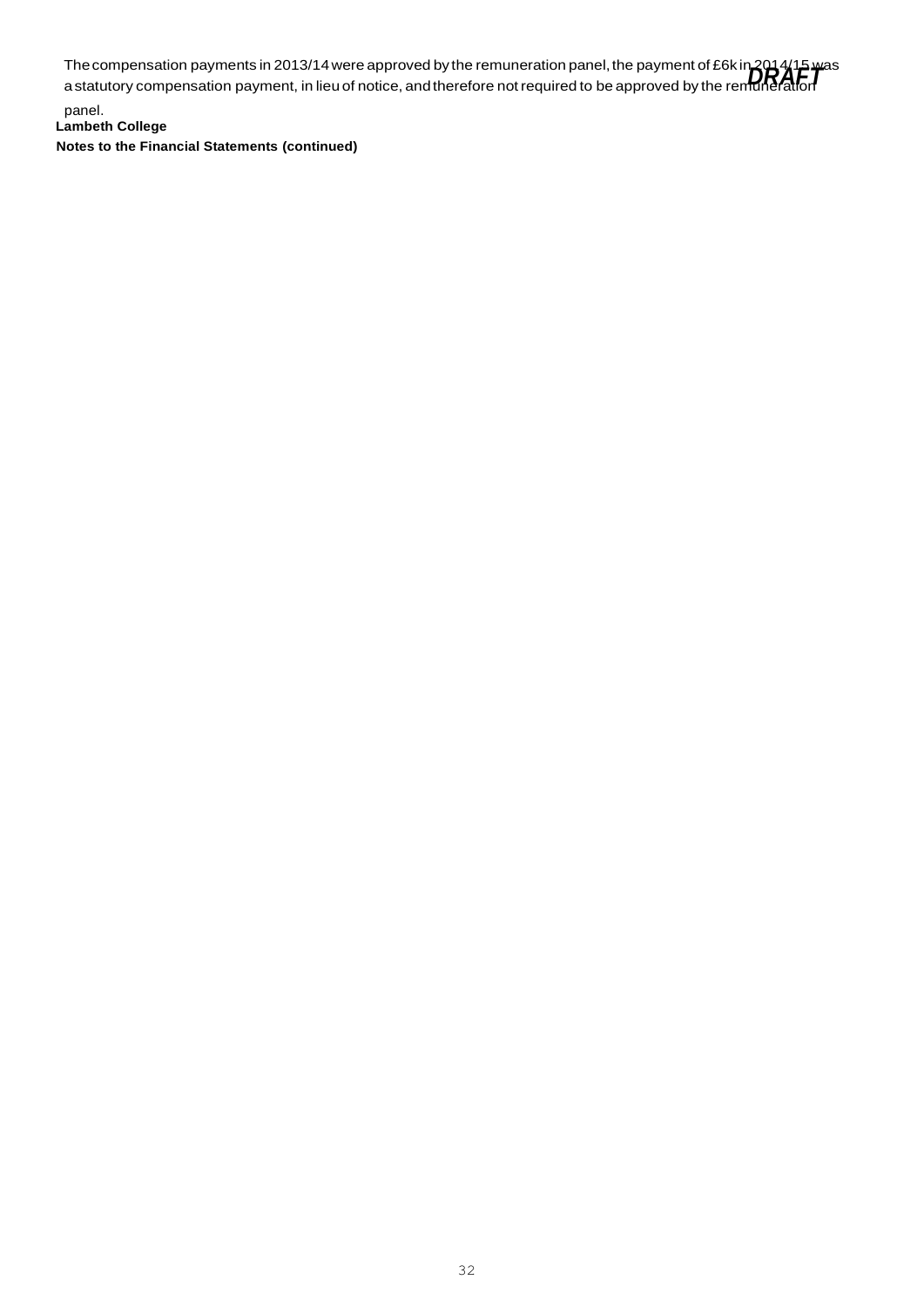The compensation payments in 2013/14 were approved by the remuneration panel, the payment of £6k in 2014/15 was a statutory compensation payment, in lieu of notice, and therefore not required to be approved by the remuneration panel.

*DRAFT*

**Lambeth College**

**Notes to the Financial Statements (continued)**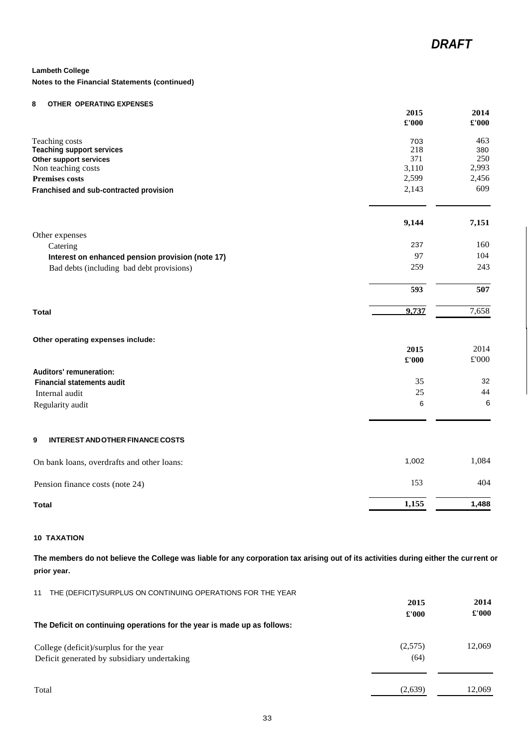*DRAFT*

**Lambeth College**

**Notes to the Financial Statements (continued)**

## 8 OTHER OPERATING EXPENSES

| | 2015 £'000 | 2014 £'000 |
|---|---|---|
| Teaching costs | 703 | 463 |
| **Teaching support services** | 218 | 380 |
| **Other support services** | 371 | 250 |
| Non teaching costs | 3,110 | 2,993 |
| **Premises costs** | 2,599 | 2,456 |
| **Franchised and sub-contracted provision** | 2,143 | 609 |
| | **9,144** | **7,151** |
| Other expenses | | |
| Catering | 237 | 160 |
| **Interest on enhanced pension provision (note 17)** | 97 | 104 |
| Bad debts (including bad debt provisions) | 259 | 243 |
| | **593** | **507** |
| **Total** | **9,737** | 7,658 |

**Other operating expenses include:**

| | 2015 £'000 | 2014 £'000 |
|---|---|---|
| **Auditors' remuneration:** | | |
| **Financial statements audit** | 35 | 32 |
| Internal audit | 25 | 44 |
| Regularity audit | 6 | 6 |

## 9 INTEREST AND OTHER FINANCE COSTS

| | 2015 £'000 | 2014 £'000 |
|---|---|---|
| On bank loans, overdrafts and other loans: | 1,002 | 1,084 |
| Pension finance costs (note 24) | 153 | 404 |
| **Total** | **1,155** | **1,488** |

## 10 TAXATION

**The members do not believe the College was liable for any corporation tax arising out of its activities during either the current or prior year.**

## 11 THE (DEFICIT)/SURPLUS ON CONTINUING OPERATIONS FOR THE YEAR

**The Deficit on continuing operations for the year is made up as follows:**

| | 2015 £'000 | 2014 £'000 |
|---|---|---|
| College (deficit)/surplus for the year | (2,575) | 12,069 |
| Deficit generated by subsidiary undertaking | (64) | |
| Total | (2,639) | 12,069 |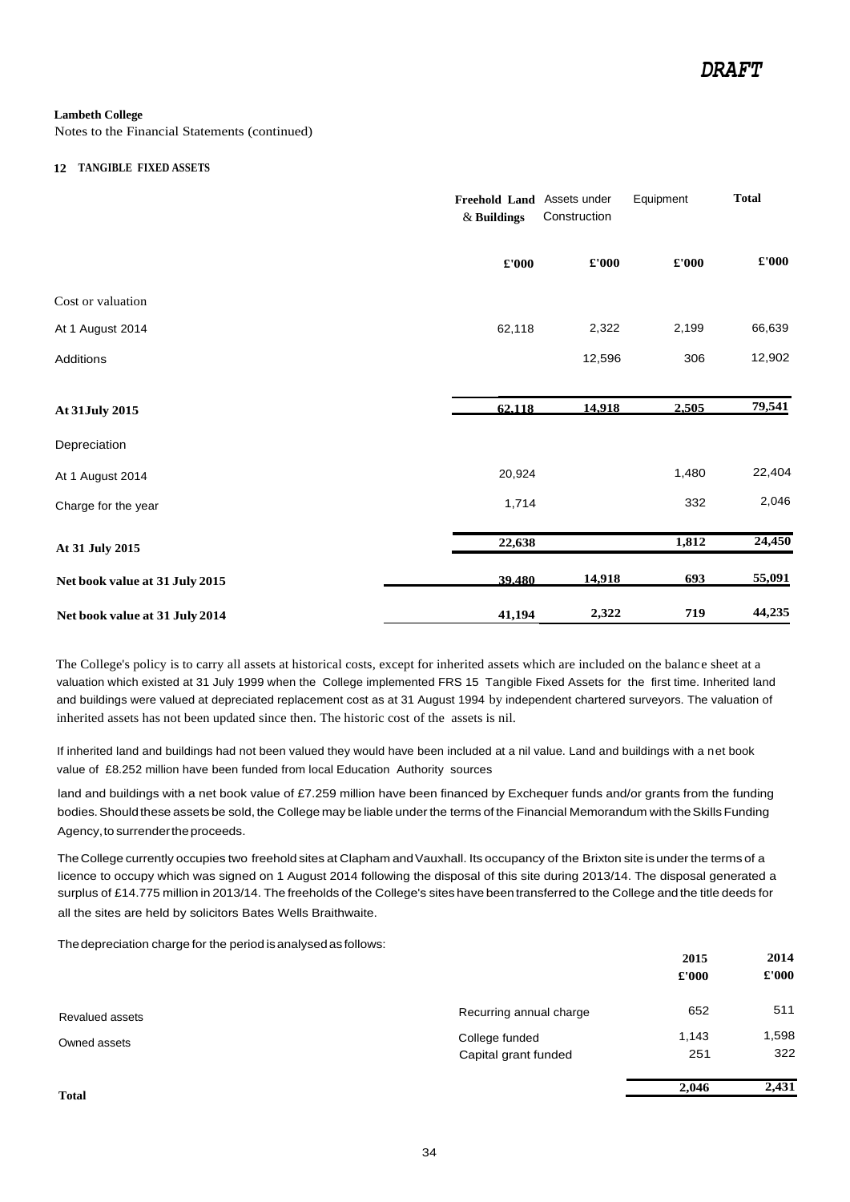DRAFT

**Lambeth College**

Notes to the Financial Statements (continued)

## 12 TANGIBLE FIXED ASSETS

| | Freehold Land & Buildings | Assets under Construction | Equipment | Total |
|---|---|---|---|---|
| | £'000 | £'000 | £'000 | £'000 |
| Cost or valuation | | | | |
| At 1 August 2014 | 62,118 | 2,322 | 2,199 | 66,639 |
| Additions | | 12,596 | 306 | 12,902 |
| **At 31 July 2015** | **62,118** | **14,918** | **2,505** | **79,541** |
| Depreciation | | | | |
| At 1 August 2014 | 20,924 | | 1,480 | 22,404 |
| Charge for the year | 1,714 | | 332 | 2,046 |
| **At 31 July 2015** | **22,638** | | **1,812** | **24,450** |
| **Net book value at 31 July 2015** | **39,480** | **14,918** | **693** | **55,091** |
| **Net book value at 31 July 2014** | **41,194** | **2,322** | **719** | **44,235** |

The College's policy is to carry all assets at historical costs, except for inherited assets which are included on the balance sheet at a valuation which existed at 31 July 1999 when the College implemented FRS 15 Tangible Fixed Assets for the first time. Inherited land and buildings were valued at depreciated replacement cost as at 31 August 1994 by independent chartered surveyors. The valuation of inherited assets has not been updated since then. The historic cost of the assets is nil.

If inherited land and buildings had not been valued they would have been included at a nil value. Land and buildings with a net book value of £8.252 million have been funded from local Education Authority sources

land and buildings with a net book value of £7.259 million have been financed by Exchequer funds and/or grants from the funding bodies. Should these assets be sold, the College may be liable under the terms of the Financial Memorandum with the Skills Funding Agency, to surrender the proceeds.

The College currently occupies two freehold sites at Clapham and Vauxhall. Its occupancy of the Brixton site is under the terms of a licence to occupy which was signed on 1 August 2014 following the disposal of this site during 2013/14. The disposal generated a surplus of £14.775 million in 2013/14. The freeholds of the College's sites have been transferred to the College and the title deeds for all the sites are held by solicitors Bates Wells Braithwaite.

The depreciation charge for the period is analysed as follows:

| | | 2015 | 2014 |
|---|---|---|---|
| | | £'000 | £'000 |
| Revalued assets | Recurring annual charge | 652 | 511 |
| Owned assets | College funded | 1,143 | 1,598 |
| | Capital grant funded | 251 | 322 |
| **Total** | | **2,046** | **2,431** |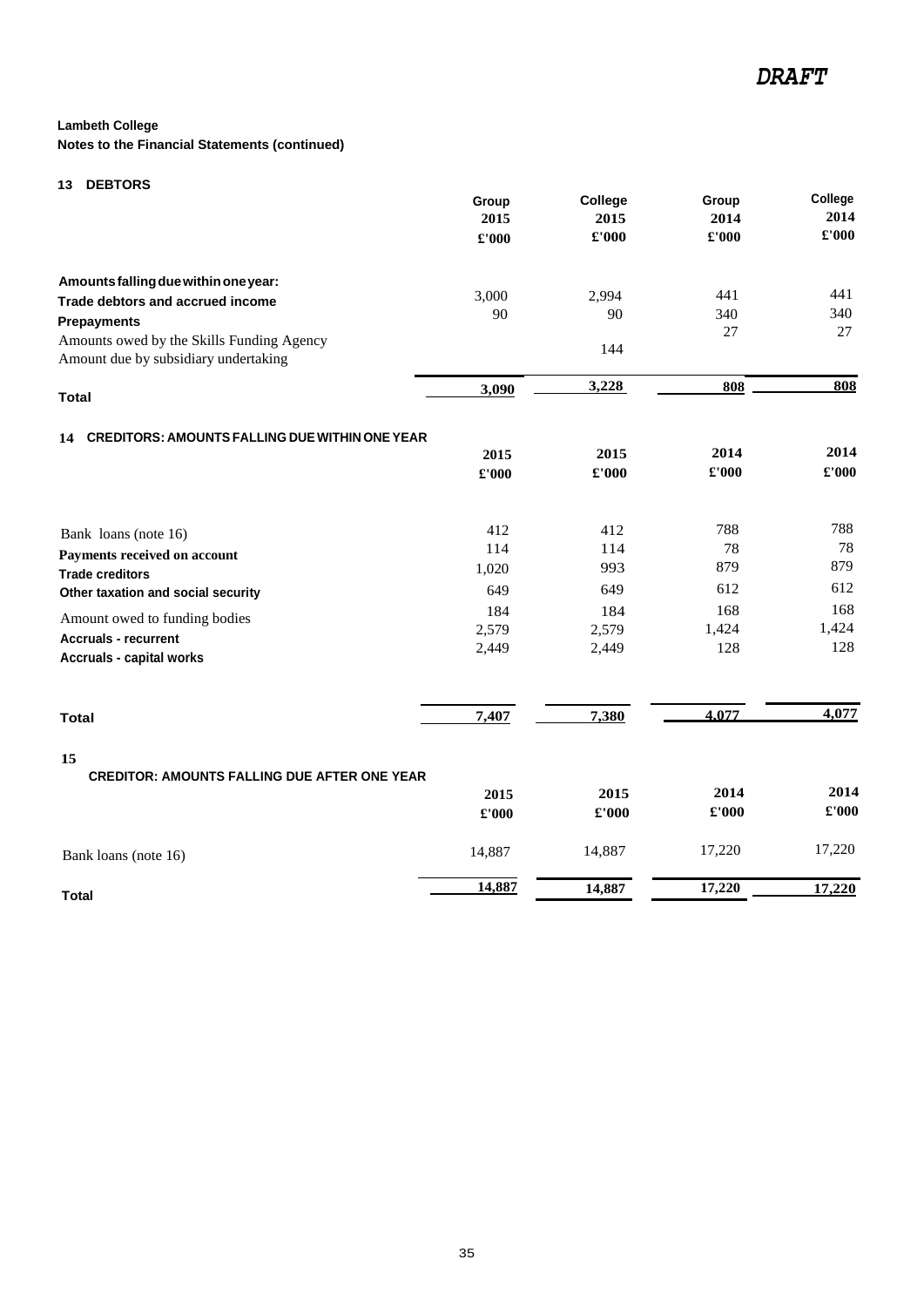*DRAFT*

**Lambeth College**

**Notes to the Financial Statements (continued)**

## 13 DEBTORS

| | Group 2015 £'000 | College 2015 £'000 | Group 2014 £'000 | College 2014 £'000 |
|---|---|---|---|---|
| **Amounts falling due within one year:** | | | | |
| **Trade debtors and accrued income** | 3,000 | 2,994 | 441 | 441 |
| **Prepayments** | 90 | 90 | 340 | 340 |
| Amounts owed by the Skills Funding Agency | | | 27 | 27 |
| Amount due by subsidiary undertaking | | 144 | | |
| **Total** | **3,090** | **3,228** | **808** | **808** |

## 14 CREDITORS: AMOUNTS FALLING DUE WITHIN ONE YEAR

| | 2015 £'000 | 2015 £'000 | 2014 £'000 | 2014 £'000 |
|---|---|---|---|---|
| Bank loans (note 16) | 412 | 412 | 788 | 788 |
| **Payments received on account** | 114 | 114 | 78 | 78 |
| **Trade creditors** | 1,020 | 993 | 879 | 879 |
| **Other taxation and social security** | 649 | 649 | 612 | 612 |
| Amount owed to funding bodies | 184 | 184 | 168 | 168 |
| **Accruals - recurrent** | 2,579 | 2,579 | 1,424 | 1,424 |
| **Accruals - capital works** | 2,449 | 2,449 | 128 | 128 |
| **Total** | **7,407** | **7,380** | **4,077** | **4,077** |

## 15 CREDITOR: AMOUNTS FALLING DUE AFTER ONE YEAR

| | 2015 £'000 | 2015 £'000 | 2014 £'000 | 2014 £'000 |
|---|---|---|---|---|
| Bank loans (note 16) | 14,887 | 14,887 | 17,220 | 17,220 |
| **Total** | **14,887** | **14,887** | **17,220** | **17,220** |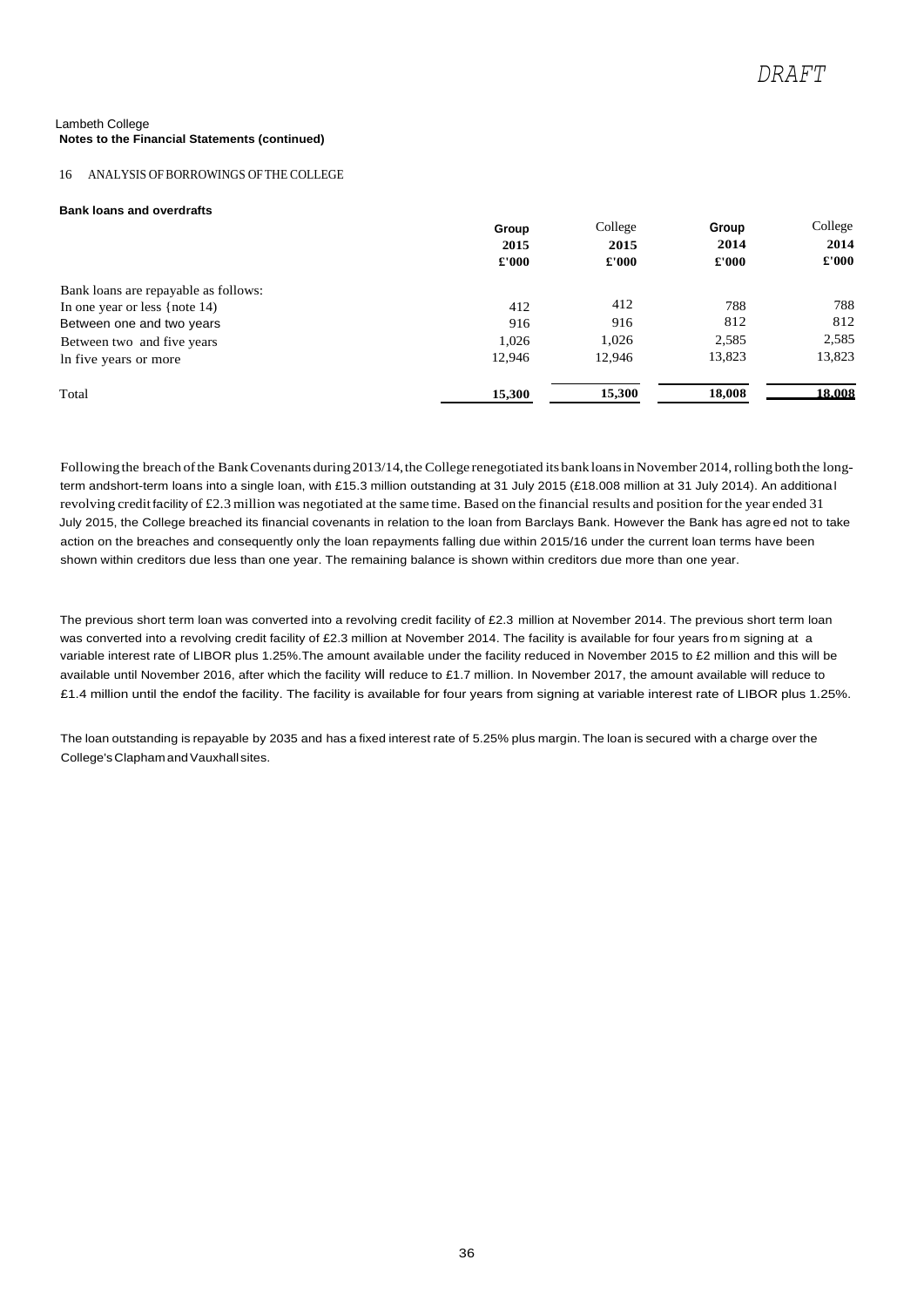DRAFT

Lambeth College
**Notes to the Financial Statements (continued)**

16 ANALYSIS OF BORROWINGS OF THE COLLEGE

**Bank loans and overdrafts**

| | Group 2015 £'000 | College 2015 £'000 | Group 2014 £'000 | College 2014 £'000 |
|---|---|---|---|---|
| Bank loans are repayable as follows: | | | | |
| In one year or less {note 14) | 412 | 412 | 788 | 788 |
| Between one and two years | 916 | 916 | 812 | 812 |
| Between two and five years | 1,026 | 1,026 | 2,585 | 2,585 |
| ln five years or more | 12,946 | 12,946 | 13,823 | 13,823 |
| Total | **15,300** | **15,300** | **18,008** | **18,008** |

Following the breach of the Bank Covenants during 2013/14, the College renegotiated its bank loans in November 2014, rolling both the long-term andshort-term loans into a single loan, with £15.3 million outstanding at 31 July 2015 (£18.008 million at 31 July 2014). An additional revolving credit facility of £2.3 million was negotiated at the same time. Based on the financial results and position for the year ended 31 July 2015, the College breached its financial covenants in relation to the loan from Barclays Bank. However the Bank has agreed not to take action on the breaches and consequently only the loan repayments falling due within 2015/16 under the current loan terms have been shown within creditors due less than one year. The remaining balance is shown within creditors due more than one year.

The previous short term loan was converted into a revolving credit facility of £2.3 million at November 2014. The previous short term loan was converted into a revolving credit facility of £2.3 million at November 2014. The facility is available for four years from signing at a variable interest rate of LIBOR plus 1.25%.The amount available under the facility reduced in November 2015 to £2 million and this will be available until November 2016, after which the facility will reduce to £1.7 million. In November 2017, the amount available will reduce to £1.4 million until the endof the facility. The facility is available for four years from signing at variable interest rate of LIBOR plus 1.25%.

The loan outstanding is repayable by 2035 and has a fixed interest rate of 5.25% plus margin. The loan is secured with a charge over the College's Clapham and Vauxhall sites.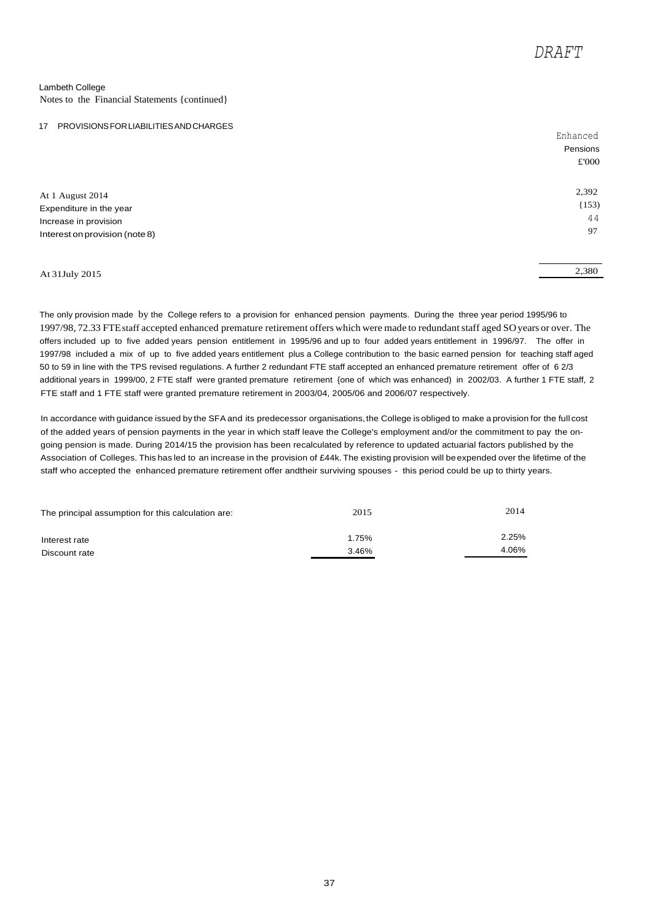*DRAFT*

Lambeth College
Notes to the Financial Statements {continued}

## 17 PROVISIONS FOR LIABILITIES AND CHARGES

| | Enhanced Pensions £'000 |
|---|---|
| At 1 August 2014 | 2,392 |
| Expenditure in the year | {153) |
| Increase in provision | 44 |
| Interest on provision (note 8) | 97 |
| At 31July 2015 | 2,380 |

The only provision made by the College refers to a provision for enhanced pension payments. During the three year period 1995/96 to 1997/98, 72.33 FTE staff accepted enhanced premature retirement offers which were made to redundant staff aged SO years or over. The offers included up to five added years pension entitlement in 1995/96 and up to four added years entitlement in 1996/97. The offer in 1997/98 included a mix of up to five added years entitlement plus a College contribution to the basic earned pension for teaching staff aged 50 to 59 in line with the TPS revised regulations. A further 2 redundant FTE staff accepted an enhanced premature retirement offer of 6 2/3 additional years in 1999/00, 2 FTE staff were granted premature retirement {one of which was enhanced) in 2002/03. A further 1 FTE staff, 2 FTE staff and 1 FTE staff were granted premature retirement in 2003/04, 2005/06 and 2006/07 respectively.

In accordance with guidance issued by the SFA and its predecessor organisations, the College is obliged to make a provision for the full cost of the added years of pension payments in the year in which staff leave the College's employment and/or the commitment to pay the on-going pension is made. During 2014/15 the provision has been recalculated by reference to updated actuarial factors published by the Association of Colleges. This has led to an increase in the provision of £44k. The existing provision will be expended over the lifetime of the staff who accepted the enhanced premature retirement offer andtheir surviving spouses - this period could be up to thirty years.

| The principal assumption for this calculation are: | 2015 | 2014 |
|---|---|---|
| Interest rate | 1.75% | 2.25% |
| Discount rate | 3.46% | 4.06% |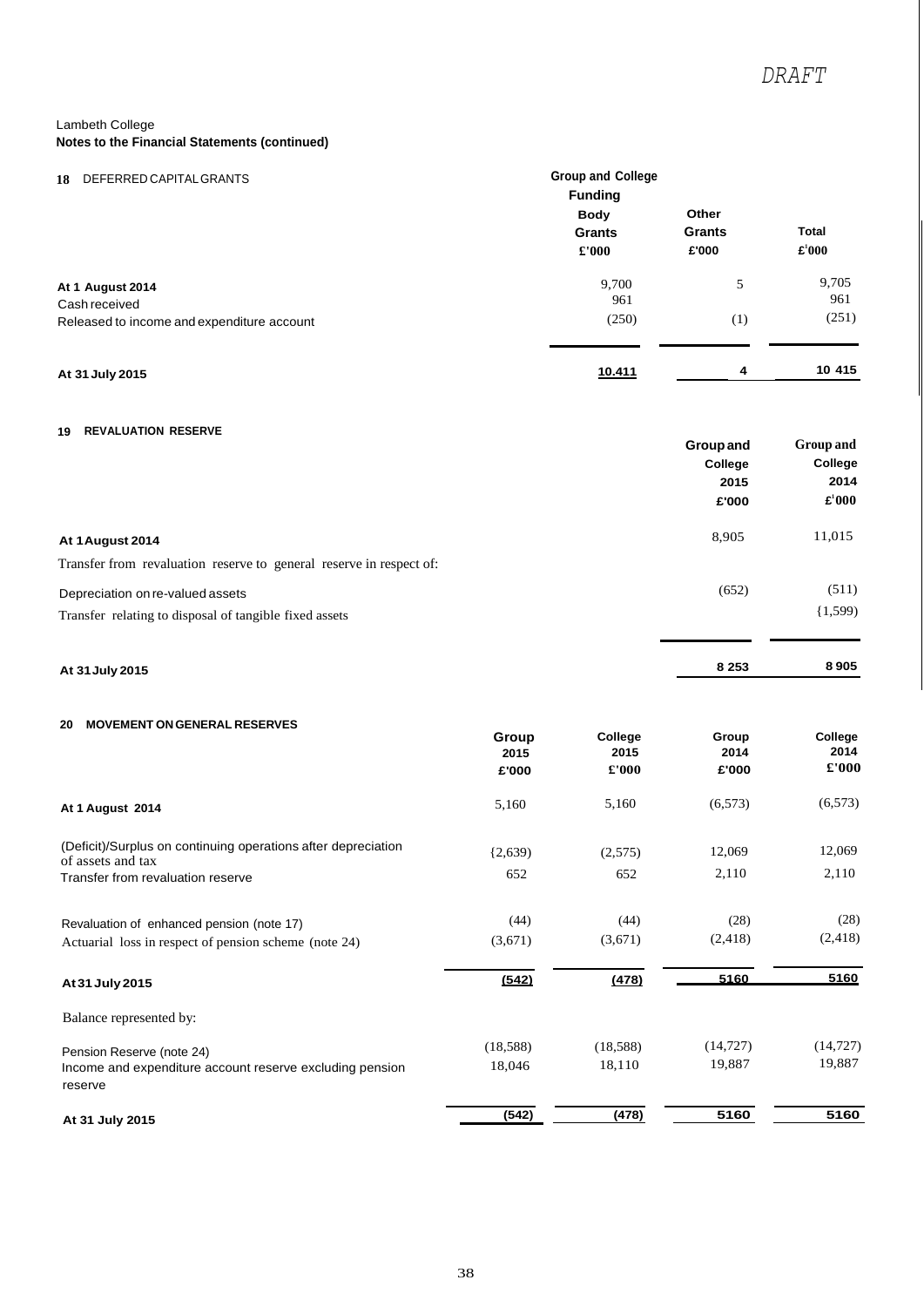DRAFT

Lambeth College
**Notes to the Financial Statements (continued)**

**18** DEFERRED CAPITAL GRANTS

| | Group and College Funding Body Grants £'000 | Other Grants £'000 | Total £'000 |
|---|---|---|---|
| **At 1 August 2014** | 9,700 | 5 | 9,705 |
| Cash received | 961 | | 961 |
| Released to income and expenditure account | (250) | (1) | (251) |
| **At 31 July 2015** | **10.411** | **4** | **10 415** |

**19 REVALUATION RESERVE**

| | Group and College 2015 £'000 | Group and College 2014 £'000 |
|---|---|---|
| **At 1 August 2014** | 8,905 | 11,015 |
| Transfer from revaluation reserve to general reserve in respect of: | | |
| Depreciation on re-valued assets | (652) | (511) |
| Transfer relating to disposal of tangible fixed assets | | {1,599) |
| **At 31 July 2015** | **8 253** | **8 905** |

**20 MOVEMENT ON GENERAL RESERVES**

| | Group 2015 £'000 | College 2015 £'000 | Group 2014 £'000 | College 2014 £'000 |
|---|---|---|---|---|
| **At 1 August 2014** | 5,160 | 5,160 | (6,573) | (6,573) |
| (Deficit)/Surplus on continuing operations after depreciation of assets and tax | {2,639) | (2,575) | 12,069 | 12,069 |
| Transfer from revaluation reserve | 652 | 652 | 2,110 | 2,110 |
| Revaluation of enhanced pension (note 17) | (44) | (44) | (28) | (28) |
| Actuarial loss in respect of pension scheme (note 24) | (3,671) | (3,671) | (2,418) | (2,418) |
| **At 31 July 2015** | **(542)** | **(478)** | **5160** | **5160** |
| Balance represented by: | | | | |
| Pension Reserve (note 24) | (18,588) | (18,588) | (14,727) | (14,727) |
| Income and expenditure account reserve excluding pension reserve | 18,046 | 18,110 | 19,887 | 19,887 |
| **At 31 July 2015** | **(542)** | **(478)** | **5160** | **5160** |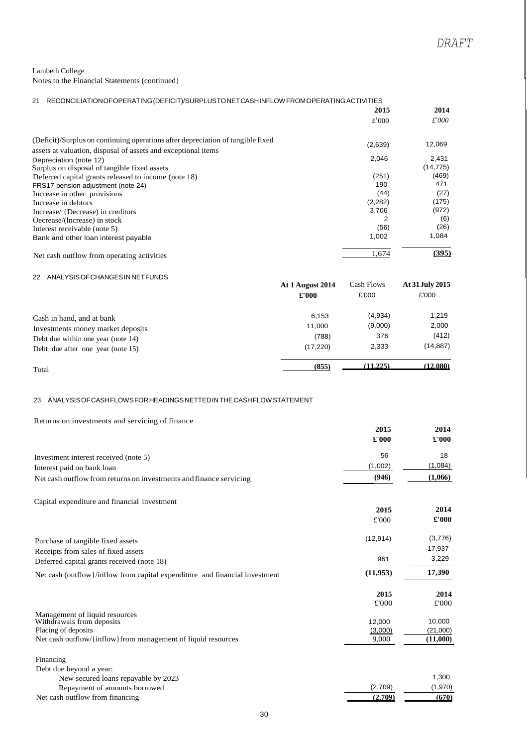DRAFT

Lambeth College
Notes to the Financial Statements (continued}

## 21 RECONCILIATIONOFOPERATING(DEFICIT)/SURPLUSTONETCASHINFLOWFROMOPERATINGACTIVITIES

| | 2015 | 2014 |
|---|---|---|
| | £'000 | £'000 |
| (Deficit)/Surplus on continuing operations after depreciation of tangible fixed assets at valuation, disposal of assets and exceptional items | (2,639) | 12,069 |
| Depreciation (note 12) | 2,046 | 2,431 |
| Surplus on disposal of tangible fixed assets | | (14,775) |
| Deferred capital grants released to income (note 18) | (251) | (469) |
| FRS17 pension adjustment (note 24) | 190 | 471 |
| Increase in other provisions | (44) | (27) |
| Increase in debtors | (2,282) | (175) |
| Increase/ {Decrease) in creditors | 3,706 | (972) |
| Oecrease/(lncrease) in stock | 2 | (6) |
| Interest receivable (note 5) | (56) | (26) |
| Bank and other loan interest payable | 1,002 | 1,084 |
| Net cash outflow from operating activities | 1,674 | **(395)** |

## 22 ANALYSISOFCHANGESINNETFUNDS

| | At 1 August 2014 | Cash Flows | At 31 July 2015 |
|---|---|---|---|
| | £'000 | £'000 | £'000 |
| Cash in hand, and at bank | 6,153 | (4,934) | 1,219 |
| Investments money market deposits | 11,000 | (9,000) | 2,000 |
| Debt due within one year (note 14) | (788) | 376 | (412) |
| Debt due after one year (note 15) | (17,220) | 2,333 | (14,887) |
| Total | **(855)** | **(11,225)** | **(12,080)** |

## 23 ANALYSISOFCASHFLOWSFORHEADINGSNETTEDINTHECASHFLOWSTATEMENT

Returns on investments and servicing of finance

| | 2015 | 2014 |
|---|---|---|
| | £'000 | £'000 |
| Investment interest received (note 5) | 56 | 18 |
| Interest paid on bank loan | (1,002) | (1,084) |
| Net cash outflow from returns on investments and finance servicing | **(946)** | **(1,066)** |

Capital expenditure and financial investment

| | 2015 | 2014 |
|---|---|---|
| | £'000 | £'000 |
| Purchase of tangible fixed assets | (12,914) | (3,776) |
| Receipts from sales of fixed assets | | 17,937 |
| Deferred capital grants received (note 18) | 961 | 3,229 |
| Net cash (outflow}/inflow from capital expenditure and financial investment | **(11,953)** | **17,390** |

| | 2015 | 2014 |
|---|---|---|
| | £'000 | £'000 |
| Management of liquid resources | | |
| Withdrawals from deposits | 12,000 | 10,000 |
| Placing of deposits | (3,000) | (21,000) |
| Net cash outflow/{inflow}from management of liquid resources | 9,000 | **(11,000)** |

| | 2015 | 2014 |
|---|---|---|
| Financing | | |
| Debt due beyond a year: | | |
| New secured loans repayable by 2023 | | 1,300 |
| Repayment of amounts borrowed | (2,709) | (1,970) |
| Net cash outflow from financing | **(2,709)** | **(670)** |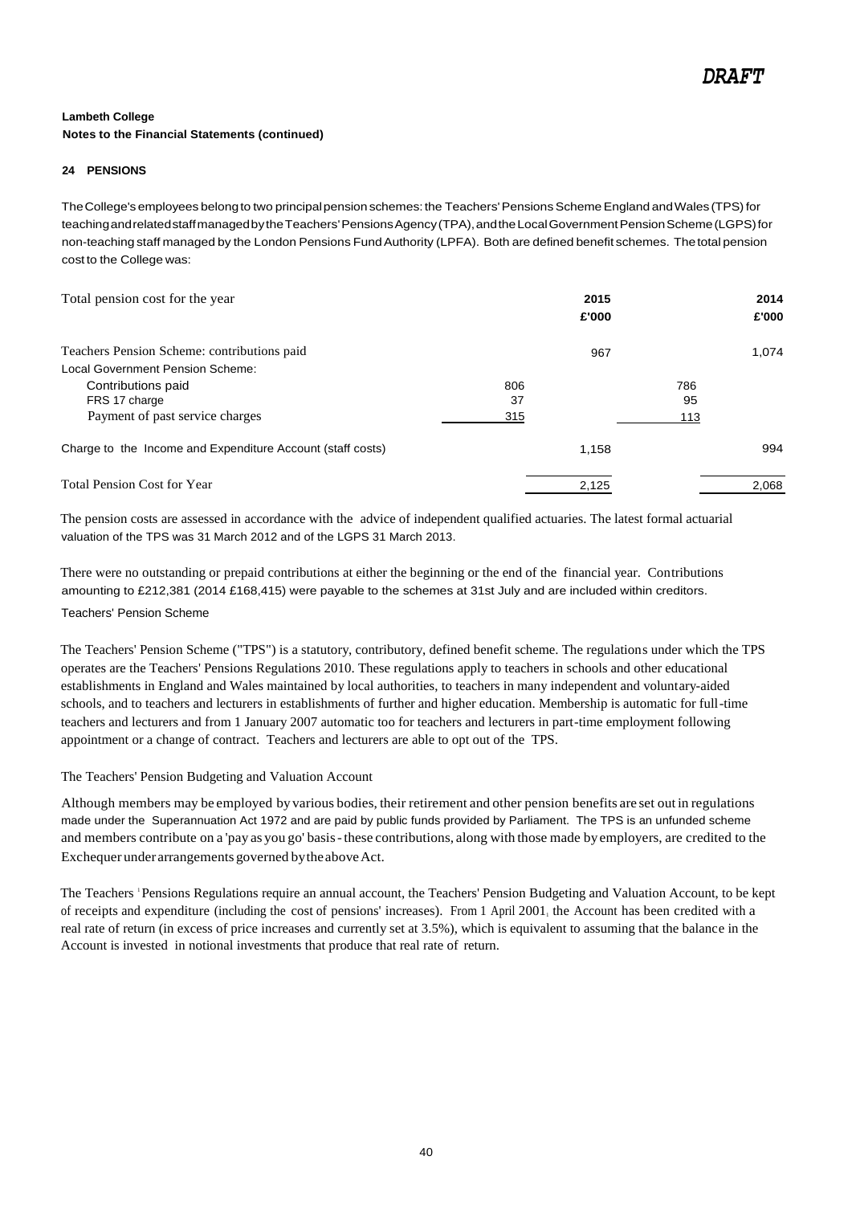*DRAFT*

**Lambeth College**
**Notes to the Financial Statements (continued)**

## 24 PENSIONS

The College's employees belong to two principal pension schemes: the Teachers' Pensions Scheme England and Wales (TPS) for teaching and related staff managed by the Teachers' Pensions Agency (TPA), and the Local Government Pension Scheme (LGPS) for non-teaching staff managed by the London Pensions Fund Authority (LPFA). Both are defined benefit schemes. The total pension cost to the College was:

| Total pension cost for the year | | 2015 £'000 | | 2014 £'000 |
|---|---|---|---|---|
| Teachers Pension Scheme: contributions paid | | 967 | | 1,074 |
| Local Government Pension Scheme: | | | | |
| Contributions paid | 806 | | 786 | |
| FRS 17 charge | 37 | | 95 | |
| Payment of past service charges | 315 | | 113 | |
| Charge to the Income and Expenditure Account (staff costs) | | 1,158 | | 994 |
| Total Pension Cost for Year | | 2,125 | | 2,068 |

The pension costs are assessed in accordance with the advice of independent qualified actuaries. The latest formal actuarial valuation of the TPS was 31 March 2012 and of the LGPS 31 March 2013.

There were no outstanding or prepaid contributions at either the beginning or the end of the financial year. Contributions amounting to £212,381 (2014 £168,415) were payable to the schemes at 31st July and are included within creditors.

Teachers' Pension Scheme

The Teachers' Pension Scheme ("TPS") is a statutory, contributory, defined benefit scheme. The regulations under which the TPS operates are the Teachers' Pensions Regulations 2010. These regulations apply to teachers in schools and other educational establishments in England and Wales maintained by local authorities, to teachers in many independent and voluntary-aided schools, and to teachers and lecturers in establishments of further and higher education. Membership is automatic for full-time teachers and lecturers and from 1 January 2007 automatic too for teachers and lecturers in part-time employment following appointment or a change of contract. Teachers and lecturers are able to opt out of the TPS.

The Teachers' Pension Budgeting and Valuation Account

Although members may be employed by various bodies, their retirement and other pension benefits are set out in regulations made under the Superannuation Act 1972 and are paid by public funds provided by Parliament. The TPS is an unfunded scheme and members contribute on a 'pay as you go' basis - these contributions, along with those made by employers, are credited to the Exchequer under arrangements governed by the above Act.

The Teachers' Pensions Regulations require an annual account, the Teachers' Pension Budgeting and Valuation Account, to be kept of receipts and expenditure (including the cost of pensions' increases). From 1 April 2001, the Account has been credited with a real rate of return (in excess of price increases and currently set at 3.5%), which is equivalent to assuming that the balance in the Account is invested in notional investments that produce that real rate of return.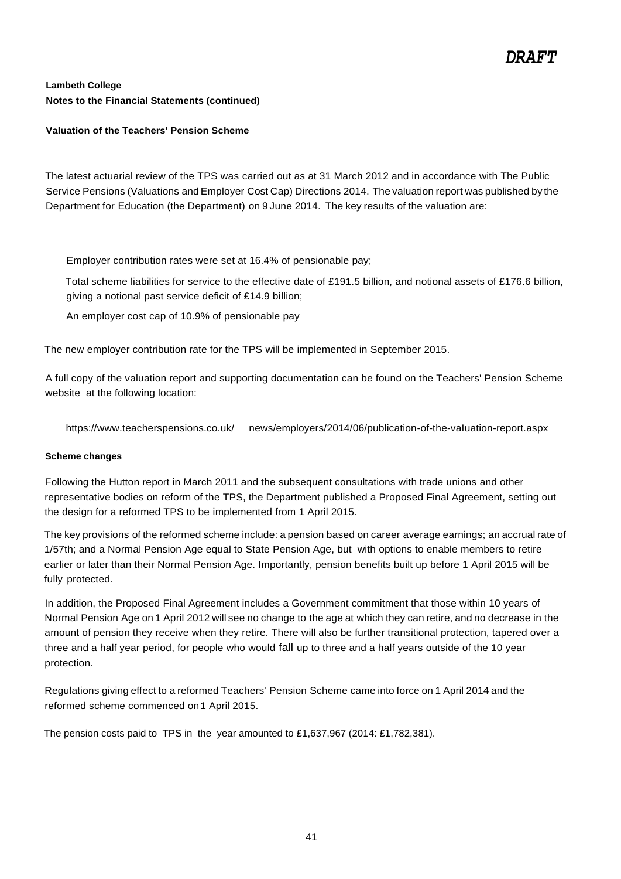DRAFT

**Lambeth College**
**Notes to the Financial Statements (continued)**

**Valuation of the Teachers' Pension Scheme**

The latest actuarial review of the TPS was carried out as at 31 March 2012 and in accordance with The Public Service Pensions (Valuations and Employer Cost Cap) Directions 2014. The valuation report was published by the Department for Education (the Department) on 9 June 2014. The key results of the valuation are:

Employer contribution rates were set at 16.4% of pensionable pay;

Total scheme liabilities for service to the effective date of £191.5 billion, and notional assets of £176.6 billion, giving a notional past service deficit of £14.9 billion;

An employer cost cap of 10.9% of pensionable pay

The new employer contribution rate for the TPS will be implemented in September 2015.

A full copy of the valuation report and supporting documentation can be found on the Teachers' Pension Scheme website at the following location:

https://www.teacherspensions.co.uk/ news/employers/2014/06/publication-of-the-vaIuation-report.aspx

**Scheme changes**

Following the Hutton report in March 2011 and the subsequent consultations with trade unions and other representative bodies on reform of the TPS, the Department published a Proposed Final Agreement, setting out the design for a reformed TPS to be implemented from 1 April 2015.

The key provisions of the reformed scheme include: a pension based on career average earnings; an accrual rate of 1/57th; and a Normal Pension Age equal to State Pension Age, but with options to enable members to retire earlier or later than their Normal Pension Age. Importantly, pension benefits built up before 1 April 2015 will be fully protected.

In addition, the Proposed Final Agreement includes a Government commitment that those within 10 years of Normal Pension Age on 1 April 2012 will see no change to the age at which they can retire, and no decrease in the amount of pension they receive when they retire. There will also be further transitional protection, tapered over a three and a half year period, for people who would fall up to three and a half years outside of the 10 year protection.

Regulations giving effect to a reformed Teachers' Pension Scheme came into force on 1 April 2014 and the reformed scheme commenced on 1 April 2015.

The pension costs paid to TPS in the year amounted to £1,637,967 (2014: £1,782,381).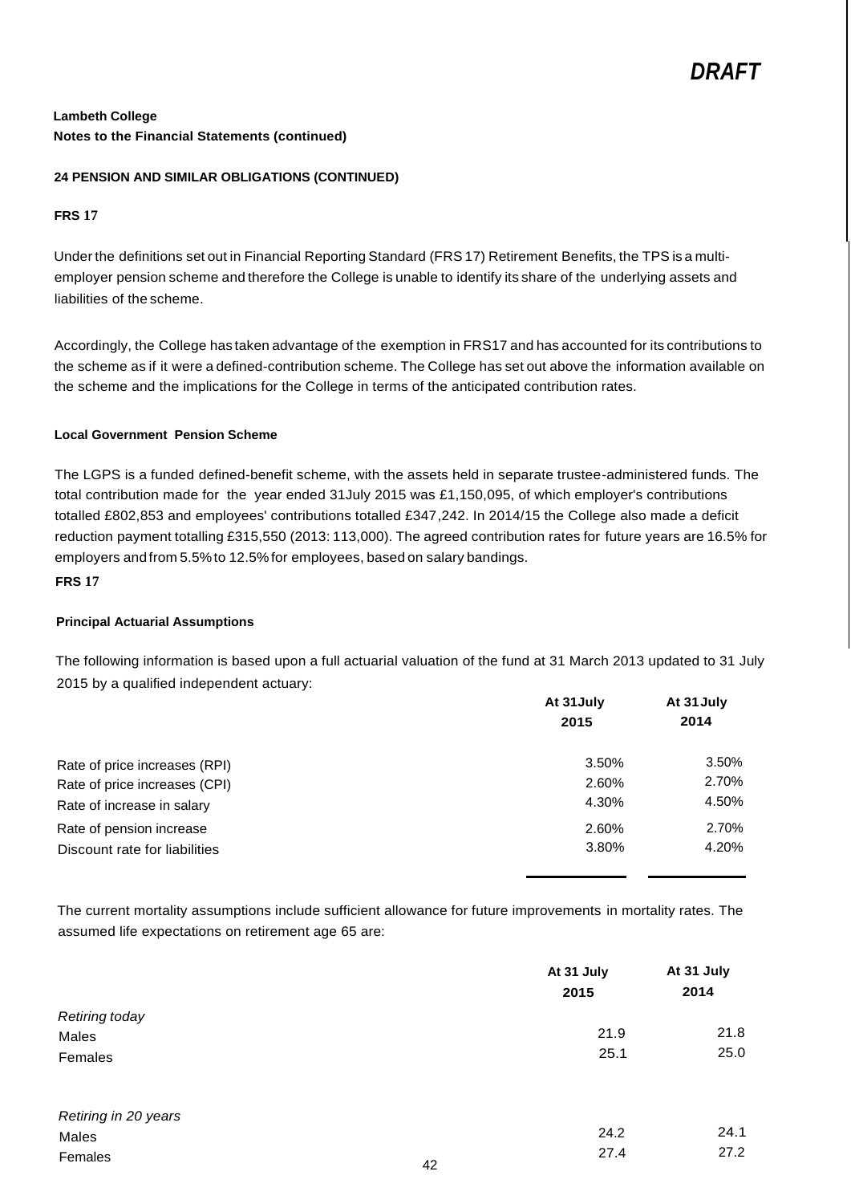DRAFT

**Lambeth College**
**Notes to the Financial Statements (continued)**

**24 PENSION AND SIMILAR OBLIGATIONS (CONTINUED)**

**FRS 17**

Under the definitions set out in Financial Reporting Standard (FRS 17) Retirement Benefits, the TPS is a multi-employer pension scheme and therefore the College is unable to identify its share of the underlying assets and liabilities of the scheme.

Accordingly, the College has taken advantage of the exemption in FRS17 and has accounted for its contributions to the scheme as if it were a defined-contribution scheme. The College has set out above the information available on the scheme and the implications for the College in terms of the anticipated contribution rates.

**Local Government Pension Scheme**

The LGPS is a funded defined-benefit scheme, with the assets held in separate trustee-administered funds. The total contribution made for the year ended 31July 2015 was £1,150,095, of which employer's contributions totalled £802,853 and employees' contributions totalled £347,242. In 2014/15 the College also made a deficit reduction payment totalling £315,550 (2013: 113,000). The agreed contribution rates for future years are 16.5% for employers and from 5.5% to 12.5% for employees, based on salary bandings.

**FRS 17**

**Principal Actuarial Assumptions**

The following information is based upon a full actuarial valuation of the fund at 31 March 2013 updated to 31 July 2015 by a qualified independent actuary:

| | At 31July 2015 | At 31 July 2014 |
|---|---|---|
| Rate of price increases (RPI) | 3.50% | 3.50% |
| Rate of price increases (CPI) | 2.60% | 2.70% |
| Rate of increase in salary | 4.30% | 4.50% |
| Rate of pension increase | 2.60% | 2.70% |
| Discount rate for liabilities | 3.80% | 4.20% |

The current mortality assumptions include sufficient allowance for future improvements in mortality rates. The assumed life expectations on retirement age 65 are:

| | At 31 July 2015 | At 31 July 2014 |
|---|---|---|
| *Retiring today* | | |
| Males | 21.9 | 21.8 |
| Females | 25.1 | 25.0 |
| | | |
| *Retiring in 20 years* | | |
| Males | 24.2 | 24.1 |
| Females | 27.4 | 27.2 |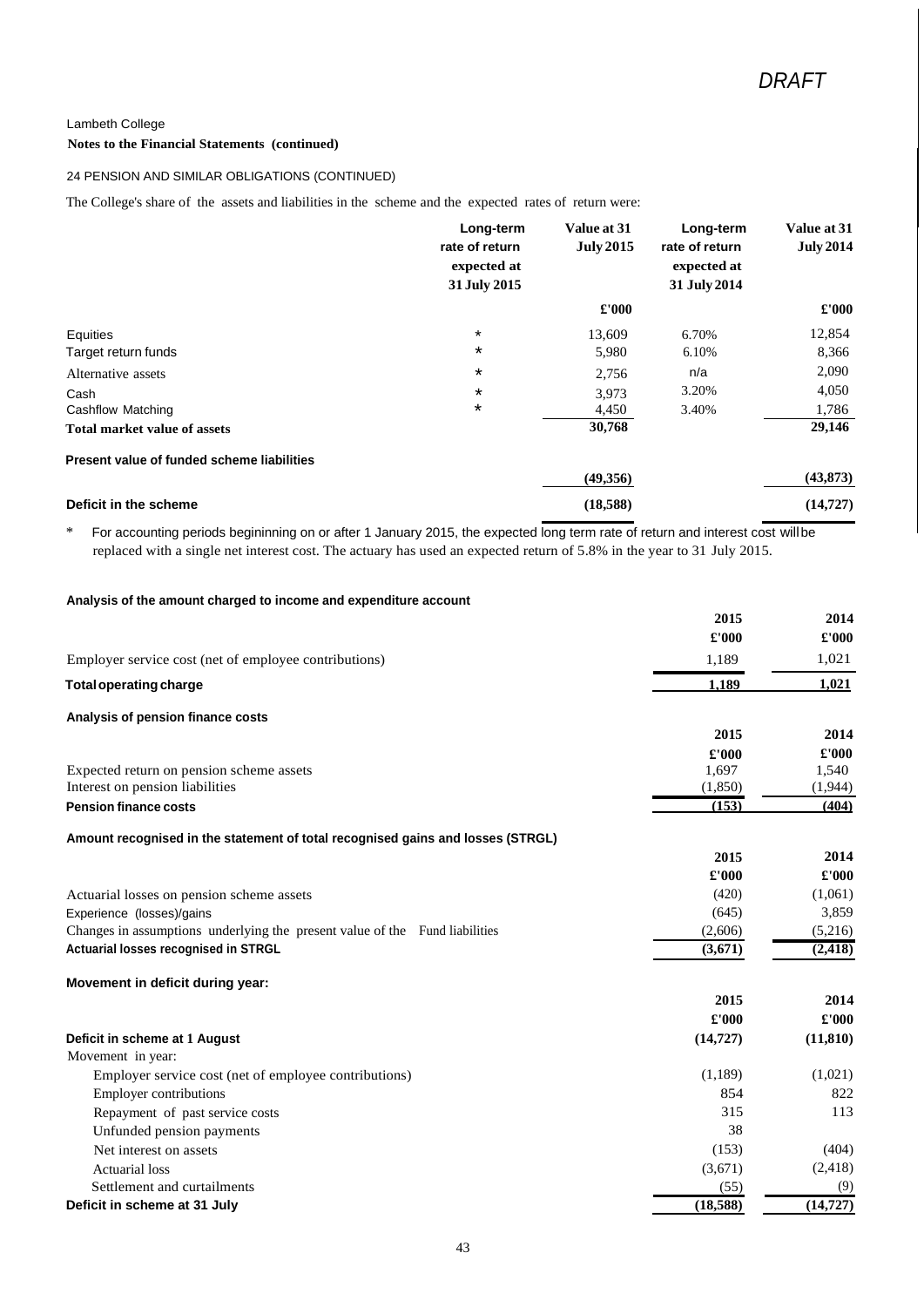*DRAFT*

Lambeth College

**Notes to the Financial Statements (continued)**

24 PENSION AND SIMILAR OBLIGATIONS (CONTINUED)

The College's share of the assets and liabilities in the scheme and the expected rates of return were:

| | Long-term rate of return expected at 31 July 2015 | Value at 31 July 2015 | Long-term rate of return expected at 31 July 2014 | Value at 31 July 2014 |
|---|---|---|---|---|
| | | £'000 | | £'000 |
| Equities | * | 13,609 | 6.70% | 12,854 |
| Target return funds | * | 5,980 | 6.10% | 8,366 |
| Alternative assets | * | 2,756 | n/a | 2,090 |
| Cash | * | 3,973 | 3.20% | 4,050 |
| Cashflow Matching | * | 4,450 | 3.40% | 1,786 |
| **Total market value of assets** | | **30,768** | | **29,146** |
| **Present value of funded scheme liabilities** | | **(49,356)** | | **(43,873)** |
| **Deficit in the scheme** | | **(18,588)** | | **(14,727)** |

\* For accounting periods begininning on or after 1 January 2015, the expected long term rate of return and interest cost will be replaced with a single net interest cost. The actuary has used an expected return of 5.8% in the year to 31 July 2015.

**Analysis of the amount charged to income and expenditure account**

| | 2015 | 2014 |
|---|---|---|
| | £'000 | £'000 |
| Employer service cost (net of employee contributions) | 1,189 | 1,021 |
| **Total operating charge** | **1,189** | **1,021** |

**Analysis of pension finance costs**

| | 2015 | 2014 |
|---|---|---|
| | £'000 | £'000 |
| Expected return on pension scheme assets | 1,697 | 1,540 |
| Interest on pension liabilities | (1,850) | (1,944) |
| **Pension finance costs** | **(153)** | **(404)** |

**Amount recognised in the statement of total recognised gains and losses (STRGL)**

| | 2015 | 2014 |
|---|---|---|
| | £'000 | £'000 |
| Actuarial losses on pension scheme assets | (420) | (1,061) |
| Experience (losses)/gains | (645) | 3,859 |
| Changes in assumptions underlying the present value of the Fund liabilities | (2,606) | (5,216) |
| **Actuarial losses recognised in STRGL** | **(3,671)** | **(2,418)** |

**Movement in deficit during year:**

| | 2015 | 2014 |
|---|---|---|
| | £'000 | £'000 |
| **Deficit in scheme at 1 August** | **(14,727)** | **(11,810)** |
| Movement in year: | | |
| Employer service cost (net of employee contributions) | (1,189) | (1,021) |
| Employer contributions | 854 | 822 |
| Repayment of past service costs | 315 | 113 |
| Unfunded pension payments | 38 | |
| Net interest on assets | (153) | (404) |
| Actuarial loss | (3,671) | (2,418) |
| Settlement and curtailments | (55) | (9) |
| **Deficit in scheme at 31 July** | **(18,588)** | **(14,727)** |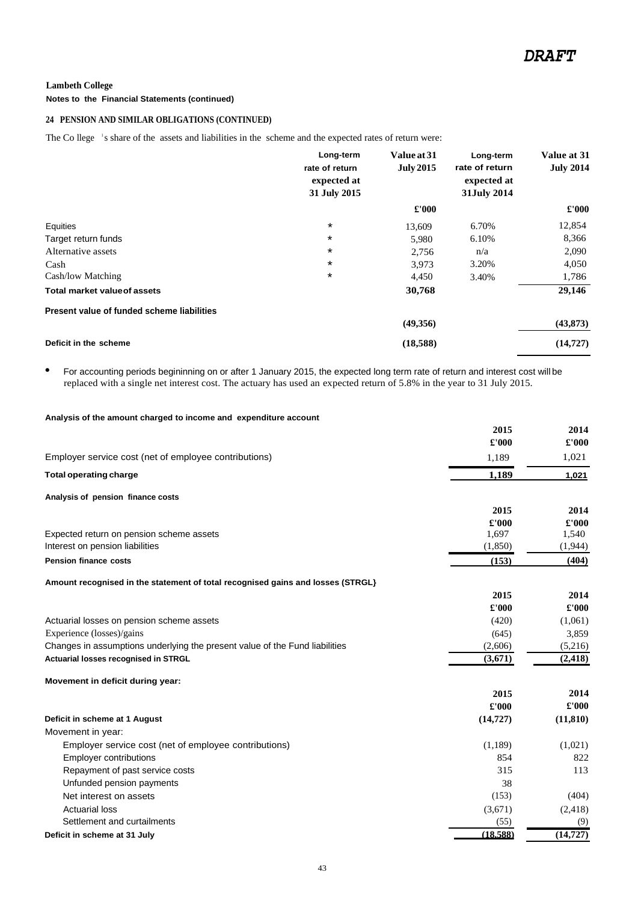*DRAFT*

**Lambeth College**

**Notes to the Financial Statements (continued)**

## 24 PENSION AND SIMILAR OBLIGATIONS (CONTINUED)

The College's share of the assets and liabilities in the scheme and the expected rates of return were:

| | Long-term rate of return expected at 31 July 2015 | Value at 31 July 2015 | Long-term rate of return expected at 31July 2014 | Value at 31 July 2014 |
|---|---|---|---|---|
| | | £'000 | | £'000 |
| Equities | * | 13,609 | 6.70% | 12,854 |
| Target return funds | * | 5,980 | 6.10% | 8,366 |
| Alternative assets | * | 2,756 | n/a | 2,090 |
| Cash | * | 3,973 | 3.20% | 4,050 |
| Cash/low Matching | * | 4,450 | 3.40% | 1,786 |
| **Total market value of assets** | | **30,768** | | **29,146** |
| **Present value of funded scheme liabilities** | | **(49,356)** | | **(43,873)** |
| **Deficit in the scheme** | | **(18,588)** | | **(14,727)** |

- For accounting periods begininning on or after 1 January 2015, the expected long term rate of return and interest cost will be replaced with a single net interest cost. The actuary has used an expected return of 5.8% in the year to 31 July 2015.

**Analysis of the amount charged to income and expenditure account**

| | 2015 | 2014 |
|---|---|---|
| | £'000 | £'000 |
| Employer service cost (net of employee contributions) | 1,189 | 1,021 |
| **Total operating charge** | **1,189** | **1,021** |

**Analysis of pension finance costs**

| | 2015 | 2014 |
|---|---|---|
| | £'000 | £'000 |
| Expected return on pension scheme assets | 1,697 | 1,540 |
| Interest on pension liabilities | (1,850) | (1,944) |
| **Pension finance costs** | **(153)** | **(404)** |

**Amount recognised in the statement of total recognised gains and losses (STRGL}**

| | 2015 | 2014 |
|---|---|---|
| | £'000 | £'000 |
| Actuarial losses on pension scheme assets | (420) | (1,061) |
| Experience (losses)/gains | (645) | 3,859 |
| Changes in assumptions underlying the present value of the Fund liabilities | (2,606) | (5,216) |
| **Actuarial losses recognised in STRGL** | **(3,671)** | **(2,418)** |

**Movement in deficit during year:**

| | 2015 | 2014 |
|---|---|---|
| | £'000 | £'000 |
| **Deficit in scheme at 1 August** | **(14,727)** | **(11,810)** |
| Movement in year: | | |
| Employer service cost (net of employee contributions) | (1,189) | (1,021) |
| Employer contributions | 854 | 822 |
| Repayment of past service costs | 315 | 113 |
| Unfunded pension payments | 38 | |
| Net interest on assets | (153) | (404) |
| Actuarial loss | (3,671) | (2,418) |
| Settlement and curtailments | (55) | (9) |
| **Deficit in scheme at 31 July** | **(18,588)** | **(14,727)** |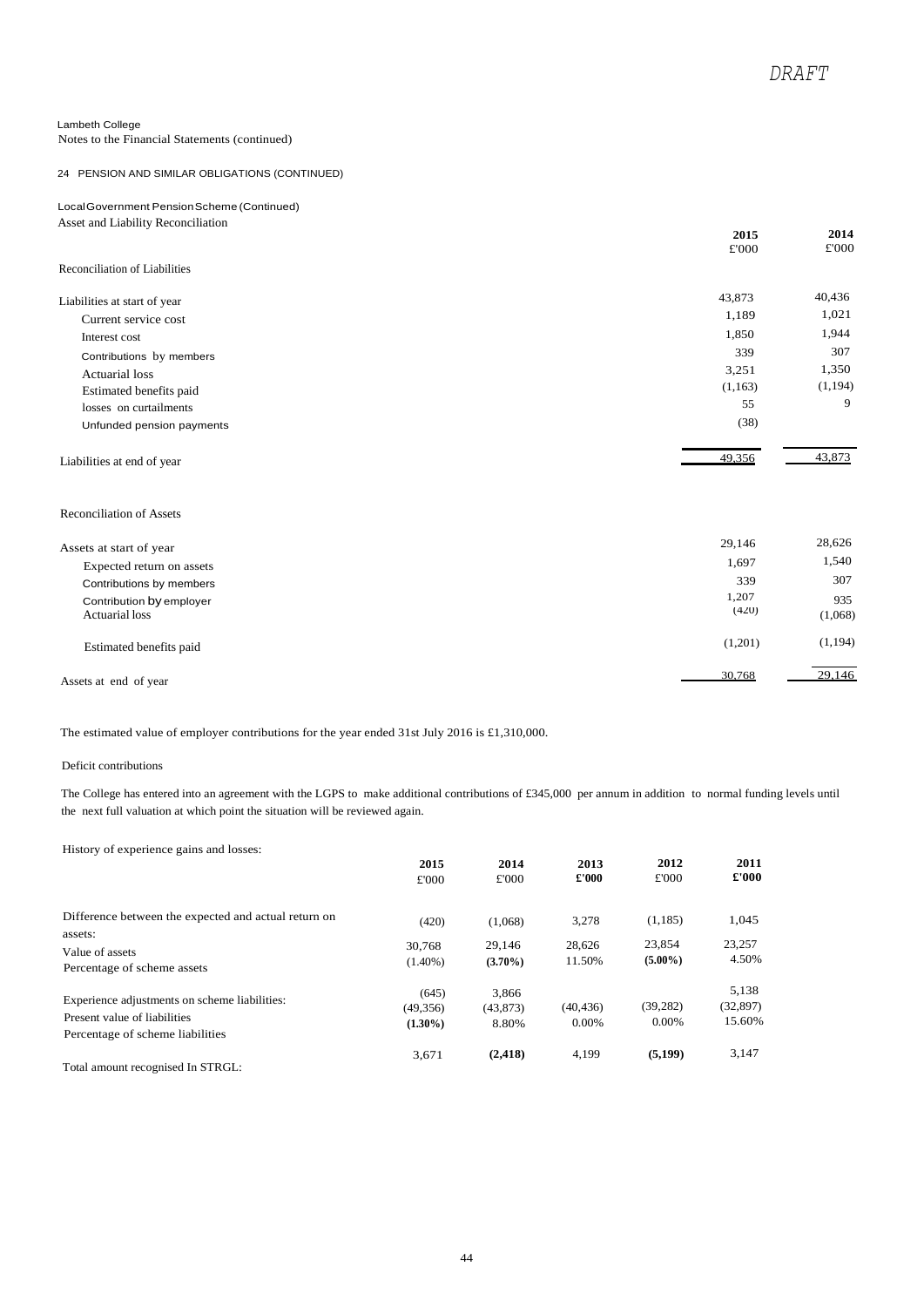DRAFT

Lambeth College
Notes to the Financial Statements (continued)

24 PENSION AND SIMILAR OBLIGATIONS (CONTINUED)

Local Government Pension Scheme (Continued)
Asset and Liability Reconciliation

| | 2015<br>£'000 | 2014<br>£'000 |
|---|---|---|
| **Reconciliation of Liabilities** | | |
| Liabilities at start of year | 43,873 | 40,436 |
| Current service cost | 1,189 | 1,021 |
| Interest cost | 1,850 | 1,944 |
| Contributions by members | 339 | 307 |
| Actuarial loss | 3,251 | 1,350 |
| Estimated benefits paid | (1,163) | (1,194) |
| losses on curtailments | 55 | 9 |
| Unfunded pension payments | (38) | |
| Liabilities at end of year | 49,356 | 43,873 |
| **Reconciliation of Assets** | | |
| Assets at start of year | 29,146 | 28,626 |
| Expected return on assets | 1,697 | 1,540 |
| Contributions by members | 339 | 307 |
| Contribution by employer | 1,207 | 935 |
| Actuarial loss | (420) | (1,068) |
| Estimated benefits paid | (1,201) | (1,194) |
| Assets at end of year | 30,768 | 29,146 |

The estimated value of employer contributions for the year ended 31st July 2016 is £1,310,000.

Deficit contributions

The College has entered into an agreement with the LGPS to make additional contributions of £345,000 per annum in addition to normal funding levels until the next full valuation at which point the situation will be reviewed again.

History of experience gains and losses:

| | 2015<br>£'000 | 2014<br>£'000 | 2013<br>£'000 | 2012<br>£'000 | 2011<br>£'000 |
|---|---|---|---|---|---|
| Difference between the expected and actual return on assets: | (420) | (1,068) | 3,278 | (1,185) | 1,045 |
| Value of assets | 30,768 | 29,146 | 28,626 | 23,854 | 23,257 |
| Percentage of scheme assets | (1.40%) | **(3.70%)** | 11.50% | **(5.00%)** | 4.50% |
| Experience adjustments on scheme liabilities: | (645) | 3,866 | | | 5,138 |
| Present value of liabilities | (49,356) | (43,873) | (40,436) | (39,282) | (32,897) |
| Percentage of scheme liabilities | **(1.30%)** | 8.80% | 0.00% | 0.00% | 15.60% |
| Total amount recognised In STRGL: | 3,671 | **(2,418)** | 4,199 | **(5,199)** | 3,147 |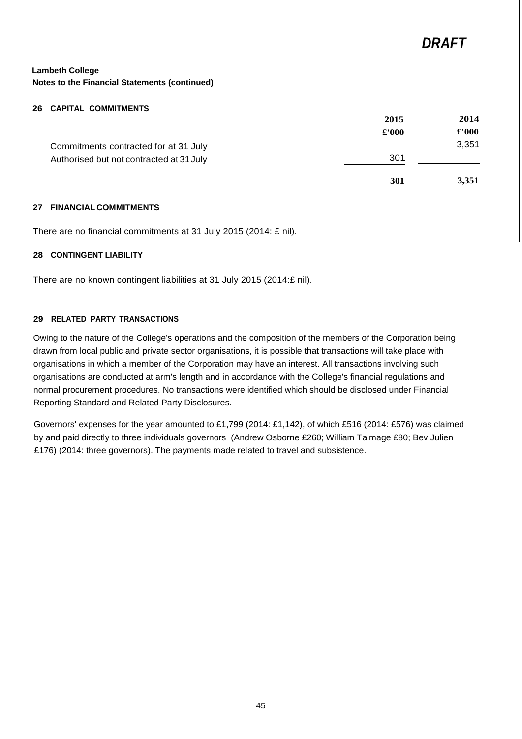*DRAFT*

**Lambeth College**
**Notes to the Financial Statements (continued)**

## 26 CAPITAL COMMITMENTS

| | 2015 | 2014 |
|---|---|---|
| | £'000 | £'000 |
| Commitments contracted for at 31 July | | 3,351 |
| Authorised but not contracted at 31 July | 301 | |
| | **301** | **3,351** |

## 27 FINANCIAL COMMITMENTS

There are no financial commitments at 31 July 2015 (2014: £ nil).

## 28 CONTINGENT LIABILITY

There are no known contingent liabilities at 31 July 2015 (2014:£ nil).

## 29 RELATED PARTY TRANSACTIONS

Owing to the nature of the College's operations and the composition of the members of the Corporation being drawn from local public and private sector organisations, it is possible that transactions will take place with organisations in which a member of the Corporation may have an interest. All transactions involving such organisations are conducted at arm's length and in accordance with the College's financial regulations and normal procurement procedures. No transactions were identified which should be disclosed under Financial Reporting Standard and Related Party Disclosures.

Governors' expenses for the year amounted to £1,799 (2014: £1,142), of which £516 (2014: £576) was claimed by and paid directly to three individuals governors (Andrew Osborne £260; William Talmage £80; Bev Julien £176) (2014: three governors). The payments made related to travel and subsistence.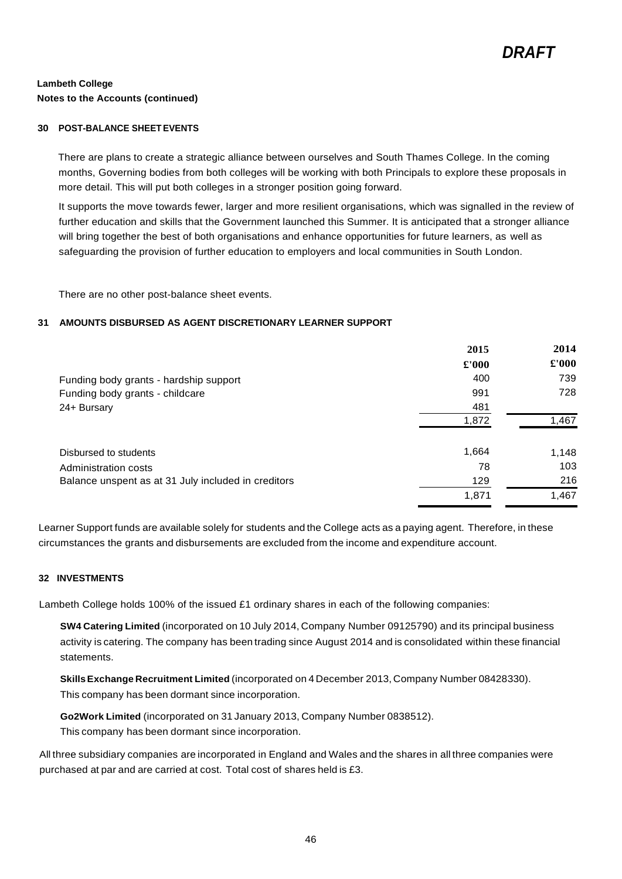*DRAFT*

**Lambeth College**
**Notes to the Accounts (continued)**

### 30 POST-BALANCE SHEET EVENTS

There are plans to create a strategic alliance between ourselves and South Thames College. In the coming months, Governing bodies from both colleges will be working with both Principals to explore these proposals in more detail. This will put both colleges in a stronger position going forward.

It supports the move towards fewer, larger and more resilient organisations, which was signalled in the review of further education and skills that the Government launched this Summer. It is anticipated that a stronger alliance will bring together the best of both organisations and enhance opportunities for future learners, as well as safeguarding the provision of further education to employers and local communities in South London.

There are no other post-balance sheet events.

### 31 AMOUNTS DISBURSED AS AGENT DISCRETIONARY LEARNER SUPPORT

| | 2015 | 2014 |
|---|---|---|
| | £'000 | £'000 |
| Funding body grants - hardship support | 400 | 739 |
| Funding body grants - childcare | 991 | 728 |
| 24+ Bursary | 481 | |
| | 1,872 | 1,467 |
| Disbursed to students | 1,664 | 1,148 |
| Administration costs | 78 | 103 |
| Balance unspent as at 31 July included in creditors | 129 | 216 |
| | 1,871 | 1,467 |

Learner Support funds are available solely for students and the College acts as a paying agent. Therefore, in these circumstances the grants and disbursements are excluded from the income and expenditure account.

### 32 INVESTMENTS

Lambeth College holds 100% of the issued £1 ordinary shares in each of the following companies:

**SW4 Catering Limited** (incorporated on 10 July 2014, Company Number 09125790) and its principal business activity is catering. The company has been trading since August 2014 and is consolidated within these financial statements.

**Skills Exchange Recruitment Limited** (incorporated on 4 December 2013, Company Number 08428330). This company has been dormant since incorporation.

**Go2Work Limited** (incorporated on 31 January 2013, Company Number 0838512). This company has been dormant since incorporation.

All three subsidiary companies are incorporated in England and Wales and the shares in all three companies were purchased at par and are carried at cost. Total cost of shares held is £3.